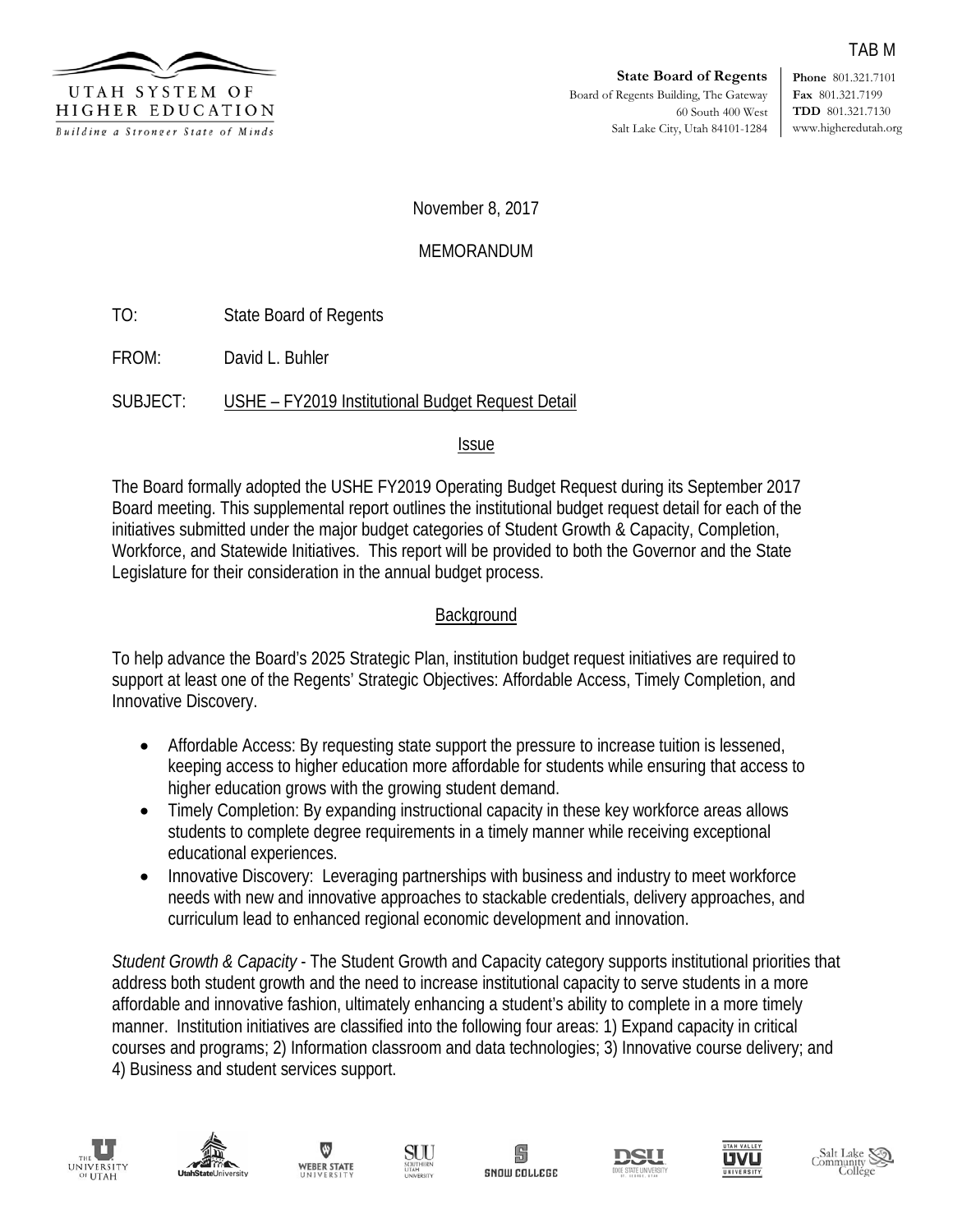TAB M

UTAH SYSTEM OF HIGHER EDUCATION
*Building a Stronger State of Minds*

**State Board of Regents**
Board of Regents Building, The Gateway
60 South 400 West
Salt Lake City, Utah 84101-1284

**Phone** 801.321.7101
**Fax** 801.321.7199
**TDD** 801.321.7130
www.higheredutah.org

November 8, 2017

MEMORANDUM

TO: State Board of Regents

FROM: David L. Buhler

SUBJECT: USHE – FY2019 Institutional Budget Request Detail

## Issue

The Board formally adopted the USHE FY2019 Operating Budget Request during its September 2017 Board meeting. This supplemental report outlines the institutional budget request detail for each of the initiatives submitted under the major budget categories of Student Growth & Capacity, Completion, Workforce, and Statewide Initiatives. This report will be provided to both the Governor and the State Legislature for their consideration in the annual budget process.

## Background

To help advance the Board's 2025 Strategic Plan, institution budget request initiatives are required to support at least one of the Regents' Strategic Objectives: Affordable Access, Timely Completion, and Innovative Discovery.

- Affordable Access: By requesting state support the pressure to increase tuition is lessened, keeping access to higher education more affordable for students while ensuring that access to higher education grows with the growing student demand.
- Timely Completion: By expanding instructional capacity in these key workforce areas allows students to complete degree requirements in a timely manner while receiving exceptional educational experiences.
- Innovative Discovery: Leveraging partnerships with business and industry to meet workforce needs with new and innovative approaches to stackable credentials, delivery approaches, and curriculum lead to enhanced regional economic development and innovation.

*Student Growth & Capacity* - The Student Growth and Capacity category supports institutional priorities that address both student growth and the need to increase institutional capacity to serve students in a more affordable and innovative fashion, ultimately enhancing a student's ability to complete in a more timely manner. Institution initiatives are classified into the following four areas: 1) Expand capacity in critical courses and programs; 2) Information classroom and data technologies; 3) Innovative course delivery; and 4) Business and student services support.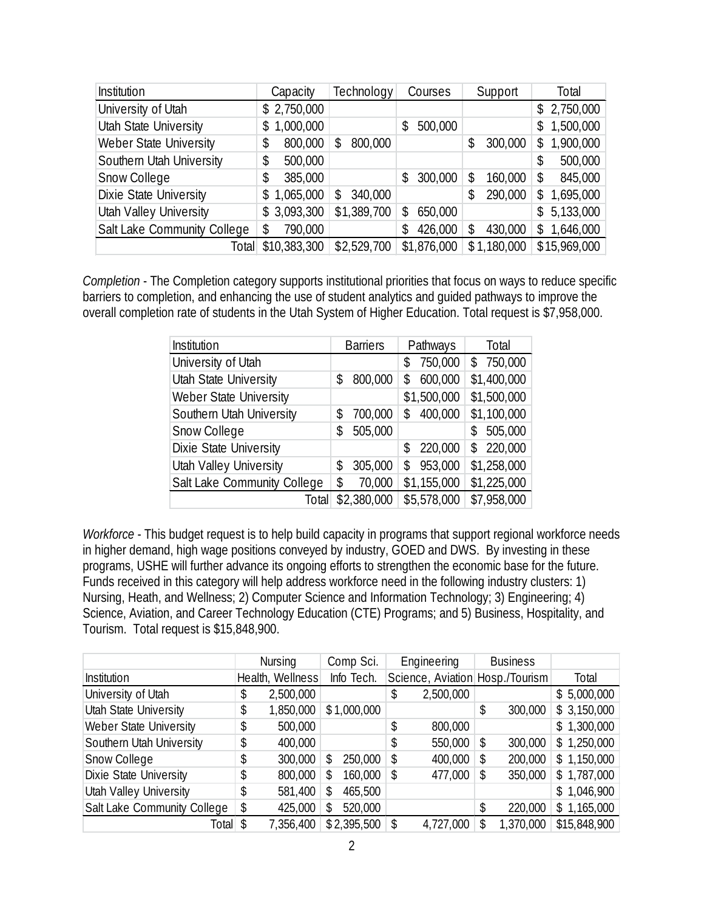| Institution | Capacity | Technology | Courses | Support | Total |
|---|---|---|---|---|---|
| University of Utah | $ 2,750,000 | | | | $ 2,750,000 |
| Utah State University | $ 1,000,000 | | $ 500,000 | | $ 1,500,000 |
| Weber State University | $ 800,000 | $ 800,000 | | $ 300,000 | $ 1,900,000 |
| Southern Utah University | $ 500,000 | | | | $ 500,000 |
| Snow College | $ 385,000 | | $ 300,000 | $ 160,000 | $ 845,000 |
| Dixie State University | $ 1,065,000 | $ 340,000 | | $ 290,000 | $ 1,695,000 |
| Utah Valley University | $ 3,093,300 | $1,389,700 | $ 650,000 | | $ 5,133,000 |
| Salt Lake Community College | $ 790,000 | | $ 426,000 | $ 430,000 | $ 1,646,000 |
| Total | $10,383,300 | $2,529,700 | $1,876,000 | $1,180,000 | $15,969,000 |

*Completion* - The Completion category supports institutional priorities that focus on ways to reduce specific barriers to completion, and enhancing the use of student analytics and guided pathways to improve the overall completion rate of students in the Utah System of Higher Education. Total request is $7,958,000.

| Institution | Barriers | Pathways | Total |
|---|---|---|---|
| University of Utah | | $ 750,000 | $ 750,000 |
| Utah State University | $ 800,000 | $ 600,000 | $1,400,000 |
| Weber State University | | $1,500,000 | $1,500,000 |
| Southern Utah University | $ 700,000 | $ 400,000 | $1,100,000 |
| Snow College | $ 505,000 | | $ 505,000 |
| Dixie State University | | $ 220,000 | $ 220,000 |
| Utah Valley University | $ 305,000 | $ 953,000 | $1,258,000 |
| Salt Lake Community College | $ 70,000 | $1,155,000 | $1,225,000 |
| Total | $2,380,000 | $5,578,000 | $7,958,000 |

*Workforce* - This budget request is to help build capacity in programs that support regional workforce needs in higher demand, high wage positions conveyed by industry, GOED and DWS. By investing in these programs, USHE will further advance its ongoing efforts to strengthen the economic base for the future. Funds received in this category will help address workforce need in the following industry clusters: 1) Nursing, Heath, and Wellness; 2) Computer Science and Information Technology; 3) Engineering; 4) Science, Aviation, and Career Technology Education (CTE) Programs; and 5) Business, Hospitality, and Tourism. Total request is $15,848,900.

| | Nursing | Comp Sci. | Engineering | Business | |
|---|---|---|---|---|---|
| Institution | Health, Wellness | Info Tech. | Science, Aviation | Hosp./Tourism | Total |
| University of Utah | $ 2,500,000 | | $ 2,500,000 | | $ 5,000,000 |
| Utah State University | $ 1,850,000 | $ 1,000,000 | | $ 300,000 | $ 3,150,000 |
| Weber State University | $ 500,000 | | $ 800,000 | | $ 1,300,000 |
| Southern Utah University | $ 400,000 | | $ 550,000 | $ 300,000 | $ 1,250,000 |
| Snow College | $ 300,000 | $ 250,000 | $ 400,000 | $ 200,000 | $ 1,150,000 |
| Dixie State University | $ 800,000 | $ 160,000 | $ 477,000 | $ 350,000 | $ 1,787,000 |
| Utah Valley University | $ 581,400 | $ 465,500 | | | $ 1,046,900 |
| Salt Lake Community College | $ 425,000 | $ 520,000 | | $ 220,000 | $ 1,165,000 |
| Total | $ 7,356,400 | $ 2,395,500 | $ 4,727,000 | $ 1,370,000 | $15,848,900 |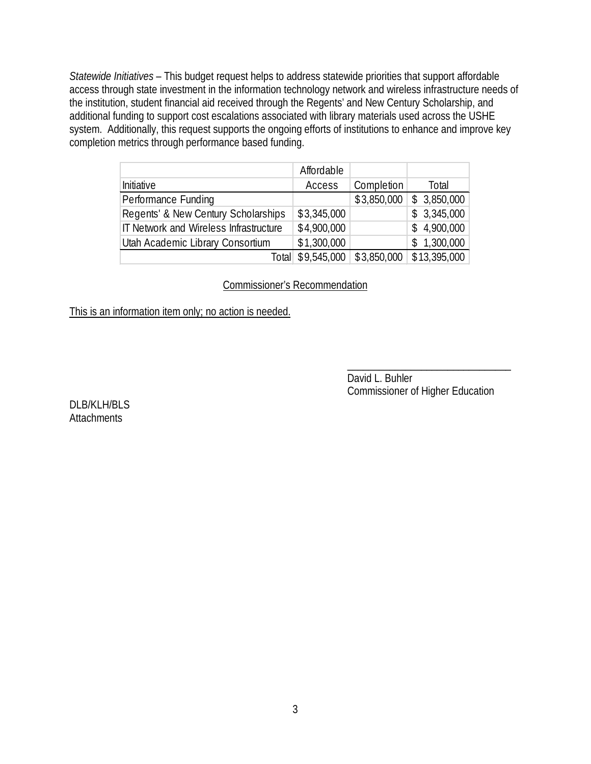*Statewide Initiatives* – This budget request helps to address statewide priorities that support affordable access through state investment in the information technology network and wireless infrastructure needs of the institution, student financial aid received through the Regents' and New Century Scholarship, and additional funding to support cost escalations associated with library materials used across the USHE system. Additionally, this request supports the ongoing efforts of institutions to enhance and improve key completion metrics through performance based funding.

| Initiative | Affordable Access | Completion | Total |
|---|---|---|---|
| Performance Funding | | $3,850,000 | $ 3,850,000 |
| Regents' & New Century Scholarships | $3,345,000 | | $ 3,345,000 |
| IT Network and Wireless Infrastructure | $4,900,000 | | $ 4,900,000 |
| Utah Academic Library Consortium | $1,300,000 | | $ 1,300,000 |
| Total | $9,545,000 | $3,850,000 | $13,395,000 |

<u>Commissioner's Recommendation</u>

<u>This is an information item only; no action is needed.</u>

\_\_\_\_\_\_\_\_\_\_\_\_\_\_\_\_\_\_\_\_\_\_\_\_\_\_\_\_\_\_\_\_
David L. Buhler
Commissioner of Higher Education

DLB/KLH/BLS
Attachments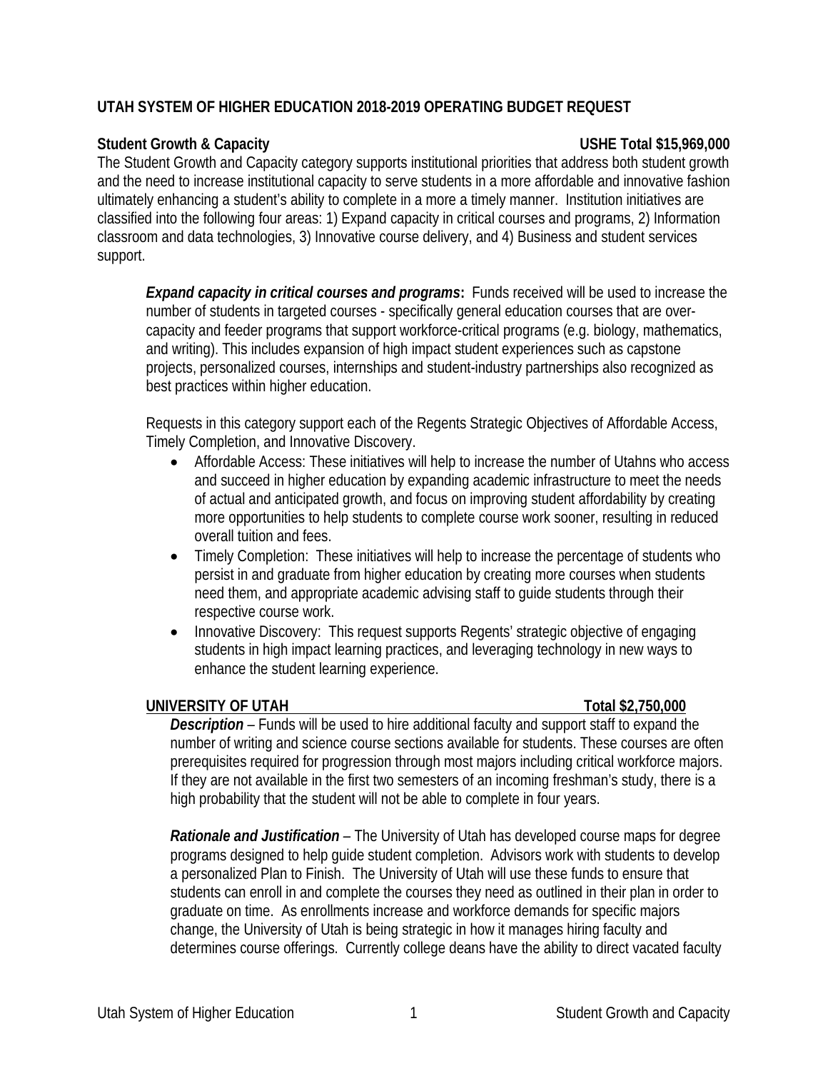**UTAH SYSTEM OF HIGHER EDUCATION 2018-2019 OPERATING BUDGET REQUEST**

**Student Growth & Capacity** **USHE Total $15,969,000**

The Student Growth and Capacity category supports institutional priorities that address both student growth and the need to increase institutional capacity to serve students in a more affordable and innovative fashion ultimately enhancing a student's ability to complete in a more a timely manner. Institution initiatives are classified into the following four areas: 1) Expand capacity in critical courses and programs, 2) Information classroom and data technologies, 3) Innovative course delivery, and 4) Business and student services support.

***Expand capacity in critical courses and programs*****:** Funds received will be used to increase the number of students in targeted courses - specifically general education courses that are over-capacity and feeder programs that support workforce-critical programs (e.g. biology, mathematics, and writing). This includes expansion of high impact student experiences such as capstone projects, personalized courses, internships and student-industry partnerships also recognized as best practices within higher education.

Requests in this category support each of the Regents Strategic Objectives of Affordable Access, Timely Completion, and Innovative Discovery.

- Affordable Access: These initiatives will help to increase the number of Utahns who access and succeed in higher education by expanding academic infrastructure to meet the needs of actual and anticipated growth, and focus on improving student affordability by creating more opportunities to help students to complete course work sooner, resulting in reduced overall tuition and fees.
- Timely Completion: These initiatives will help to increase the percentage of students who persist in and graduate from higher education by creating more courses when students need them, and appropriate academic advising staff to guide students through their respective course work.
- Innovative Discovery: This request supports Regents' strategic objective of engaging students in high impact learning practices, and leveraging technology in new ways to enhance the student learning experience.

**UNIVERSITY OF UTAH** **Total $2,750,000**

***Description*** – Funds will be used to hire additional faculty and support staff to expand the number of writing and science course sections available for students. These courses are often prerequisites required for progression through most majors including critical workforce majors. If they are not available in the first two semesters of an incoming freshman's study, there is a high probability that the student will not be able to complete in four years.

***Rationale and Justification*** – The University of Utah has developed course maps for degree programs designed to help guide student completion. Advisors work with students to develop a personalized Plan to Finish. The University of Utah will use these funds to ensure that students can enroll in and complete the courses they need as outlined in their plan in order to graduate on time. As enrollments increase and workforce demands for specific majors change, the University of Utah is being strategic in how it manages hiring faculty and determines course offerings. Currently college deans have the ability to direct vacated faculty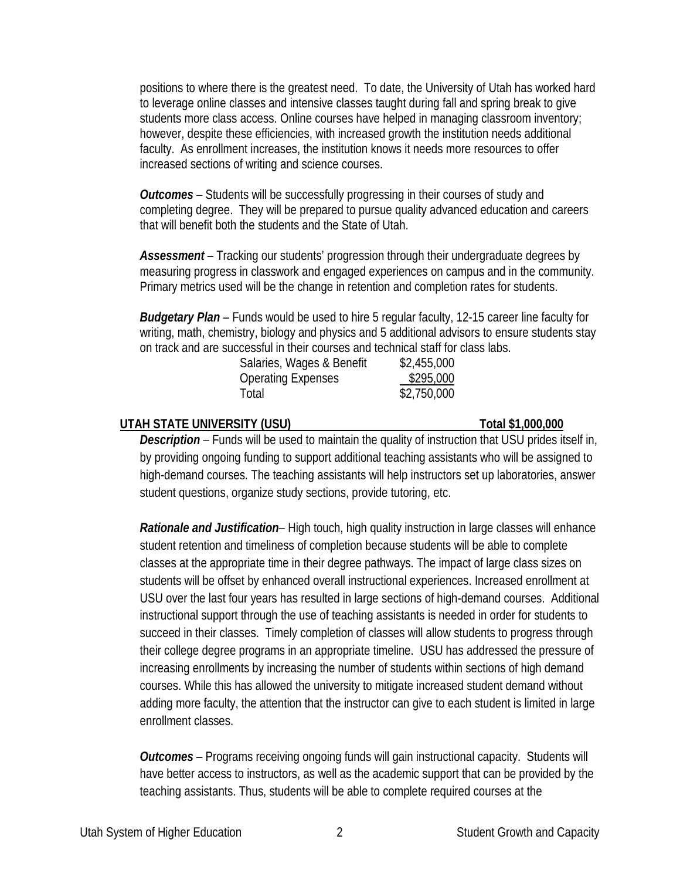positions to where there is the greatest need. To date, the University of Utah has worked hard to leverage online classes and intensive classes taught during fall and spring break to give students more class access. Online courses have helped in managing classroom inventory; however, despite these efficiencies, with increased growth the institution needs additional faculty. As enrollment increases, the institution knows it needs more resources to offer increased sections of writing and science courses.

***Outcomes*** – Students will be successfully progressing in their courses of study and completing degree. They will be prepared to pursue quality advanced education and careers that will benefit both the students and the State of Utah.

***Assessment*** – Tracking our students' progression through their undergraduate degrees by measuring progress in classwork and engaged experiences on campus and in the community. Primary metrics used will be the change in retention and completion rates for students.

***Budgetary Plan*** – Funds would be used to hire 5 regular faculty, 12-15 career line faculty for writing, math, chemistry, biology and physics and 5 additional advisors to ensure students stay on track and are successful in their courses and technical staff for class labs.

| | |
|---|---|
| Salaries, Wages & Benefit | $2,455,000 |
| Operating Expenses | $295,000 |
| Total | $2,750,000 |

## UTAH STATE UNIVERSITY (USU) — Total $1,000,000

***Description*** – Funds will be used to maintain the quality of instruction that USU prides itself in, by providing ongoing funding to support additional teaching assistants who will be assigned to high-demand courses. The teaching assistants will help instructors set up laboratories, answer student questions, organize study sections, provide tutoring, etc.

***Rationale and Justification***– High touch, high quality instruction in large classes will enhance student retention and timeliness of completion because students will be able to complete classes at the appropriate time in their degree pathways. The impact of large class sizes on students will be offset by enhanced overall instructional experiences. Increased enrollment at USU over the last four years has resulted in large sections of high-demand courses. Additional instructional support through the use of teaching assistants is needed in order for students to succeed in their classes. Timely completion of classes will allow students to progress through their college degree programs in an appropriate timeline. USU has addressed the pressure of increasing enrollments by increasing the number of students within sections of high demand courses. While this has allowed the university to mitigate increased student demand without adding more faculty, the attention that the instructor can give to each student is limited in large enrollment classes.

***Outcomes*** – Programs receiving ongoing funds will gain instructional capacity. Students will have better access to instructors, as well as the academic support that can be provided by the teaching assistants. Thus, students will be able to complete required courses at the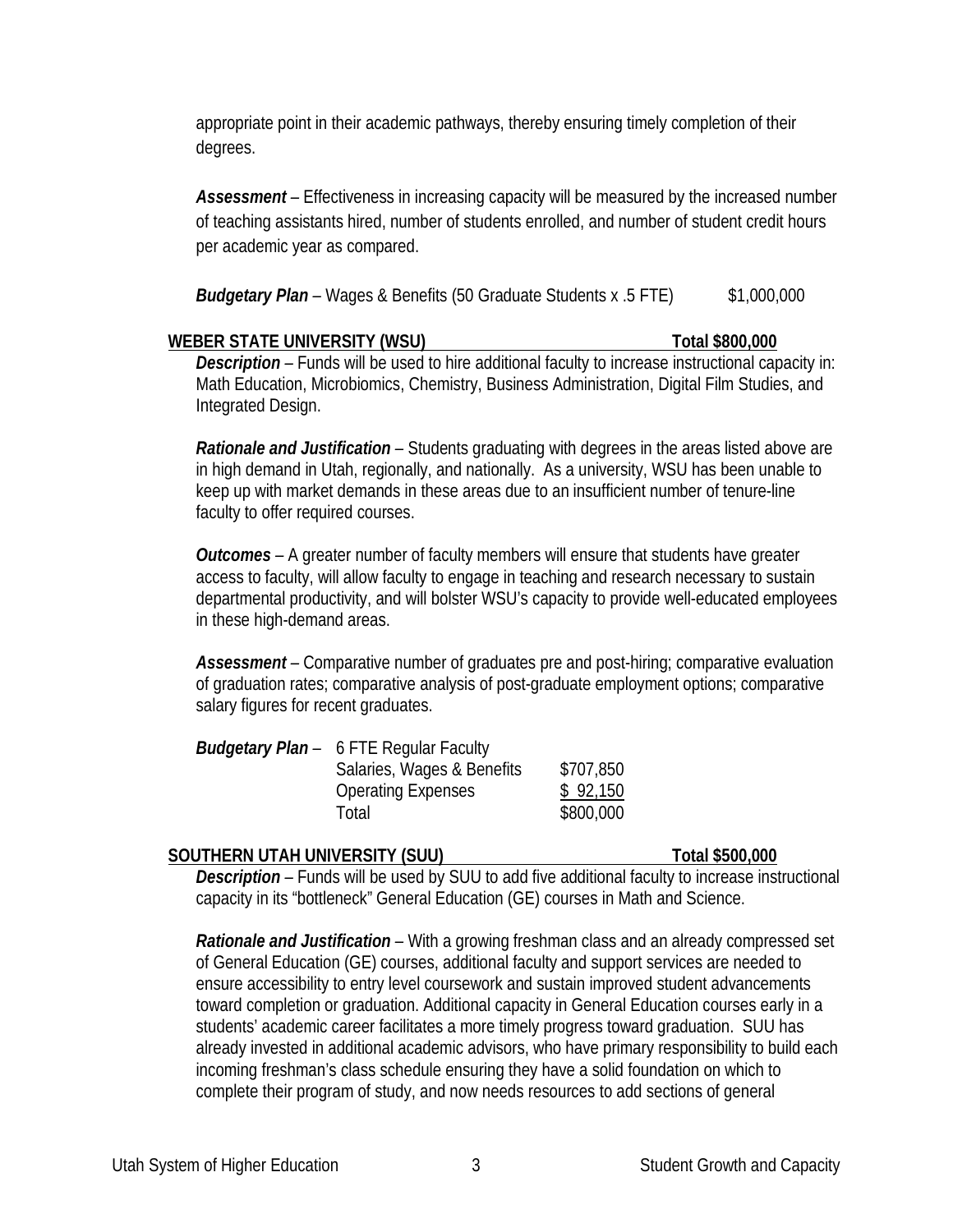appropriate point in their academic pathways, thereby ensuring timely completion of their degrees.

***Assessment*** – Effectiveness in increasing capacity will be measured by the increased number of teaching assistants hired, number of students enrolled, and number of student credit hours per academic year as compared.

***Budgetary Plan*** – Wages & Benefits (50 Graduate Students x .5 FTE) $1,000,000

## WEBER STATE UNIVERSITY (WSU) — Total $800,000

***Description*** – Funds will be used to hire additional faculty to increase instructional capacity in: Math Education, Microbiomics, Chemistry, Business Administration, Digital Film Studies, and Integrated Design.

***Rationale and Justification*** – Students graduating with degrees in the areas listed above are in high demand in Utah, regionally, and nationally. As a university, WSU has been unable to keep up with market demands in these areas due to an insufficient number of tenure-line faculty to offer required courses.

***Outcomes*** – A greater number of faculty members will ensure that students have greater access to faculty, will allow faculty to engage in teaching and research necessary to sustain departmental productivity, and will bolster WSU's capacity to provide well-educated employees in these high-demand areas.

***Assessment*** – Comparative number of graduates pre and post-hiring; comparative evaluation of graduation rates; comparative analysis of post-graduate employment options; comparative salary figures for recent graduates.

***Budgetary Plan*** – 6 FTE Regular Faculty

| | |
|---|---|
| Salaries, Wages & Benefits | $707,850 |
| Operating Expenses | $ 92,150 |
| Total | $800,000 |

## SOUTHERN UTAH UNIVERSITY (SUU) — Total $500,000

***Description*** – Funds will be used by SUU to add five additional faculty to increase instructional capacity in its "bottleneck" General Education (GE) courses in Math and Science.

***Rationale and Justification*** – With a growing freshman class and an already compressed set of General Education (GE) courses, additional faculty and support services are needed to ensure accessibility to entry level coursework and sustain improved student advancements toward completion or graduation. Additional capacity in General Education courses early in a students' academic career facilitates a more timely progress toward graduation. SUU has already invested in additional academic advisors, who have primary responsibility to build each incoming freshman's class schedule ensuring they have a solid foundation on which to complete their program of study, and now needs resources to add sections of general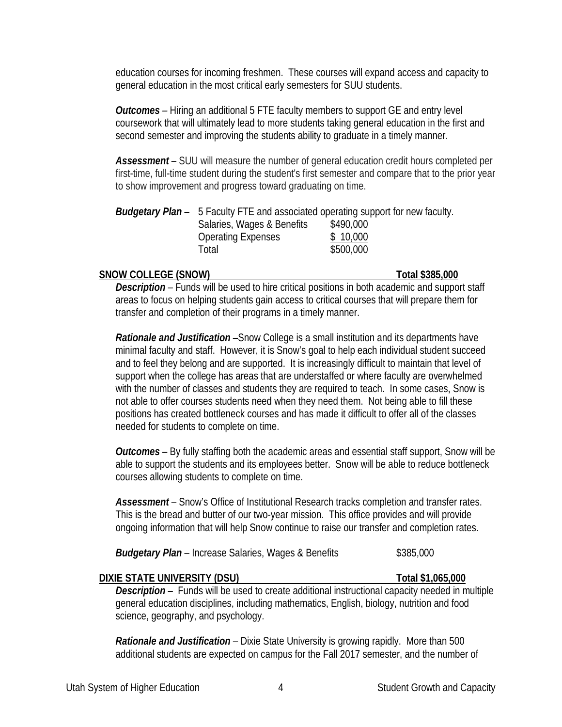education courses for incoming freshmen. These courses will expand access and capacity to general education in the most critical early semesters for SUU students.

***Outcomes*** – Hiring an additional 5 FTE faculty members to support GE and entry level coursework that will ultimately lead to more students taking general education in the first and second semester and improving the students ability to graduate in a timely manner.

***Assessment*** – SUU will measure the number of general education credit hours completed per first-time, full-time student during the student's first semester and compare that to the prior year to show improvement and progress toward graduating on time.

***Budgetary Plan*** – 5 Faculty FTE and associated operating support for new faculty.

| | |
|---|---|
| Salaries, Wages & Benefits | $490,000 |
| Operating Expenses | $ 10,000 |
| Total | $500,000 |

**SNOW COLLEGE (SNOW) Total $385,000**

***Description*** – Funds will be used to hire critical positions in both academic and support staff areas to focus on helping students gain access to critical courses that will prepare them for transfer and completion of their programs in a timely manner.

***Rationale and Justification*** –Snow College is a small institution and its departments have minimal faculty and staff. However, it is Snow's goal to help each individual student succeed and to feel they belong and are supported. It is increasingly difficult to maintain that level of support when the college has areas that are understaffed or where faculty are overwhelmed with the number of classes and students they are required to teach. In some cases, Snow is not able to offer courses students need when they need them. Not being able to fill these positions has created bottleneck courses and has made it difficult to offer all of the classes needed for students to complete on time.

***Outcomes*** – By fully staffing both the academic areas and essential staff support, Snow will be able to support the students and its employees better. Snow will be able to reduce bottleneck courses allowing students to complete on time.

***Assessment*** – Snow's Office of Institutional Research tracks completion and transfer rates. This is the bread and butter of our two-year mission. This office provides and will provide ongoing information that will help Snow continue to raise our transfer and completion rates.

***Budgetary Plan*** – Increase Salaries, Wages & Benefits $385,000

**DIXIE STATE UNIVERSITY (DSU) Total $1,065,000**

***Description*** – Funds will be used to create additional instructional capacity needed in multiple general education disciplines, including mathematics, English, biology, nutrition and food science, geography, and psychology.

***Rationale and Justification*** – Dixie State University is growing rapidly. More than 500 additional students are expected on campus for the Fall 2017 semester, and the number of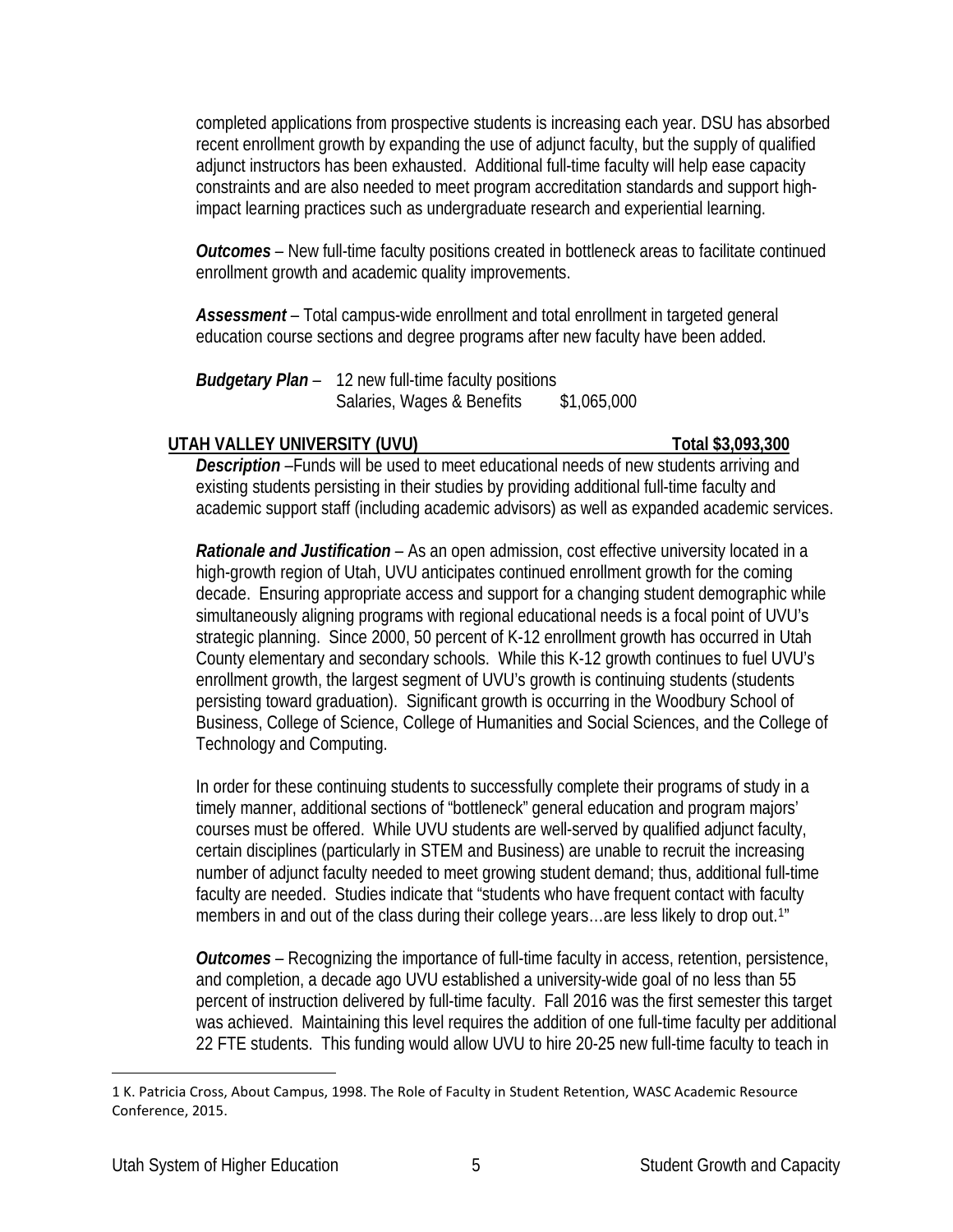completed applications from prospective students is increasing each year. DSU has absorbed recent enrollment growth by expanding the use of adjunct faculty, but the supply of qualified adjunct instructors has been exhausted. Additional full-time faculty will help ease capacity constraints and are also needed to meet program accreditation standards and support high-impact learning practices such as undergraduate research and experiential learning.

***Outcomes*** – New full-time faculty positions created in bottleneck areas to facilitate continued enrollment growth and academic quality improvements.

***Assessment*** – Total campus-wide enrollment and total enrollment in targeted general education course sections and degree programs after new faculty have been added.

***Budgetary Plan*** – 12 new full-time faculty positions
Salaries, Wages & Benefits $1,065,000

## UTAH VALLEY UNIVERSITY (UVU) Total $3,093,300

***Description*** –Funds will be used to meet educational needs of new students arriving and existing students persisting in their studies by providing additional full-time faculty and academic support staff (including academic advisors) as well as expanded academic services.

***Rationale and Justification*** – As an open admission, cost effective university located in a high-growth region of Utah, UVU anticipates continued enrollment growth for the coming decade. Ensuring appropriate access and support for a changing student demographic while simultaneously aligning programs with regional educational needs is a focal point of UVU's strategic planning. Since 2000, 50 percent of K-12 enrollment growth has occurred in Utah County elementary and secondary schools. While this K-12 growth continues to fuel UVU's enrollment growth, the largest segment of UVU's growth is continuing students (students persisting toward graduation). Significant growth is occurring in the Woodbury School of Business, College of Science, College of Humanities and Social Sciences, and the College of Technology and Computing.

In order for these continuing students to successfully complete their programs of study in a timely manner, additional sections of "bottleneck" general education and program majors' courses must be offered. While UVU students are well-served by qualified adjunct faculty, certain disciplines (particularly in STEM and Business) are unable to recruit the increasing number of adjunct faculty needed to meet growing student demand; thus, additional full-time faculty are needed. Studies indicate that "students who have frequent contact with faculty members in and out of the class during their college years…are less likely to drop out.[1]"

***Outcomes*** – Recognizing the importance of full-time faculty in access, retention, persistence, and completion, a decade ago UVU established a university-wide goal of no less than 55 percent of instruction delivered by full-time faculty. Fall 2016 was the first semester this target was achieved. Maintaining this level requires the addition of one full-time faculty per additional 22 FTE students. This funding would allow UVU to hire 20-25 new full-time faculty to teach in

---

1 K. Patricia Cross, About Campus, 1998. The Role of Faculty in Student Retention, WASC Academic Resource Conference, 2015.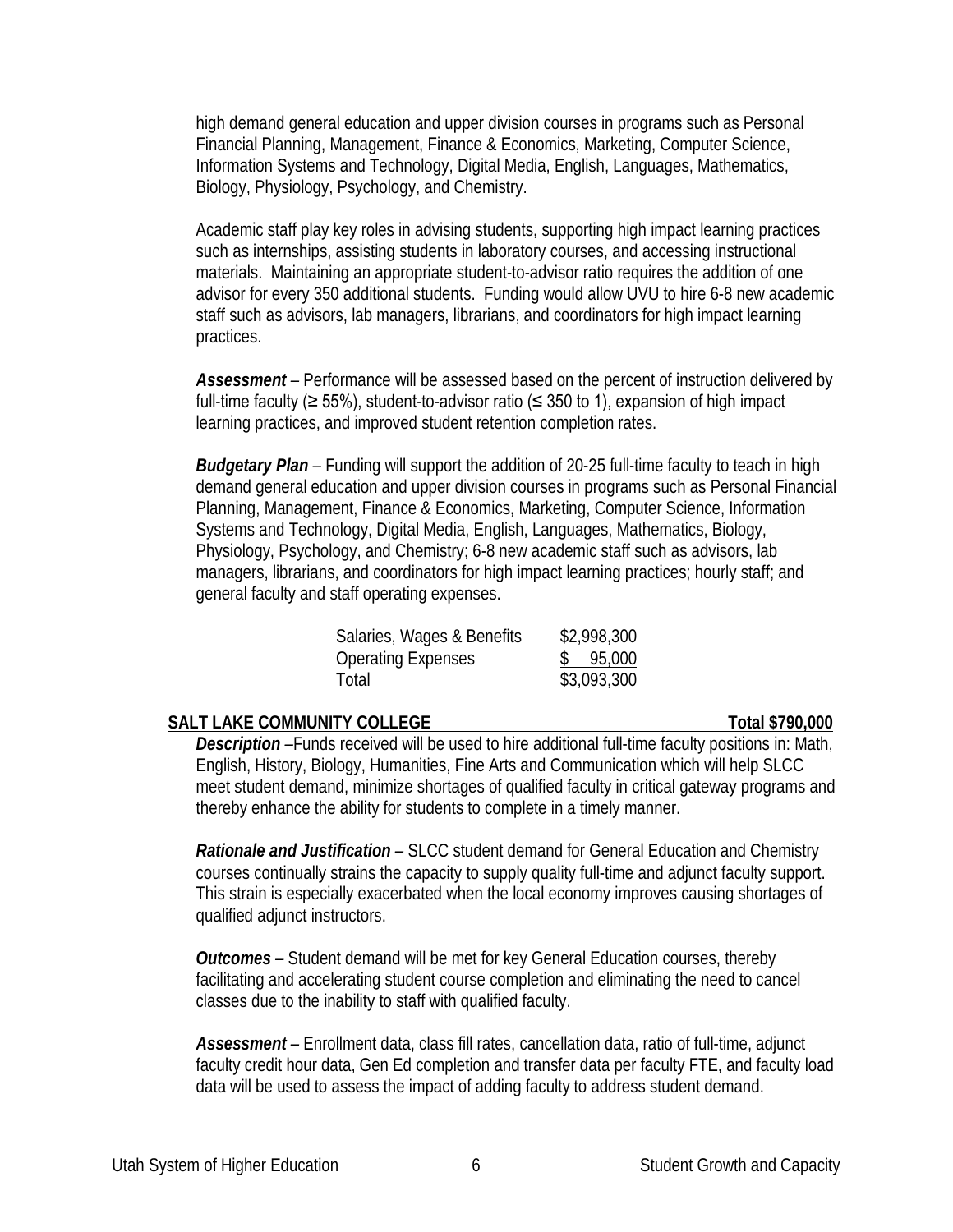high demand general education and upper division courses in programs such as Personal Financial Planning, Management, Finance & Economics, Marketing, Computer Science, Information Systems and Technology, Digital Media, English, Languages, Mathematics, Biology, Physiology, Psychology, and Chemistry.

Academic staff play key roles in advising students, supporting high impact learning practices such as internships, assisting students in laboratory courses, and accessing instructional materials. Maintaining an appropriate student-to-advisor ratio requires the addition of one advisor for every 350 additional students. Funding would allow UVU to hire 6-8 new academic staff such as advisors, lab managers, librarians, and coordinators for high impact learning practices.

***Assessment*** – Performance will be assessed based on the percent of instruction delivered by full-time faculty (≥ 55%), student-to-advisor ratio (≤ 350 to 1), expansion of high impact learning practices, and improved student retention completion rates.

***Budgetary Plan*** – Funding will support the addition of 20-25 full-time faculty to teach in high demand general education and upper division courses in programs such as Personal Financial Planning, Management, Finance & Economics, Marketing, Computer Science, Information Systems and Technology, Digital Media, English, Languages, Mathematics, Biology, Physiology, Psychology, and Chemistry; 6-8 new academic staff such as advisors, lab managers, librarians, and coordinators for high impact learning practices; hourly staff; and general faculty and staff operating expenses.

| | |
|---|---|
| Salaries, Wages & Benefits | $2,998,300 |
| Operating Expenses | $ 95,000 |
| Total | $3,093,300 |

## SALT LAKE COMMUNITY COLLEGE — Total $790,000

***Description*** –Funds received will be used to hire additional full-time faculty positions in: Math, English, History, Biology, Humanities, Fine Arts and Communication which will help SLCC meet student demand, minimize shortages of qualified faculty in critical gateway programs and thereby enhance the ability for students to complete in a timely manner.

***Rationale and Justification*** – SLCC student demand for General Education and Chemistry courses continually strains the capacity to supply quality full-time and adjunct faculty support. This strain is especially exacerbated when the local economy improves causing shortages of qualified adjunct instructors.

***Outcomes*** – Student demand will be met for key General Education courses, thereby facilitating and accelerating student course completion and eliminating the need to cancel classes due to the inability to staff with qualified faculty.

***Assessment*** – Enrollment data, class fill rates, cancellation data, ratio of full-time, adjunct faculty credit hour data, Gen Ed completion and transfer data per faculty FTE, and faculty load data will be used to assess the impact of adding faculty to address student demand.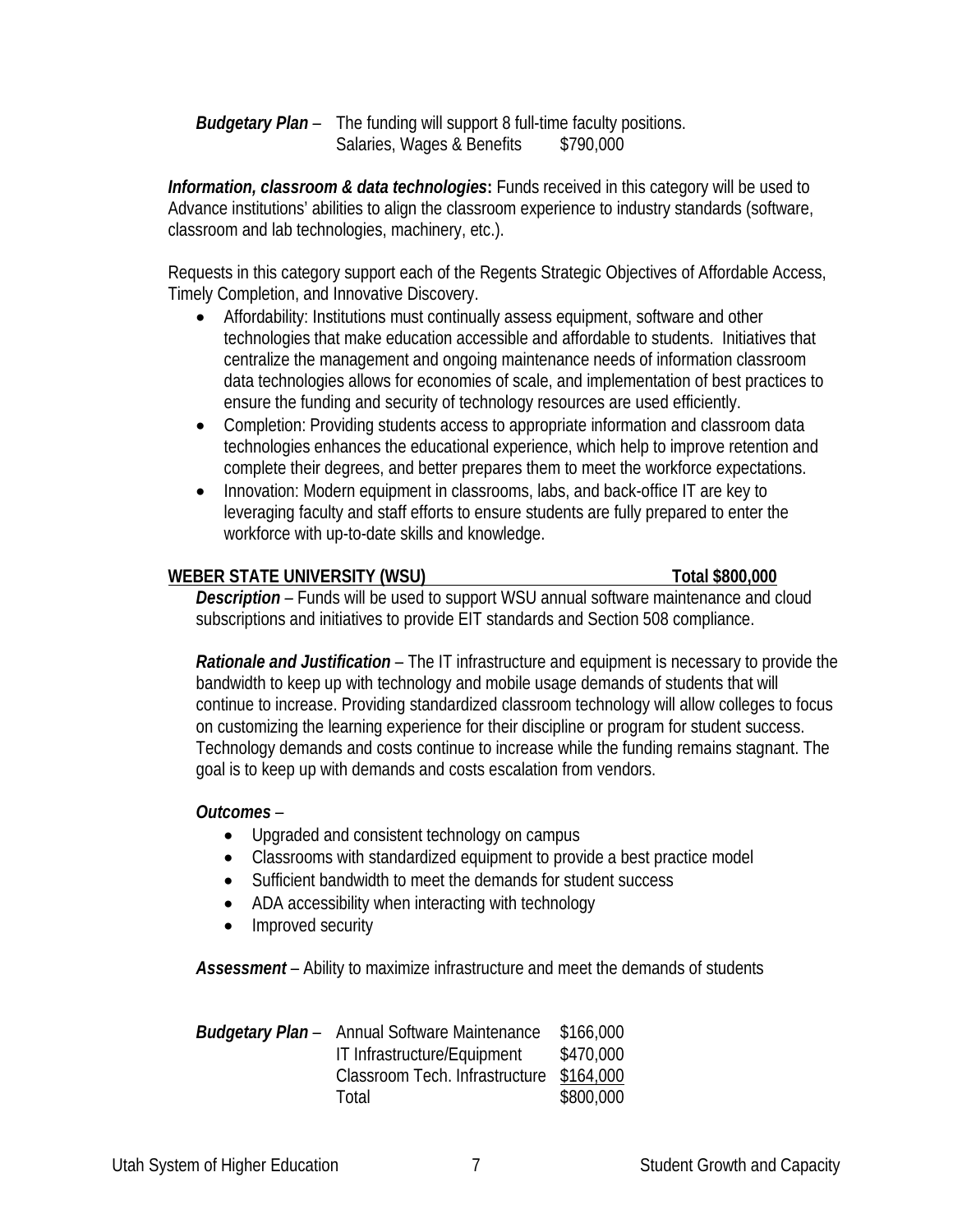***Budgetary Plan*** – The funding will support 8 full-time faculty positions.

| | |
|---|---|
| Salaries, Wages & Benefits | $790,000 |

***Information, classroom & data technologies*****:** Funds received in this category will be used to Advance institutions' abilities to align the classroom experience to industry standards (software, classroom and lab technologies, machinery, etc.).

Requests in this category support each of the Regents Strategic Objectives of Affordable Access, Timely Completion, and Innovative Discovery.

- Affordability: Institutions must continually assess equipment, software and other technologies that make education accessible and affordable to students. Initiatives that centralize the management and ongoing maintenance needs of information classroom data technologies allows for economies of scale, and implementation of best practices to ensure the funding and security of technology resources are used efficiently.
- Completion: Providing students access to appropriate information and classroom data technologies enhances the educational experience, which help to improve retention and complete their degrees, and better prepares them to meet the workforce expectations.
- Innovation: Modern equipment in classrooms, labs, and back-office IT are key to leveraging faculty and staff efforts to ensure students are fully prepared to enter the workforce with up-to-date skills and knowledge.

**WEBER STATE UNIVERSITY (WSU) — Total $800,000**

***Description*** – Funds will be used to support WSU annual software maintenance and cloud subscriptions and initiatives to provide EIT standards and Section 508 compliance.

***Rationale and Justification*** – The IT infrastructure and equipment is necessary to provide the bandwidth to keep up with technology and mobile usage demands of students that will continue to increase. Providing standardized classroom technology will allow colleges to focus on customizing the learning experience for their discipline or program for student success. Technology demands and costs continue to increase while the funding remains stagnant. The goal is to keep up with demands and costs escalation from vendors.

***Outcomes*** –

- Upgraded and consistent technology on campus
- Classrooms with standardized equipment to provide a best practice model
- Sufficient bandwidth to meet the demands for student success
- ADA accessibility when interacting with technology
- Improved security

***Assessment*** – Ability to maximize infrastructure and meet the demands of students

***Budgetary Plan*** –

| | |
|---|---|
| Annual Software Maintenance | $166,000 |
| IT Infrastructure/Equipment | $470,000 |
| Classroom Tech. Infrastructure | $164,000 |
| Total | $800,000 |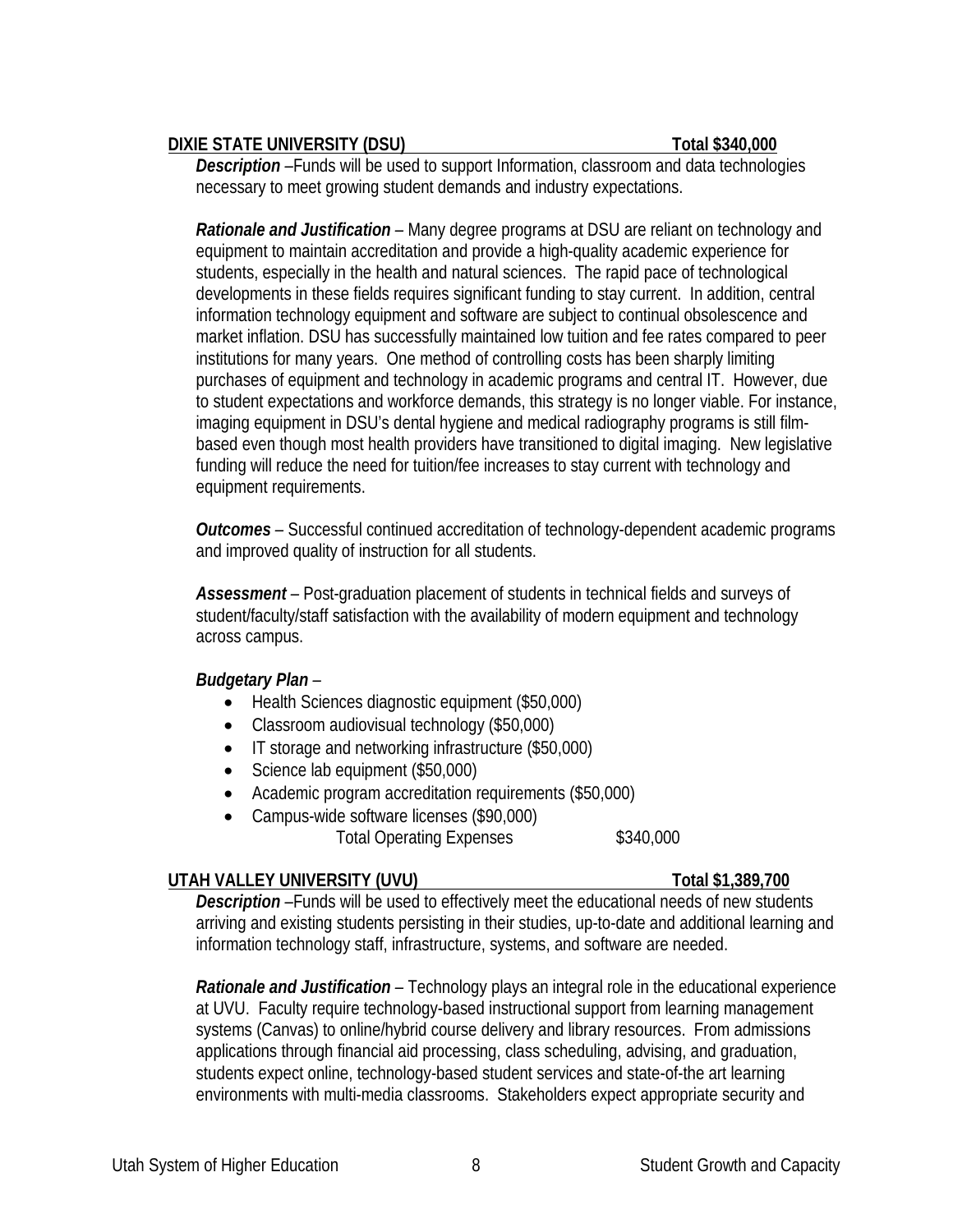**DIXIE STATE UNIVERSITY (DSU) Total $340,000**

***Description*** –Funds will be used to support Information, classroom and data technologies necessary to meet growing student demands and industry expectations.

***Rationale and Justification*** – Many degree programs at DSU are reliant on technology and equipment to maintain accreditation and provide a high-quality academic experience for students, especially in the health and natural sciences. The rapid pace of technological developments in these fields requires significant funding to stay current. In addition, central information technology equipment and software are subject to continual obsolescence and market inflation. DSU has successfully maintained low tuition and fee rates compared to peer institutions for many years. One method of controlling costs has been sharply limiting purchases of equipment and technology in academic programs and central IT. However, due to student expectations and workforce demands, this strategy is no longer viable. For instance, imaging equipment in DSU's dental hygiene and medical radiography programs is still film-based even though most health providers have transitioned to digital imaging. New legislative funding will reduce the need for tuition/fee increases to stay current with technology and equipment requirements.

***Outcomes*** – Successful continued accreditation of technology-dependent academic programs and improved quality of instruction for all students.

***Assessment*** – Post-graduation placement of students in technical fields and surveys of student/faculty/staff satisfaction with the availability of modern equipment and technology across campus.

***Budgetary Plan*** –

- Health Sciences diagnostic equipment ($50,000)
- Classroom audiovisual technology ($50,000)
- IT storage and networking infrastructure ($50,000)
- Science lab equipment ($50,000)
- Academic program accreditation requirements ($50,000)
- Campus-wide software licenses ($90,000)

Total Operating Expenses $340,000

**UTAH VALLEY UNIVERSITY (UVU) Total $1,389,700**

***Description*** –Funds will be used to effectively meet the educational needs of new students arriving and existing students persisting in their studies, up-to-date and additional learning and information technology staff, infrastructure, systems, and software are needed.

***Rationale and Justification*** – Technology plays an integral role in the educational experience at UVU. Faculty require technology-based instructional support from learning management systems (Canvas) to online/hybrid course delivery and library resources. From admissions applications through financial aid processing, class scheduling, advising, and graduation, students expect online, technology-based student services and state-of-the art learning environments with multi-media classrooms. Stakeholders expect appropriate security and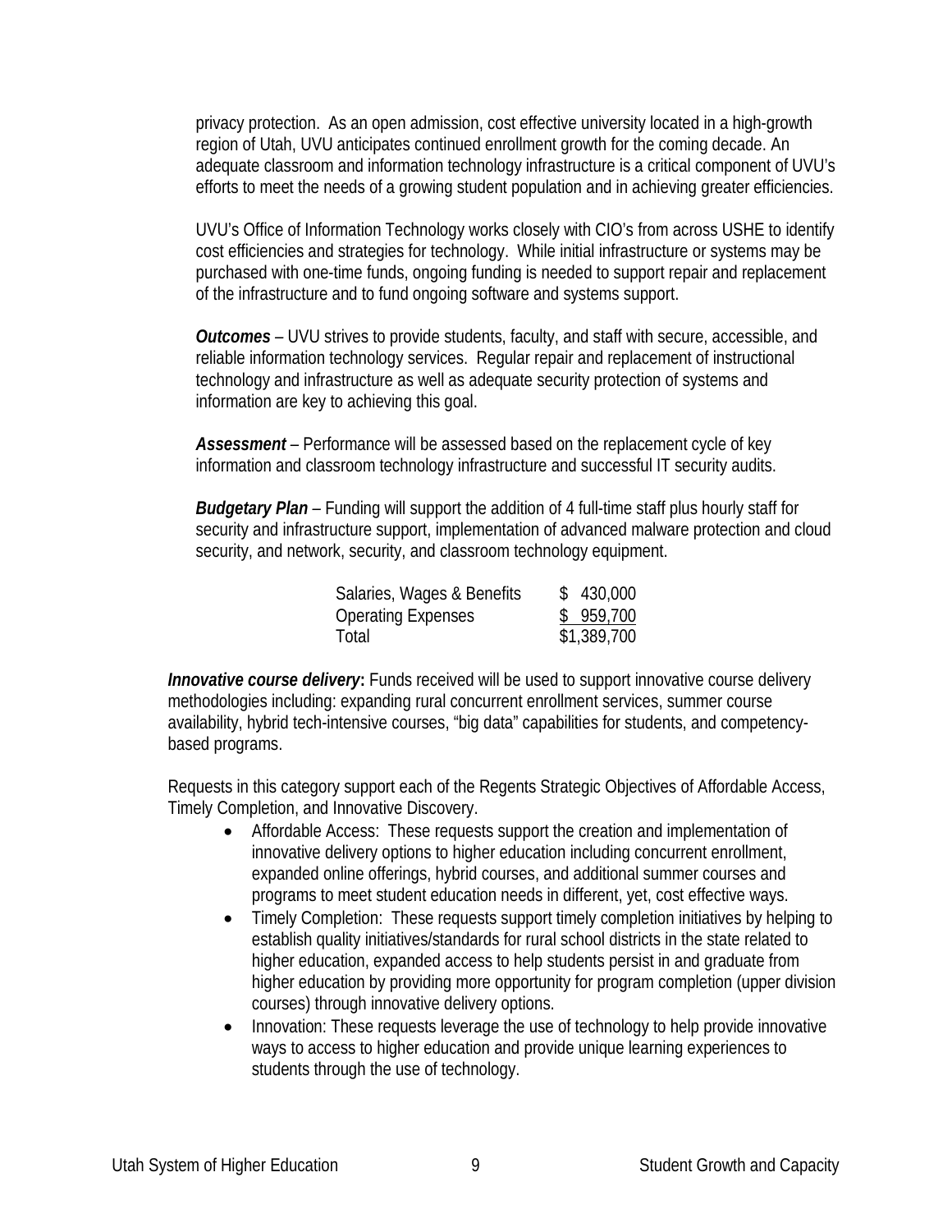privacy protection. As an open admission, cost effective university located in a high-growth region of Utah, UVU anticipates continued enrollment growth for the coming decade. An adequate classroom and information technology infrastructure is a critical component of UVU's efforts to meet the needs of a growing student population and in achieving greater efficiencies.

UVU's Office of Information Technology works closely with CIO's from across USHE to identify cost efficiencies and strategies for technology. While initial infrastructure or systems may be purchased with one-time funds, ongoing funding is needed to support repair and replacement of the infrastructure and to fund ongoing software and systems support.

***Outcomes*** – UVU strives to provide students, faculty, and staff with secure, accessible, and reliable information technology services. Regular repair and replacement of instructional technology and infrastructure as well as adequate security protection of systems and information are key to achieving this goal.

***Assessment*** – Performance will be assessed based on the replacement cycle of key information and classroom technology infrastructure and successful IT security audits.

***Budgetary Plan*** – Funding will support the addition of 4 full-time staff plus hourly staff for security and infrastructure support, implementation of advanced malware protection and cloud security, and network, security, and classroom technology equipment.

| | |
|---|---|
| Salaries, Wages & Benefits | $ 430,000 |
| Operating Expenses | $ 959,700 |
| Total | $1,389,700 |

***Innovative course delivery*:** Funds received will be used to support innovative course delivery methodologies including: expanding rural concurrent enrollment services, summer course availability, hybrid tech-intensive courses, "big data" capabilities for students, and competency-based programs.

Requests in this category support each of the Regents Strategic Objectives of Affordable Access, Timely Completion, and Innovative Discovery.

- Affordable Access: These requests support the creation and implementation of innovative delivery options to higher education including concurrent enrollment, expanded online offerings, hybrid courses, and additional summer courses and programs to meet student education needs in different, yet, cost effective ways.
- Timely Completion: These requests support timely completion initiatives by helping to establish quality initiatives/standards for rural school districts in the state related to higher education, expanded access to help students persist in and graduate from higher education by providing more opportunity for program completion (upper division courses) through innovative delivery options.
- Innovation: These requests leverage the use of technology to help provide innovative ways to access to higher education and provide unique learning experiences to students through the use of technology.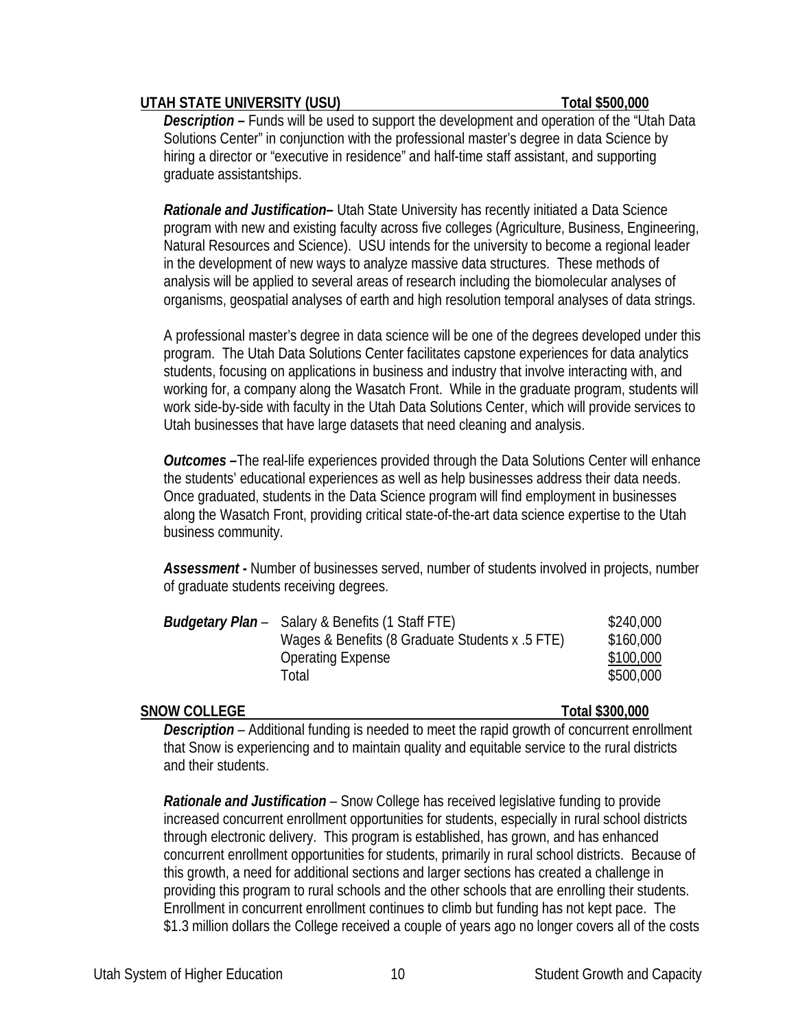## UTAH STATE UNIVERSITY (USU) — Total $500,000

***Description –*** Funds will be used to support the development and operation of the "Utah Data Solutions Center" in conjunction with the professional master's degree in data Science by hiring a director or "executive in residence" and half-time staff assistant, and supporting graduate assistantships.

***Rationale and Justification–*** Utah State University has recently initiated a Data Science program with new and existing faculty across five colleges (Agriculture, Business, Engineering, Natural Resources and Science). USU intends for the university to become a regional leader in the development of new ways to analyze massive data structures. These methods of analysis will be applied to several areas of research including the biomolecular analyses of organisms, geospatial analyses of earth and high resolution temporal analyses of data strings.

A professional master's degree in data science will be one of the degrees developed under this program. The Utah Data Solutions Center facilitates capstone experiences for data analytics students, focusing on applications in business and industry that involve interacting with, and working for, a company along the Wasatch Front. While in the graduate program, students will work side-by-side with faculty in the Utah Data Solutions Center, which will provide services to Utah businesses that have large datasets that need cleaning and analysis.

***Outcomes –***The real-life experiences provided through the Data Solutions Center will enhance the students' educational experiences as well as help businesses address their data needs. Once graduated, students in the Data Science program will find employment in businesses along the Wasatch Front, providing critical state-of-the-art data science expertise to the Utah business community.

***Assessment -*** Number of businesses served, number of students involved in projects, number of graduate students receiving degrees.

| ***Budgetary Plan*** – | | |
|---|---|---|
| | Salary & Benefits (1 Staff FTE) | $240,000 |
| | Wages & Benefits (8 Graduate Students x .5 FTE) | $160,000 |
| | Operating Expense | $100,000 |
| | Total | $500,000 |

## SNOW COLLEGE — Total $300,000

***Description*** – Additional funding is needed to meet the rapid growth of concurrent enrollment that Snow is experiencing and to maintain quality and equitable service to the rural districts and their students.

***Rationale and Justification*** – Snow College has received legislative funding to provide increased concurrent enrollment opportunities for students, especially in rural school districts through electronic delivery. This program is established, has grown, and has enhanced concurrent enrollment opportunities for students, primarily in rural school districts. Because of this growth, a need for additional sections and larger sections has created a challenge in providing this program to rural schools and the other schools that are enrolling their students. Enrollment in concurrent enrollment continues to climb but funding has not kept pace. The $1.3 million dollars the College received a couple of years ago no longer covers all of the costs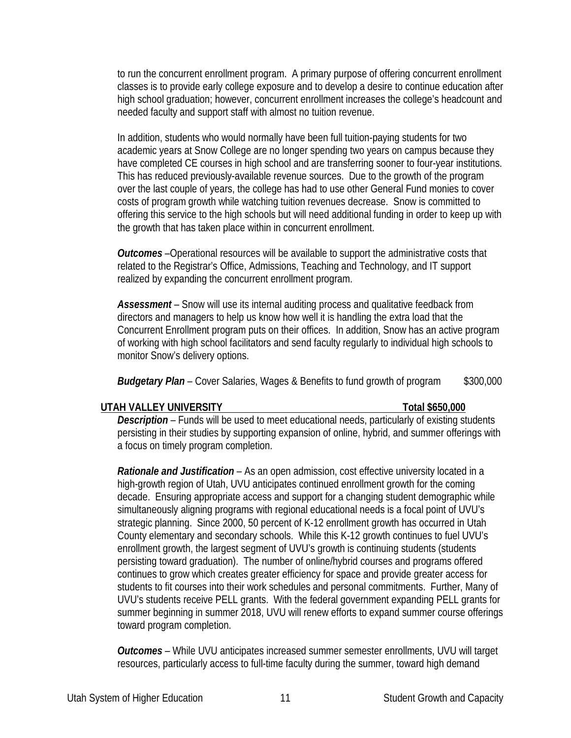to run the concurrent enrollment program. A primary purpose of offering concurrent enrollment classes is to provide early college exposure and to develop a desire to continue education after high school graduation; however, concurrent enrollment increases the college's headcount and needed faculty and support staff with almost no tuition revenue.

In addition, students who would normally have been full tuition-paying students for two academic years at Snow College are no longer spending two years on campus because they have completed CE courses in high school and are transferring sooner to four-year institutions. This has reduced previously-available revenue sources. Due to the growth of the program over the last couple of years, the college has had to use other General Fund monies to cover costs of program growth while watching tuition revenues decrease. Snow is committed to offering this service to the high schools but will need additional funding in order to keep up with the growth that has taken place within in concurrent enrollment.

***Outcomes*** –Operational resources will be available to support the administrative costs that related to the Registrar's Office, Admissions, Teaching and Technology, and IT support realized by expanding the concurrent enrollment program.

***Assessment*** – Snow will use its internal auditing process and qualitative feedback from directors and managers to help us know how well it is handling the extra load that the Concurrent Enrollment program puts on their offices. In addition, Snow has an active program of working with high school facilitators and send faculty regularly to individual high schools to monitor Snow's delivery options.

***Budgetary Plan*** – Cover Salaries, Wages & Benefits to fund growth of program $300,000

**UTAH VALLEY UNIVERSITY Total $650,000**

***Description*** – Funds will be used to meet educational needs, particularly of existing students persisting in their studies by supporting expansion of online, hybrid, and summer offerings with a focus on timely program completion.

***Rationale and Justification*** – As an open admission, cost effective university located in a high-growth region of Utah, UVU anticipates continued enrollment growth for the coming decade. Ensuring appropriate access and support for a changing student demographic while simultaneously aligning programs with regional educational needs is a focal point of UVU's strategic planning. Since 2000, 50 percent of K-12 enrollment growth has occurred in Utah County elementary and secondary schools. While this K-12 growth continues to fuel UVU's enrollment growth, the largest segment of UVU's growth is continuing students (students persisting toward graduation). The number of online/hybrid courses and programs offered continues to grow which creates greater efficiency for space and provide greater access for students to fit courses into their work schedules and personal commitments. Further, Many of UVU's students receive PELL grants. With the federal government expanding PELL grants for summer beginning in summer 2018, UVU will renew efforts to expand summer course offerings toward program completion.

***Outcomes*** – While UVU anticipates increased summer semester enrollments, UVU will target resources, particularly access to full-time faculty during the summer, toward high demand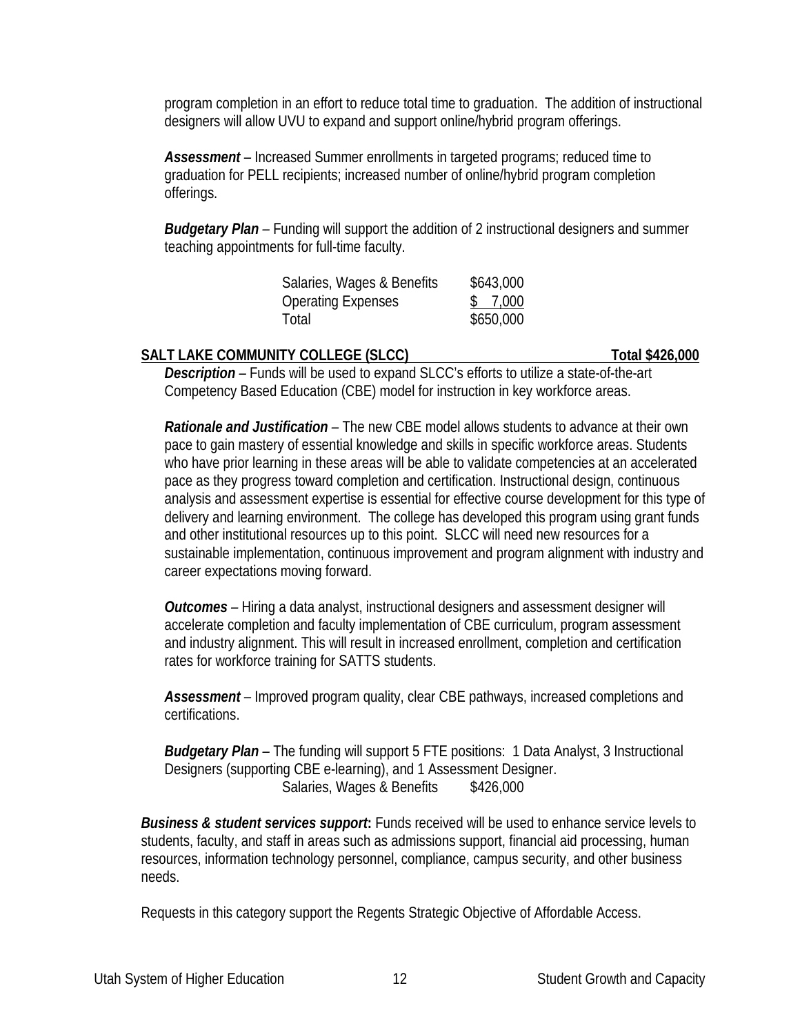program completion in an effort to reduce total time to graduation. The addition of instructional designers will allow UVU to expand and support online/hybrid program offerings.

***Assessment*** – Increased Summer enrollments in targeted programs; reduced time to graduation for PELL recipients; increased number of online/hybrid program completion offerings.

***Budgetary Plan*** – Funding will support the addition of 2 instructional designers and summer teaching appointments for full-time faculty.

| | |
|---|---|
| Salaries, Wages & Benefits | $643,000 |
| Operating Expenses | $ 7,000 |
| Total | $650,000 |

**SALT LAKE COMMUNITY COLLEGE (SLCC) Total $426,000**

***Description*** – Funds will be used to expand SLCC's efforts to utilize a state-of-the-art Competency Based Education (CBE) model for instruction in key workforce areas.

***Rationale and Justification*** – The new CBE model allows students to advance at their own pace to gain mastery of essential knowledge and skills in specific workforce areas. Students who have prior learning in these areas will be able to validate competencies at an accelerated pace as they progress toward completion and certification. Instructional design, continuous analysis and assessment expertise is essential for effective course development for this type of delivery and learning environment. The college has developed this program using grant funds and other institutional resources up to this point. SLCC will need new resources for a sustainable implementation, continuous improvement and program alignment with industry and career expectations moving forward.

***Outcomes*** – Hiring a data analyst, instructional designers and assessment designer will accelerate completion and faculty implementation of CBE curriculum, program assessment and industry alignment. This will result in increased enrollment, completion and certification rates for workforce training for SATTS students.

***Assessment*** – Improved program quality, clear CBE pathways, increased completions and certifications.

***Budgetary Plan*** – The funding will support 5 FTE positions: 1 Data Analyst, 3 Instructional Designers (supporting CBE e-learning), and 1 Assessment Designer.

| | |
|---|---|
| Salaries, Wages & Benefits | $426,000 |

***Business & student services support*:** Funds received will be used to enhance service levels to students, faculty, and staff in areas such as admissions support, financial aid processing, human resources, information technology personnel, compliance, campus security, and other business needs.

Requests in this category support the Regents Strategic Objective of Affordable Access.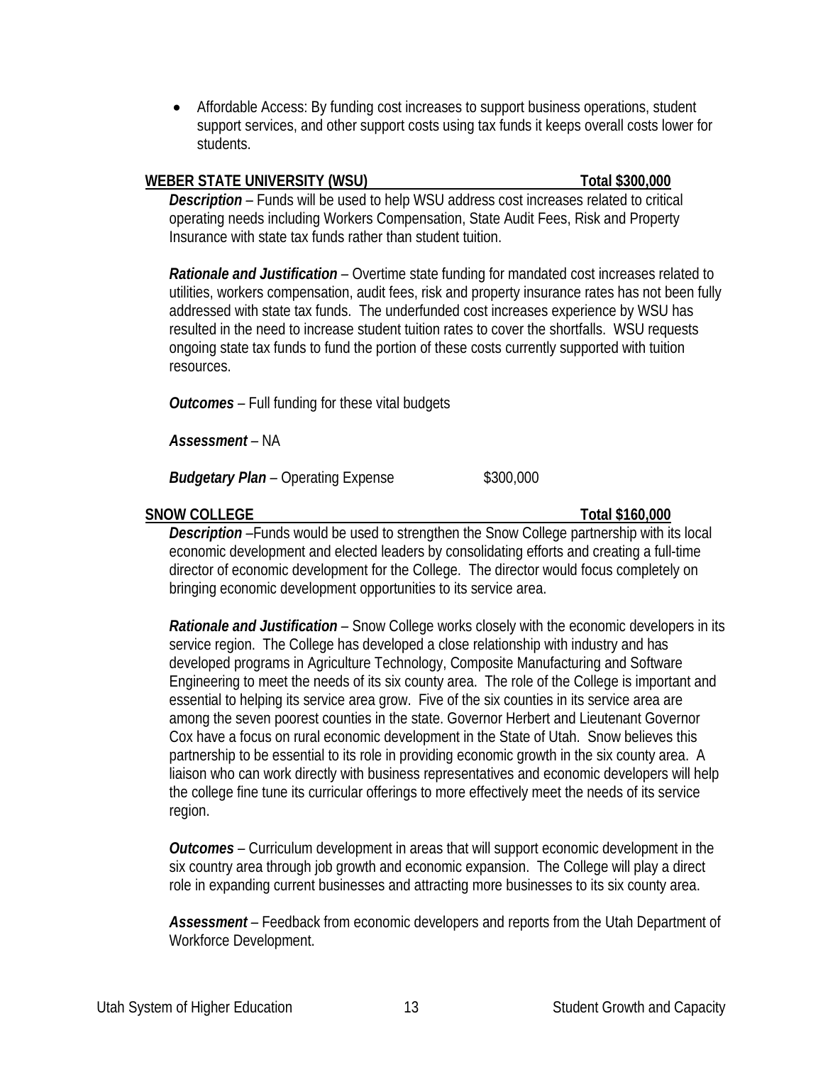- Affordable Access: By funding cost increases to support business operations, student support services, and other support costs using tax funds it keeps overall costs lower for students.

**WEBER STATE UNIVERSITY (WSU) Total $300,000**

***Description*** – Funds will be used to help WSU address cost increases related to critical operating needs including Workers Compensation, State Audit Fees, Risk and Property Insurance with state tax funds rather than student tuition.

***Rationale and Justification*** – Overtime state funding for mandated cost increases related to utilities, workers compensation, audit fees, risk and property insurance rates has not been fully addressed with state tax funds. The underfunded cost increases experience by WSU has resulted in the need to increase student tuition rates to cover the shortfalls. WSU requests ongoing state tax funds to fund the portion of these costs currently supported with tuition resources.

***Outcomes*** – Full funding for these vital budgets

***Assessment*** – NA

***Budgetary Plan*** – Operating Expense $300,000

**SNOW COLLEGE Total $160,000**

***Description*** –Funds would be used to strengthen the Snow College partnership with its local economic development and elected leaders by consolidating efforts and creating a full-time director of economic development for the College. The director would focus completely on bringing economic development opportunities to its service area.

***Rationale and Justification*** – Snow College works closely with the economic developers in its service region. The College has developed a close relationship with industry and has developed programs in Agriculture Technology, Composite Manufacturing and Software Engineering to meet the needs of its six county area. The role of the College is important and essential to helping its service area grow. Five of the six counties in its service area are among the seven poorest counties in the state. Governor Herbert and Lieutenant Governor Cox have a focus on rural economic development in the State of Utah. Snow believes this partnership to be essential to its role in providing economic growth in the six county area. A liaison who can work directly with business representatives and economic developers will help the college fine tune its curricular offerings to more effectively meet the needs of its service region.

***Outcomes*** – Curriculum development in areas that will support economic development in the six country area through job growth and economic expansion. The College will play a direct role in expanding current businesses and attracting more businesses to its six county area.

***Assessment*** – Feedback from economic developers and reports from the Utah Department of Workforce Development.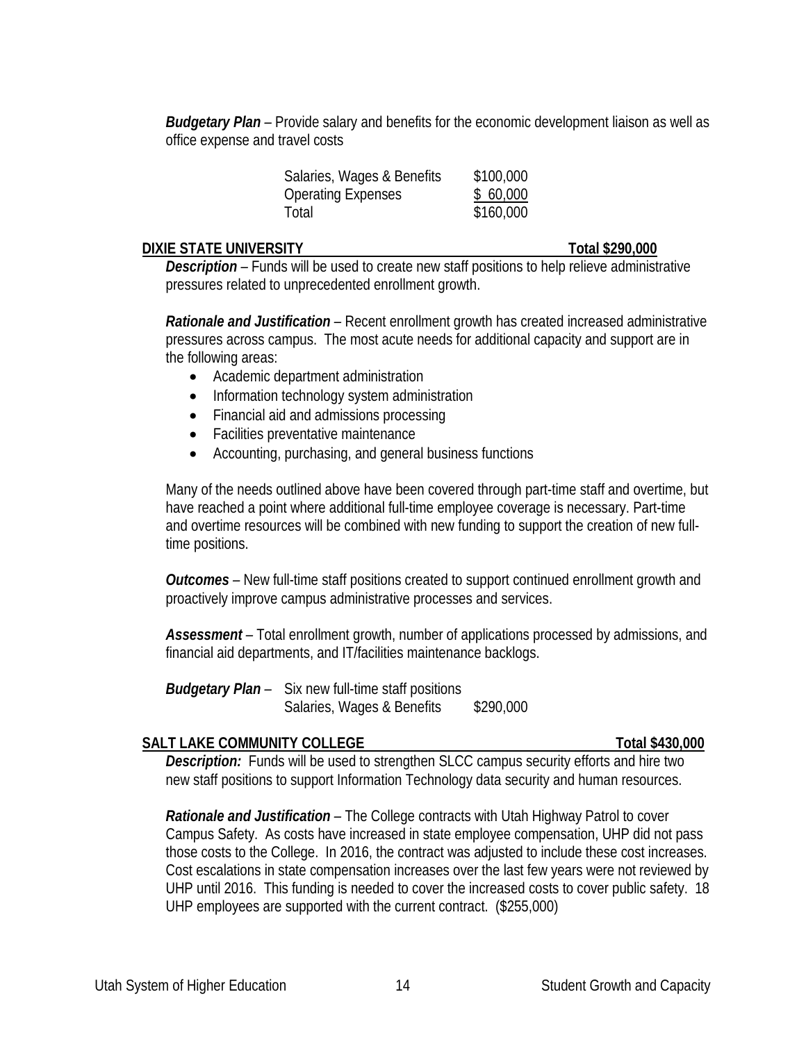***Budgetary Plan*** – Provide salary and benefits for the economic development liaison as well as office expense and travel costs

| | |
|---|---|
| Salaries, Wages & Benefits | $100,000 |
| Operating Expenses | $ 60,000 |
| Total | $160,000 |

**DIXIE STATE UNIVERSITY — Total $290,000**

***Description*** – Funds will be used to create new staff positions to help relieve administrative pressures related to unprecedented enrollment growth.

***Rationale and Justification*** – Recent enrollment growth has created increased administrative pressures across campus. The most acute needs for additional capacity and support are in the following areas:

- Academic department administration
- Information technology system administration
- Financial aid and admissions processing
- Facilities preventative maintenance
- Accounting, purchasing, and general business functions

Many of the needs outlined above have been covered through part-time staff and overtime, but have reached a point where additional full-time employee coverage is necessary. Part-time and overtime resources will be combined with new funding to support the creation of new full-time positions.

***Outcomes*** – New full-time staff positions created to support continued enrollment growth and proactively improve campus administrative processes and services.

***Assessment*** – Total enrollment growth, number of applications processed by admissions, and financial aid departments, and IT/facilities maintenance backlogs.

***Budgetary Plan*** – Six new full-time staff positions

| | |
|---|---|
| Salaries, Wages & Benefits | $290,000 |

**SALT LAKE COMMUNITY COLLEGE — Total $430,000**

***Description:*** Funds will be used to strengthen SLCC campus security efforts and hire two new staff positions to support Information Technology data security and human resources.

***Rationale and Justification*** – The College contracts with Utah Highway Patrol to cover Campus Safety. As costs have increased in state employee compensation, UHP did not pass those costs to the College. In 2016, the contract was adjusted to include these cost increases. Cost escalations in state compensation increases over the last few years were not reviewed by UHP until 2016. This funding is needed to cover the increased costs to cover public safety. 18 UHP employees are supported with the current contract. ($255,000)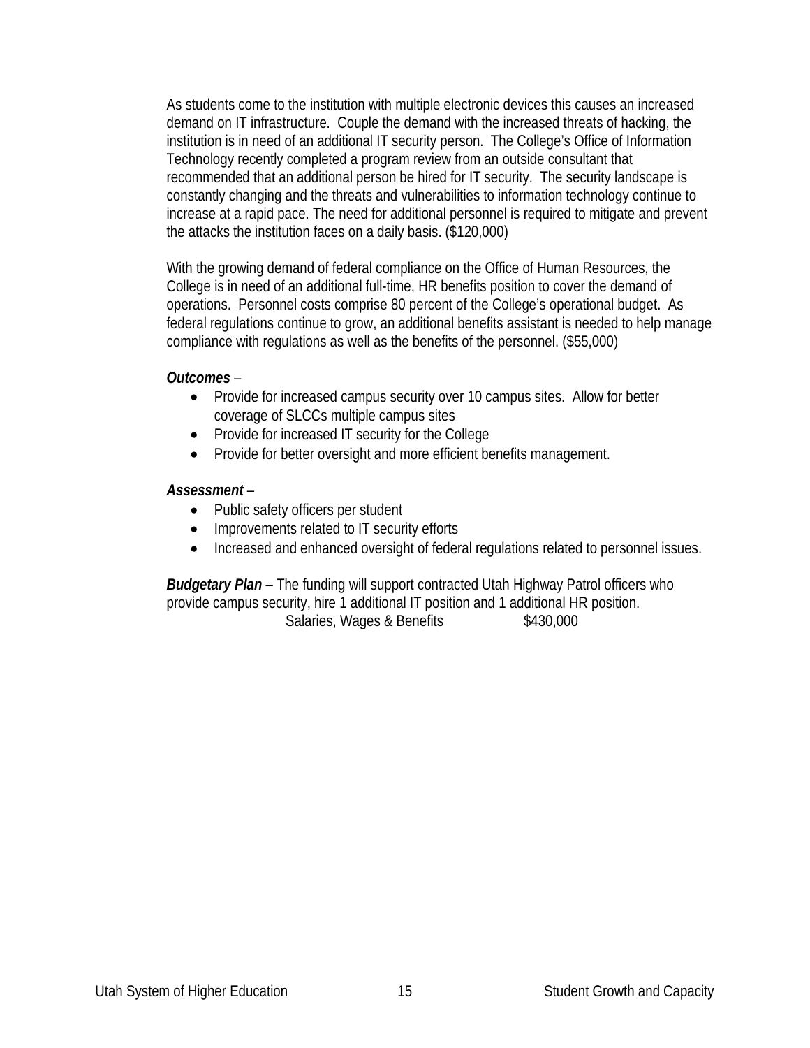As students come to the institution with multiple electronic devices this causes an increased demand on IT infrastructure. Couple the demand with the increased threats of hacking, the institution is in need of an additional IT security person. The College's Office of Information Technology recently completed a program review from an outside consultant that recommended that an additional person be hired for IT security. The security landscape is constantly changing and the threats and vulnerabilities to information technology continue to increase at a rapid pace. The need for additional personnel is required to mitigate and prevent the attacks the institution faces on a daily basis. ($120,000)

With the growing demand of federal compliance on the Office of Human Resources, the College is in need of an additional full-time, HR benefits position to cover the demand of operations. Personnel costs comprise 80 percent of the College's operational budget. As federal regulations continue to grow, an additional benefits assistant is needed to help manage compliance with regulations as well as the benefits of the personnel. ($55,000)

***Outcomes*** –

- Provide for increased campus security over 10 campus sites. Allow for better coverage of SLCCs multiple campus sites
- Provide for increased IT security for the College
- Provide for better oversight and more efficient benefits management.

***Assessment*** –

- Public safety officers per student
- Improvements related to IT security efforts
- Increased and enhanced oversight of federal regulations related to personnel issues.

***Budgetary Plan*** – The funding will support contracted Utah Highway Patrol officers who provide campus security, hire 1 additional IT position and 1 additional HR position.

| | |
|---|---|
| Salaries, Wages & Benefits | $430,000 |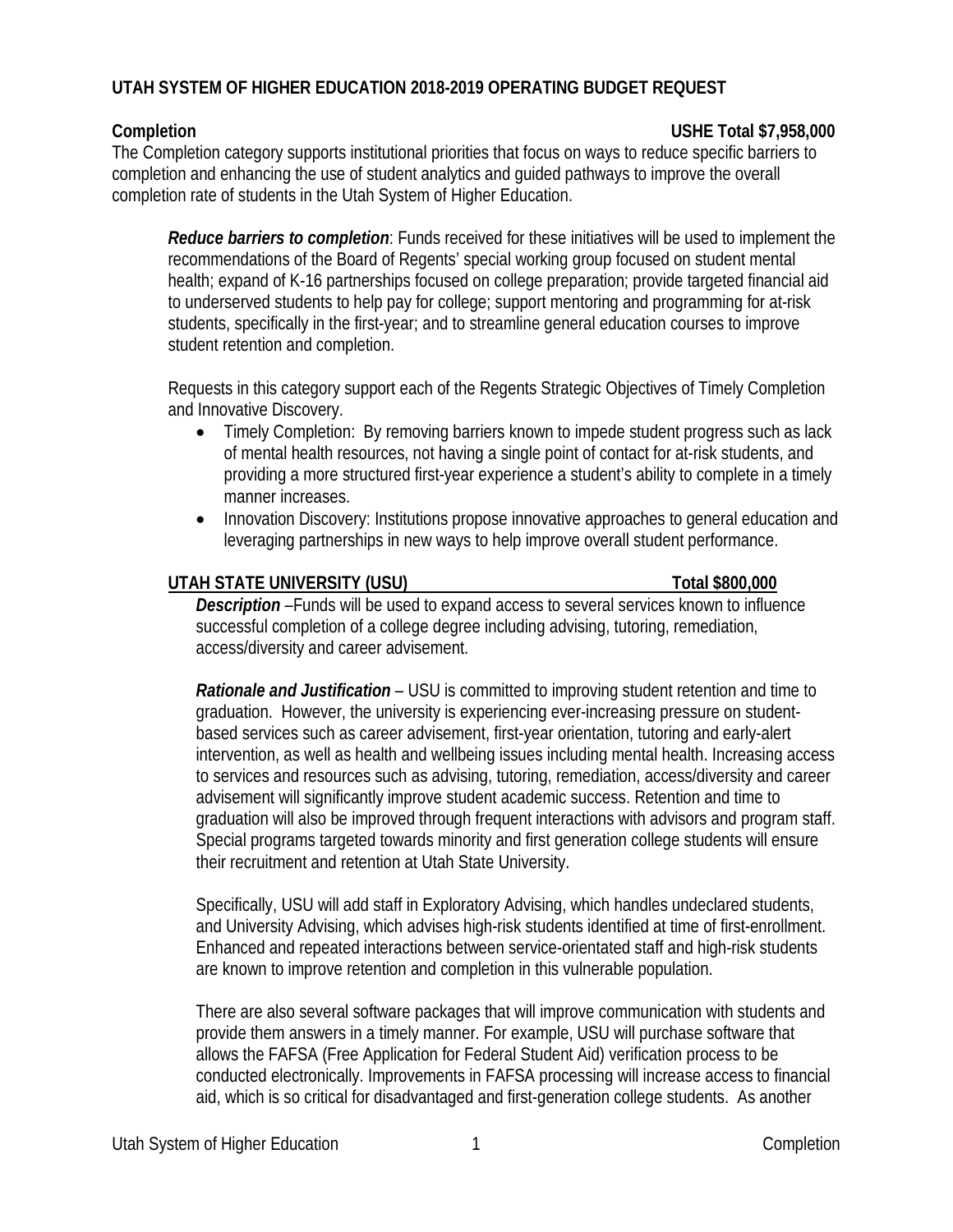**UTAH SYSTEM OF HIGHER EDUCATION 2018-2019 OPERATING BUDGET REQUEST**

**Completion** **USHE Total $7,958,000**

The Completion category supports institutional priorities that focus on ways to reduce specific barriers to completion and enhancing the use of student analytics and guided pathways to improve the overall completion rate of students in the Utah System of Higher Education.

***Reduce barriers to completion***: Funds received for these initiatives will be used to implement the recommendations of the Board of Regents' special working group focused on student mental health; expand of K-16 partnerships focused on college preparation; provide targeted financial aid to underserved students to help pay for college; support mentoring and programming for at-risk students, specifically in the first-year; and to streamline general education courses to improve student retention and completion.

Requests in this category support each of the Regents Strategic Objectives of Timely Completion and Innovative Discovery.

- Timely Completion: By removing barriers known to impede student progress such as lack of mental health resources, not having a single point of contact for at-risk students, and providing a more structured first-year experience a student's ability to complete in a timely manner increases.
- Innovation Discovery: Institutions propose innovative approaches to general education and leveraging partnerships in new ways to help improve overall student performance.

**UTAH STATE UNIVERSITY (USU)** **Total $800,000**

***Description*** –Funds will be used to expand access to several services known to influence successful completion of a college degree including advising, tutoring, remediation, access/diversity and career advisement.

***Rationale and Justification*** – USU is committed to improving student retention and time to graduation. However, the university is experiencing ever-increasing pressure on student-based services such as career advisement, first-year orientation, tutoring and early-alert intervention, as well as health and wellbeing issues including mental health. Increasing access to services and resources such as advising, tutoring, remediation, access/diversity and career advisement will significantly improve student academic success. Retention and time to graduation will also be improved through frequent interactions with advisors and program staff. Special programs targeted towards minority and first generation college students will ensure their recruitment and retention at Utah State University.

Specifically, USU will add staff in Exploratory Advising, which handles undeclared students, and University Advising, which advises high-risk students identified at time of first-enrollment. Enhanced and repeated interactions between service-orientated staff and high-risk students are known to improve retention and completion in this vulnerable population.

There are also several software packages that will improve communication with students and provide them answers in a timely manner. For example, USU will purchase software that allows the FAFSA (Free Application for Federal Student Aid) verification process to be conducted electronically. Improvements in FAFSA processing will increase access to financial aid, which is so critical for disadvantaged and first-generation college students. As another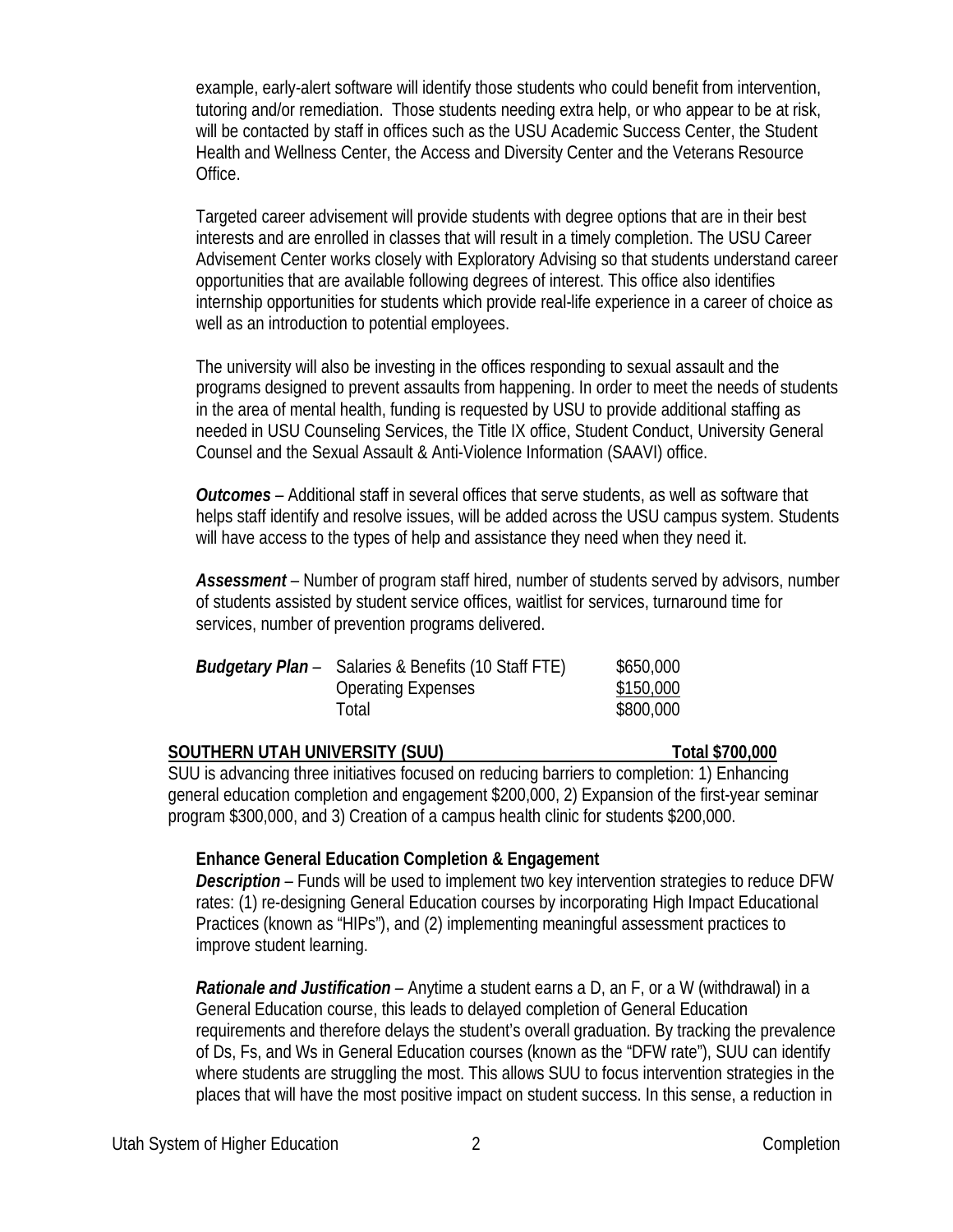example, early-alert software will identify those students who could benefit from intervention, tutoring and/or remediation. Those students needing extra help, or who appear to be at risk, will be contacted by staff in offices such as the USU Academic Success Center, the Student Health and Wellness Center, the Access and Diversity Center and the Veterans Resource Office.

Targeted career advisement will provide students with degree options that are in their best interests and are enrolled in classes that will result in a timely completion. The USU Career Advisement Center works closely with Exploratory Advising so that students understand career opportunities that are available following degrees of interest. This office also identifies internship opportunities for students which provide real-life experience in a career of choice as well as an introduction to potential employees.

The university will also be investing in the offices responding to sexual assault and the programs designed to prevent assaults from happening. In order to meet the needs of students in the area of mental health, funding is requested by USU to provide additional staffing as needed in USU Counseling Services, the Title IX office, Student Conduct, University General Counsel and the Sexual Assault & Anti-Violence Information (SAAVI) office.

***Outcomes*** – Additional staff in several offices that serve students, as well as software that helps staff identify and resolve issues, will be added across the USU campus system. Students will have access to the types of help and assistance they need when they need it.

***Assessment*** – Number of program staff hired, number of students served by advisors, number of students assisted by student service offices, waitlist for services, turnaround time for services, number of prevention programs delivered.

| ***Budgetary Plan*** – | | |
|---|---|---|
| | Salaries & Benefits (10 Staff FTE) | $650,000 |
| | Operating Expenses | $150,000 |
| | Total | $800,000 |

**SOUTHERN UTAH UNIVERSITY (SUU) — Total $700,000**

SUU is advancing three initiatives focused on reducing barriers to completion: 1) Enhancing general education completion and engagement $200,000, 2) Expansion of the first-year seminar program $300,000, and 3) Creation of a campus health clinic for students $200,000.

**Enhance General Education Completion & Engagement**

***Description*** – Funds will be used to implement two key intervention strategies to reduce DFW rates: (1) re-designing General Education courses by incorporating High Impact Educational Practices (known as "HIPs"), and (2) implementing meaningful assessment practices to improve student learning.

***Rationale and Justification*** – Anytime a student earns a D, an F, or a W (withdrawal) in a General Education course, this leads to delayed completion of General Education requirements and therefore delays the student's overall graduation. By tracking the prevalence of Ds, Fs, and Ws in General Education courses (known as the "DFW rate"), SUU can identify where students are struggling the most. This allows SUU to focus intervention strategies in the places that will have the most positive impact on student success. In this sense, a reduction in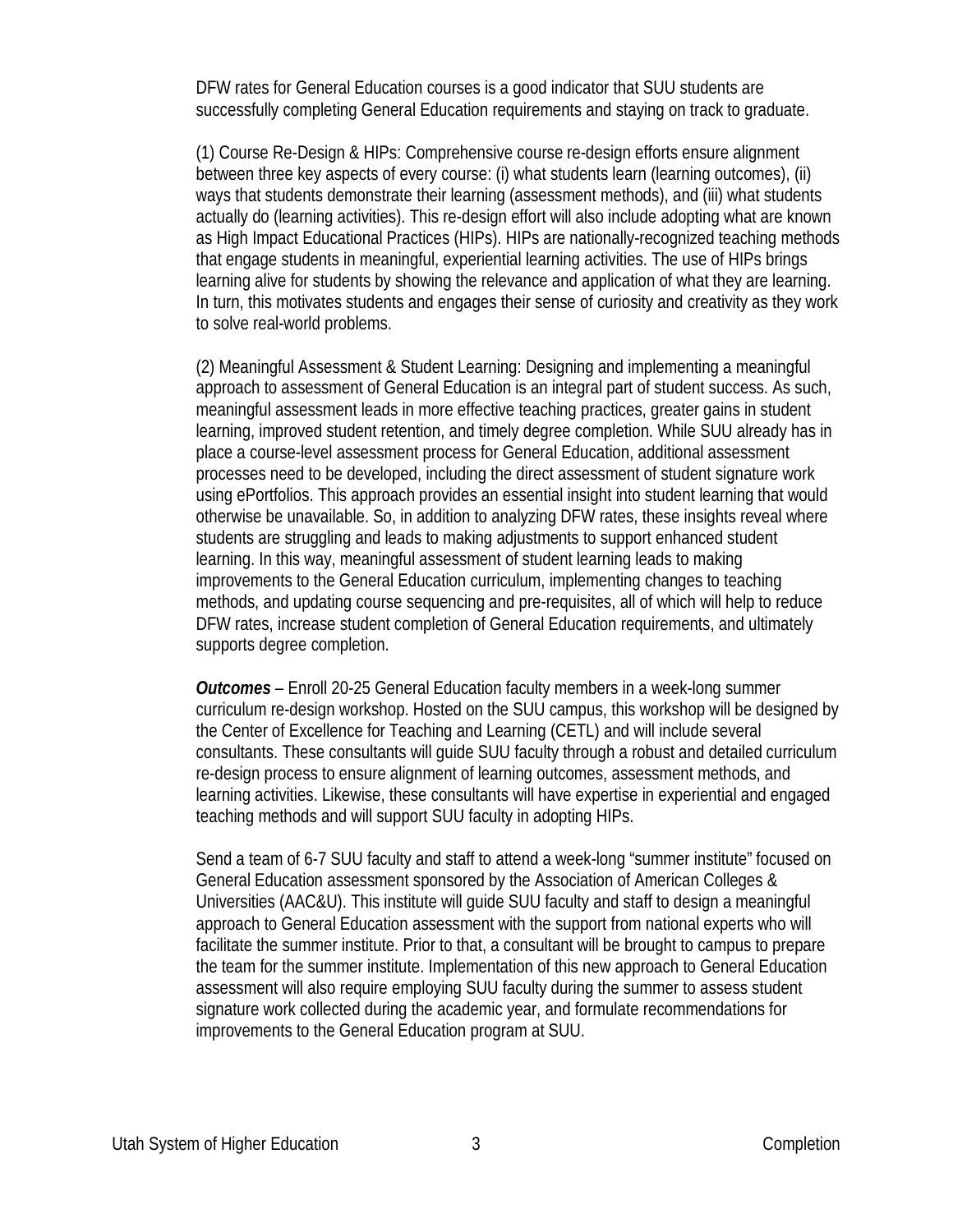DFW rates for General Education courses is a good indicator that SUU students are successfully completing General Education requirements and staying on track to graduate.

(1) Course Re-Design & HIPs: Comprehensive course re-design efforts ensure alignment between three key aspects of every course: (i) what students learn (learning outcomes), (ii) ways that students demonstrate their learning (assessment methods), and (iii) what students actually do (learning activities). This re-design effort will also include adopting what are known as High Impact Educational Practices (HIPs). HIPs are nationally-recognized teaching methods that engage students in meaningful, experiential learning activities. The use of HIPs brings learning alive for students by showing the relevance and application of what they are learning. In turn, this motivates students and engages their sense of curiosity and creativity as they work to solve real-world problems.

(2) Meaningful Assessment & Student Learning: Designing and implementing a meaningful approach to assessment of General Education is an integral part of student success. As such, meaningful assessment leads in more effective teaching practices, greater gains in student learning, improved student retention, and timely degree completion. While SUU already has in place a course-level assessment process for General Education, additional assessment processes need to be developed, including the direct assessment of student signature work using ePortfolios. This approach provides an essential insight into student learning that would otherwise be unavailable. So, in addition to analyzing DFW rates, these insights reveal where students are struggling and leads to making adjustments to support enhanced student learning. In this way, meaningful assessment of student learning leads to making improvements to the General Education curriculum, implementing changes to teaching methods, and updating course sequencing and pre-requisites, all of which will help to reduce DFW rates, increase student completion of General Education requirements, and ultimately supports degree completion.

***Outcomes*** – Enroll 20-25 General Education faculty members in a week-long summer curriculum re-design workshop. Hosted on the SUU campus, this workshop will be designed by the Center of Excellence for Teaching and Learning (CETL) and will include several consultants. These consultants will guide SUU faculty through a robust and detailed curriculum re-design process to ensure alignment of learning outcomes, assessment methods, and learning activities. Likewise, these consultants will have expertise in experiential and engaged teaching methods and will support SUU faculty in adopting HIPs.

Send a team of 6-7 SUU faculty and staff to attend a week-long "summer institute" focused on General Education assessment sponsored by the Association of American Colleges & Universities (AAC&U). This institute will guide SUU faculty and staff to design a meaningful approach to General Education assessment with the support from national experts who will facilitate the summer institute. Prior to that, a consultant will be brought to campus to prepare the team for the summer institute. Implementation of this new approach to General Education assessment will also require employing SUU faculty during the summer to assess student signature work collected during the academic year, and formulate recommendations for improvements to the General Education program at SUU.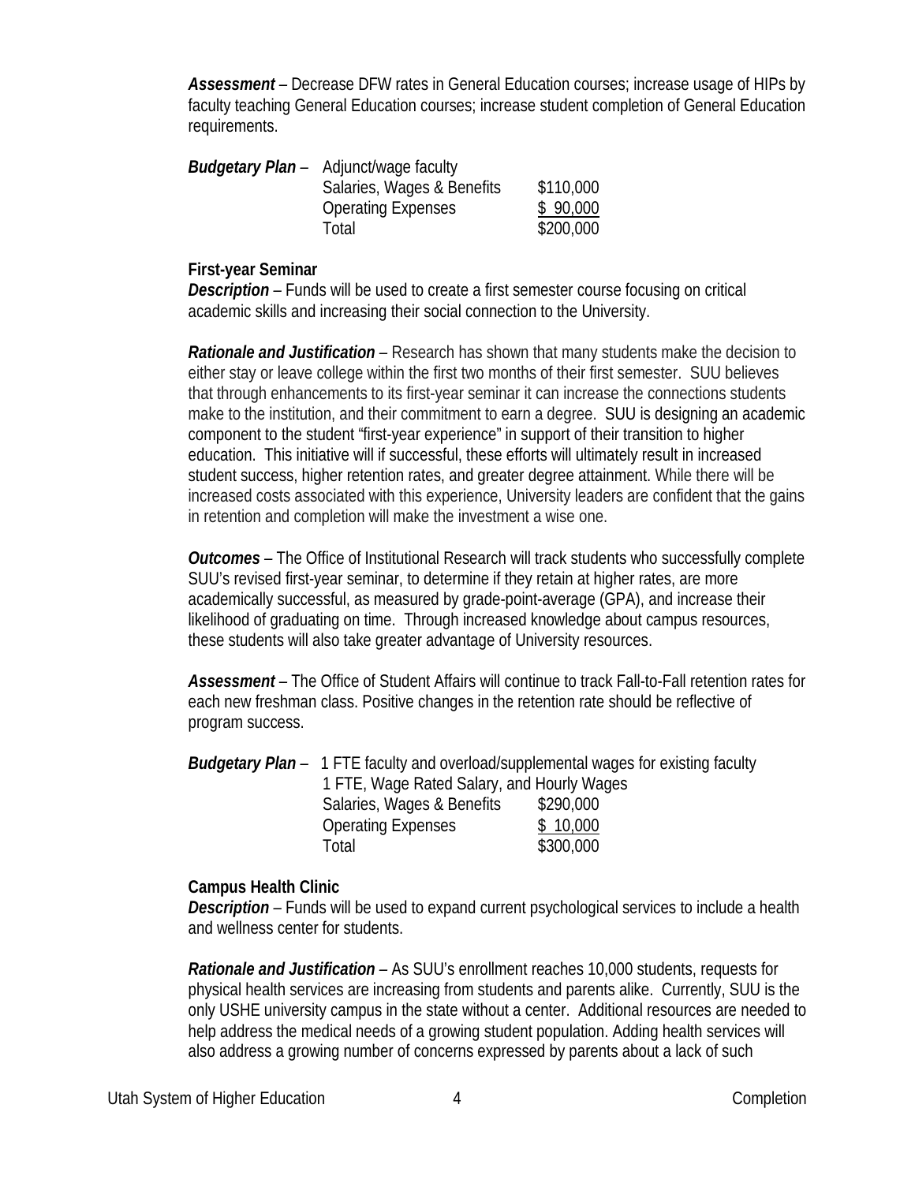***Assessment*** – Decrease DFW rates in General Education courses; increase usage of HIPs by faculty teaching General Education courses; increase student completion of General Education requirements.

***Budgetary Plan*** – Adjunct/wage faculty

| | |
|---|---|
| Salaries, Wages & Benefits | $110,000 |
| Operating Expenses | $ 90,000 |
| Total | $200,000 |

**First-year Seminar**

***Description*** – Funds will be used to create a first semester course focusing on critical academic skills and increasing their social connection to the University.

***Rationale and Justification*** – Research has shown that many students make the decision to either stay or leave college within the first two months of their first semester. SUU believes that through enhancements to its first-year seminar it can increase the connections students make to the institution, and their commitment to earn a degree. SUU is designing an academic component to the student "first-year experience" in support of their transition to higher education. This initiative will if successful, these efforts will ultimately result in increased student success, higher retention rates, and greater degree attainment. While there will be increased costs associated with this experience, University leaders are confident that the gains in retention and completion will make the investment a wise one.

***Outcomes*** – The Office of Institutional Research will track students who successfully complete SUU's revised first-year seminar, to determine if they retain at higher rates, are more academically successful, as measured by grade-point-average (GPA), and increase their likelihood of graduating on time. Through increased knowledge about campus resources, these students will also take greater advantage of University resources.

***Assessment*** – The Office of Student Affairs will continue to track Fall-to-Fall retention rates for each new freshman class. Positive changes in the retention rate should be reflective of program success.

***Budgetary Plan*** – 1 FTE faculty and overload/supplemental wages for existing faculty
1 FTE, Wage Rated Salary, and Hourly Wages

| | |
|---|---|
| Salaries, Wages & Benefits | $290,000 |
| Operating Expenses | $ 10,000 |
| Total | $300,000 |

**Campus Health Clinic**

***Description*** – Funds will be used to expand current psychological services to include a health and wellness center for students.

***Rationale and Justification*** – As SUU's enrollment reaches 10,000 students, requests for physical health services are increasing from students and parents alike. Currently, SUU is the only USHE university campus in the state without a center. Additional resources are needed to help address the medical needs of a growing student population. Adding health services will also address a growing number of concerns expressed by parents about a lack of such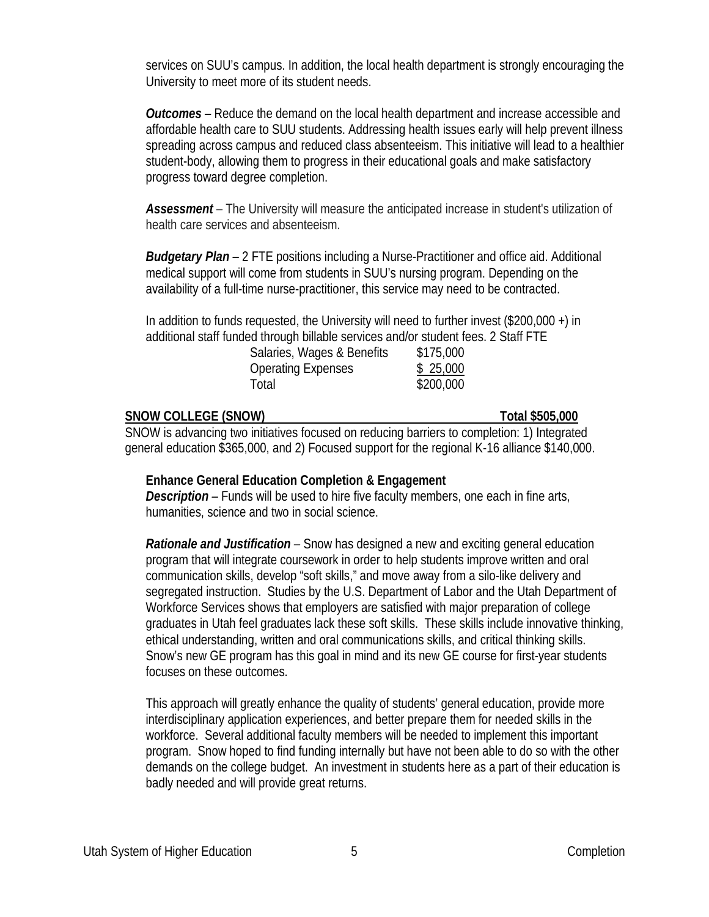services on SUU's campus. In addition, the local health department is strongly encouraging the University to meet more of its student needs.

***Outcomes*** – Reduce the demand on the local health department and increase accessible and affordable health care to SUU students. Addressing health issues early will help prevent illness spreading across campus and reduced class absenteeism. This initiative will lead to a healthier student-body, allowing them to progress in their educational goals and make satisfactory progress toward degree completion.

***Assessment*** – The University will measure the anticipated increase in student's utilization of health care services and absenteeism.

***Budgetary Plan*** – 2 FTE positions including a Nurse-Practitioner and office aid. Additional medical support will come from students in SUU's nursing program. Depending on the availability of a full-time nurse-practitioner, this service may need to be contracted.

In addition to funds requested, the University will need to further invest ($200,000 +) in additional staff funded through billable services and/or student fees. 2 Staff FTE

| | |
|---|---|
| Salaries, Wages & Benefits | $175,000 |
| Operating Expenses | $ 25,000 |
| Total | $200,000 |

**SNOW COLLEGE (SNOW) Total $505,000**

SNOW is advancing two initiatives focused on reducing barriers to completion: 1) Integrated general education $365,000, and 2) Focused support for the regional K-16 alliance $140,000.

**Enhance General Education Completion & Engagement**

***Description*** – Funds will be used to hire five faculty members, one each in fine arts, humanities, science and two in social science.

***Rationale and Justification*** – Snow has designed a new and exciting general education program that will integrate coursework in order to help students improve written and oral communication skills, develop "soft skills," and move away from a silo-like delivery and segregated instruction. Studies by the U.S. Department of Labor and the Utah Department of Workforce Services shows that employers are satisfied with major preparation of college graduates in Utah feel graduates lack these soft skills. These skills include innovative thinking, ethical understanding, written and oral communications skills, and critical thinking skills. Snow's new GE program has this goal in mind and its new GE course for first-year students focuses on these outcomes.

This approach will greatly enhance the quality of students' general education, provide more interdisciplinary application experiences, and better prepare them for needed skills in the workforce. Several additional faculty members will be needed to implement this important program. Snow hoped to find funding internally but have not been able to do so with the other demands on the college budget. An investment in students here as a part of their education is badly needed and will provide great returns.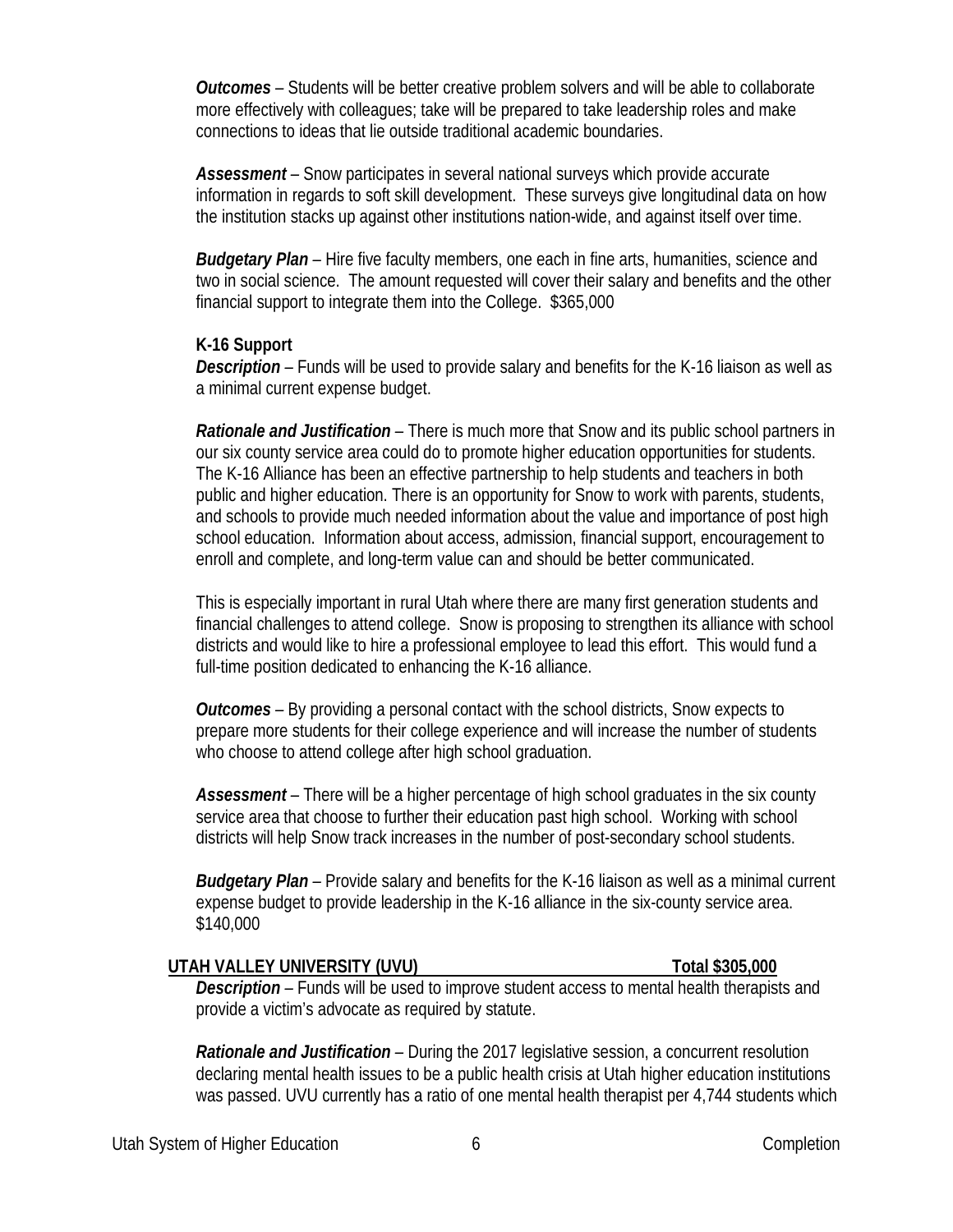***Outcomes*** – Students will be better creative problem solvers and will be able to collaborate more effectively with colleagues; take will be prepared to take leadership roles and make connections to ideas that lie outside traditional academic boundaries.

***Assessment*** – Snow participates in several national surveys which provide accurate information in regards to soft skill development. These surveys give longitudinal data on how the institution stacks up against other institutions nation-wide, and against itself over time.

***Budgetary Plan*** – Hire five faculty members, one each in fine arts, humanities, science and two in social science. The amount requested will cover their salary and benefits and the other financial support to integrate them into the College. $365,000

**K-16 Support**

***Description*** – Funds will be used to provide salary and benefits for the K-16 liaison as well as a minimal current expense budget.

***Rationale and Justification*** – There is much more that Snow and its public school partners in our six county service area could do to promote higher education opportunities for students. The K-16 Alliance has been an effective partnership to help students and teachers in both public and higher education. There is an opportunity for Snow to work with parents, students, and schools to provide much needed information about the value and importance of post high school education. Information about access, admission, financial support, encouragement to enroll and complete, and long-term value can and should be better communicated.

This is especially important in rural Utah where there are many first generation students and financial challenges to attend college. Snow is proposing to strengthen its alliance with school districts and would like to hire a professional employee to lead this effort. This would fund a full-time position dedicated to enhancing the K-16 alliance.

***Outcomes*** – By providing a personal contact with the school districts, Snow expects to prepare more students for their college experience and will increase the number of students who choose to attend college after high school graduation.

***Assessment*** – There will be a higher percentage of high school graduates in the six county service area that choose to further their education past high school. Working with school districts will help Snow track increases in the number of post-secondary school students.

***Budgetary Plan*** – Provide salary and benefits for the K-16 liaison as well as a minimal current expense budget to provide leadership in the K-16 alliance in the six-county service area. $140,000

**UTAH VALLEY UNIVERSITY (UVU) Total $305,000**

***Description*** – Funds will be used to improve student access to mental health therapists and provide a victim's advocate as required by statute.

***Rationale and Justification*** – During the 2017 legislative session, a concurrent resolution declaring mental health issues to be a public health crisis at Utah higher education institutions was passed. UVU currently has a ratio of one mental health therapist per 4,744 students which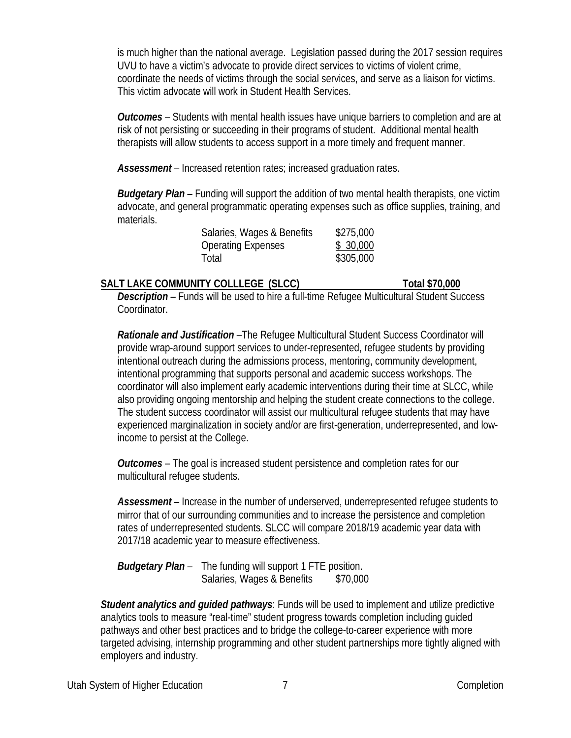is much higher than the national average. Legislation passed during the 2017 session requires UVU to have a victim's advocate to provide direct services to victims of violent crime, coordinate the needs of victims through the social services, and serve as a liaison for victims. This victim advocate will work in Student Health Services.

***Outcomes*** – Students with mental health issues have unique barriers to completion and are at risk of not persisting or succeeding in their programs of student. Additional mental health therapists will allow students to access support in a more timely and frequent manner.

***Assessment*** – Increased retention rates; increased graduation rates.

***Budgetary Plan*** – Funding will support the addition of two mental health therapists, one victim advocate, and general programmatic operating expenses such as office supplies, training, and materials.

| | |
|---|---|
| Salaries, Wages & Benefits | $275,000 |
| Operating Expenses | $ 30,000 |
| Total | $305,000 |

**SALT LAKE COMMUNITY COLLLEGE (SLCC) Total $70,000**

***Description*** – Funds will be used to hire a full-time Refugee Multicultural Student Success Coordinator.

***Rationale and Justification*** –The Refugee Multicultural Student Success Coordinator will provide wrap-around support services to under-represented, refugee students by providing intentional outreach during the admissions process, mentoring, community development, intentional programming that supports personal and academic success workshops. The coordinator will also implement early academic interventions during their time at SLCC, while also providing ongoing mentorship and helping the student create connections to the college. The student success coordinator will assist our multicultural refugee students that may have experienced marginalization in society and/or are first-generation, underrepresented, and low-income to persist at the College.

***Outcomes*** – The goal is increased student persistence and completion rates for our multicultural refugee students.

***Assessment*** – Increase in the number of underserved, underrepresented refugee students to mirror that of our surrounding communities and to increase the persistence and completion rates of underrepresented students. SLCC will compare 2018/19 academic year data with 2017/18 academic year to measure effectiveness.

***Budgetary Plan*** – The funding will support 1 FTE position.

| | |
|---|---|
| Salaries, Wages & Benefits | $70,000 |

***Student analytics and guided pathways***: Funds will be used to implement and utilize predictive analytics tools to measure "real-time" student progress towards completion including guided pathways and other best practices and to bridge the college-to-career experience with more targeted advising, internship programming and other student partnerships more tightly aligned with employers and industry.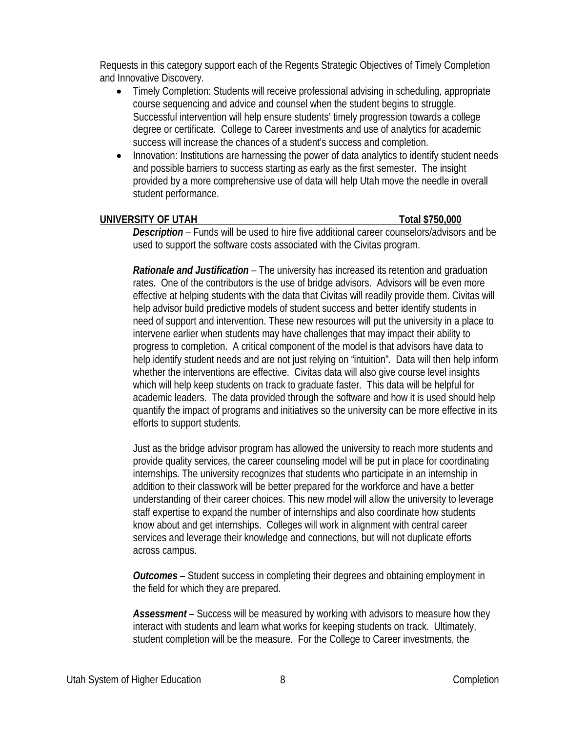Requests in this category support each of the Regents Strategic Objectives of Timely Completion and Innovative Discovery.

- Timely Completion: Students will receive professional advising in scheduling, appropriate course sequencing and advice and counsel when the student begins to struggle. Successful intervention will help ensure students' timely progression towards a college degree or certificate. College to Career investments and use of analytics for academic success will increase the chances of a student's success and completion.
- Innovation: Institutions are harnessing the power of data analytics to identify student needs and possible barriers to success starting as early as the first semester. The insight provided by a more comprehensive use of data will help Utah move the needle in overall student performance.

**UNIVERSITY OF UTAH** **Total $750,000**

***Description*** – Funds will be used to hire five additional career counselors/advisors and be used to support the software costs associated with the Civitas program.

***Rationale and Justification*** – The university has increased its retention and graduation rates. One of the contributors is the use of bridge advisors. Advisors will be even more effective at helping students with the data that Civitas will readily provide them. Civitas will help advisor build predictive models of student success and better identify students in need of support and intervention. These new resources will put the university in a place to intervene earlier when students may have challenges that may impact their ability to progress to completion. A critical component of the model is that advisors have data to help identify student needs and are not just relying on "intuition". Data will then help inform whether the interventions are effective. Civitas data will also give course level insights which will help keep students on track to graduate faster. This data will be helpful for academic leaders. The data provided through the software and how it is used should help quantify the impact of programs and initiatives so the university can be more effective in its efforts to support students.

Just as the bridge advisor program has allowed the university to reach more students and provide quality services, the career counseling model will be put in place for coordinating internships. The university recognizes that students who participate in an internship in addition to their classwork will be better prepared for the workforce and have a better understanding of their career choices. This new model will allow the university to leverage staff expertise to expand the number of internships and also coordinate how students know about and get internships. Colleges will work in alignment with central career services and leverage their knowledge and connections, but will not duplicate efforts across campus.

***Outcomes*** – Student success in completing their degrees and obtaining employment in the field for which they are prepared.

***Assessment*** – Success will be measured by working with advisors to measure how they interact with students and learn what works for keeping students on track. Ultimately, student completion will be the measure. For the College to Career investments, the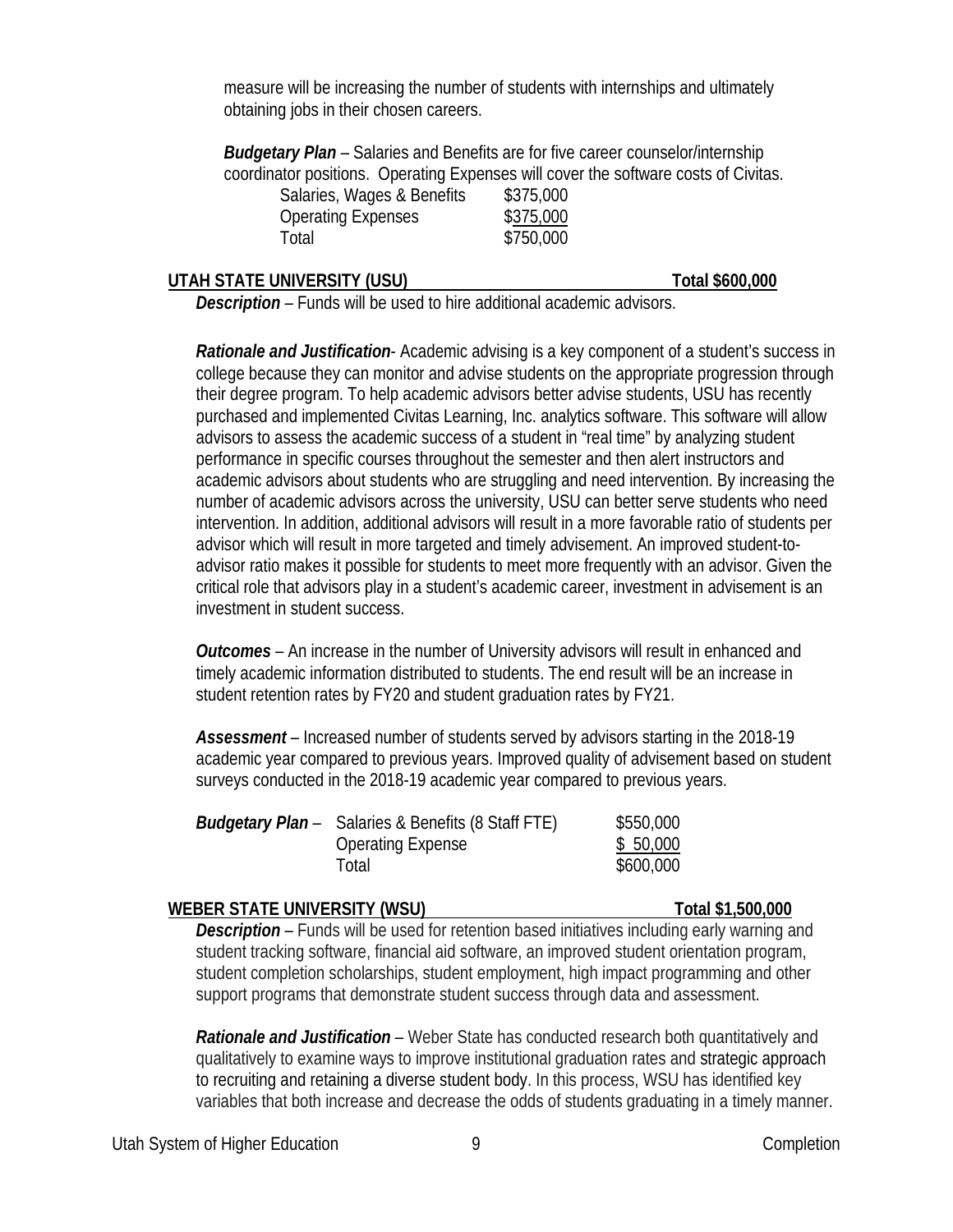measure will be increasing the number of students with internships and ultimately obtaining jobs in their chosen careers.

***Budgetary Plan*** – Salaries and Benefits are for five career counselor/internship coordinator positions. Operating Expenses will cover the software costs of Civitas.

| | |
|---|---|
| Salaries, Wages & Benefits | \$375,000 |
| Operating Expenses | \$375,000 |
| Total | \$750,000 |

### UTAH STATE UNIVERSITY (USU) — Total \$600,000

***Description*** – Funds will be used to hire additional academic advisors.

***Rationale and Justification***- Academic advising is a key component of a student's success in college because they can monitor and advise students on the appropriate progression through their degree program. To help academic advisors better advise students, USU has recently purchased and implemented Civitas Learning, Inc. analytics software. This software will allow advisors to assess the academic success of a student in "real time" by analyzing student performance in specific courses throughout the semester and then alert instructors and academic advisors about students who are struggling and need intervention. By increasing the number of academic advisors across the university, USU can better serve students who need intervention. In addition, additional advisors will result in a more favorable ratio of students per advisor which will result in more targeted and timely advisement. An improved student-to-advisor ratio makes it possible for students to meet more frequently with an advisor. Given the critical role that advisors play in a student's academic career, investment in advisement is an investment in student success.

***Outcomes*** – An increase in the number of University advisors will result in enhanced and timely academic information distributed to students. The end result will be an increase in student retention rates by FY20 and student graduation rates by FY21.

***Assessment*** – Increased number of students served by advisors starting in the 2018-19 academic year compared to previous years. Improved quality of advisement based on student surveys conducted in the 2018-19 academic year compared to previous years.

***Budgetary Plan*** –

| | |
|---|---|
| Salaries & Benefits (8 Staff FTE) | \$550,000 |
| Operating Expense | \$ 50,000 |
| Total | \$600,000 |

### WEBER STATE UNIVERSITY (WSU) — Total \$1,500,000

***Description*** – Funds will be used for retention based initiatives including early warning and student tracking software, financial aid software, an improved student orientation program, student completion scholarships, student employment, high impact programming and other support programs that demonstrate student success through data and assessment.

***Rationale and Justification*** – Weber State has conducted research both quantitatively and qualitatively to examine ways to improve institutional graduation rates and strategic approach to recruiting and retaining a diverse student body. In this process, WSU has identified key variables that both increase and decrease the odds of students graduating in a timely manner.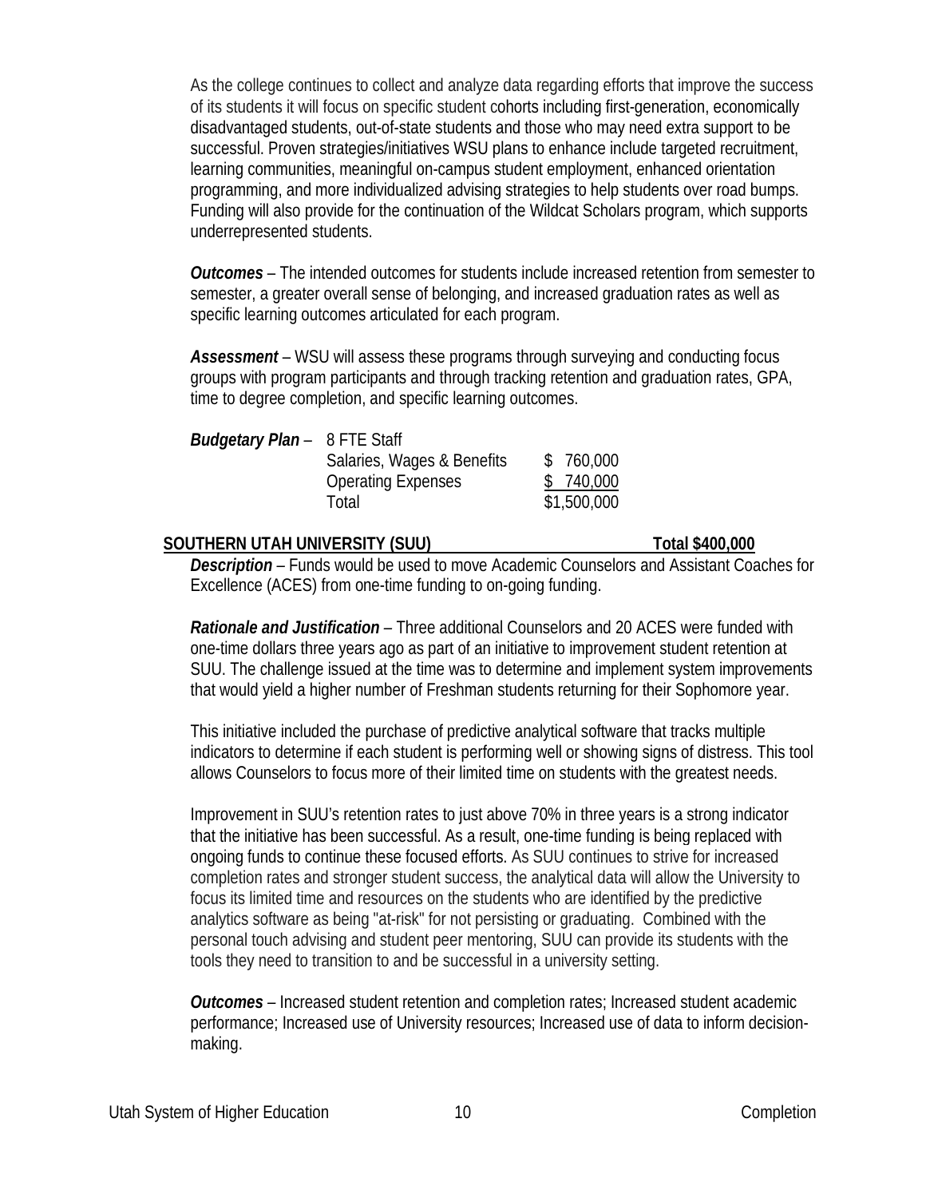As the college continues to collect and analyze data regarding efforts that improve the success of its students it will focus on specific student cohorts including first-generation, economically disadvantaged students, out-of-state students and those who may need extra support to be successful. Proven strategies/initiatives WSU plans to enhance include targeted recruitment, learning communities, meaningful on-campus student employment, enhanced orientation programming, and more individualized advising strategies to help students over road bumps. Funding will also provide for the continuation of the Wildcat Scholars program, which supports underrepresented students.

***Outcomes*** – The intended outcomes for students include increased retention from semester to semester, a greater overall sense of belonging, and increased graduation rates as well as specific learning outcomes articulated for each program.

***Assessment*** – WSU will assess these programs through surveying and conducting focus groups with program participants and through tracking retention and graduation rates, GPA, time to degree completion, and specific learning outcomes.

***Budgetary Plan*** – 8 FTE Staff

| | |
|---|---|
| Salaries, Wages & Benefits | $ 760,000 |
| Operating Expenses | $ 740,000 |
| Total | $1,500,000 |

**SOUTHERN UTAH UNIVERSITY (SUU) Total $400,000**

***Description*** – Funds would be used to move Academic Counselors and Assistant Coaches for Excellence (ACES) from one-time funding to on-going funding.

***Rationale and Justification*** – Three additional Counselors and 20 ACES were funded with one-time dollars three years ago as part of an initiative to improvement student retention at SUU. The challenge issued at the time was to determine and implement system improvements that would yield a higher number of Freshman students returning for their Sophomore year.

This initiative included the purchase of predictive analytical software that tracks multiple indicators to determine if each student is performing well or showing signs of distress. This tool allows Counselors to focus more of their limited time on students with the greatest needs.

Improvement in SUU's retention rates to just above 70% in three years is a strong indicator that the initiative has been successful. As a result, one-time funding is being replaced with ongoing funds to continue these focused efforts. As SUU continues to strive for increased completion rates and stronger student success, the analytical data will allow the University to focus its limited time and resources on the students who are identified by the predictive analytics software as being "at-risk" for not persisting or graduating. Combined with the personal touch advising and student peer mentoring, SUU can provide its students with the tools they need to transition to and be successful in a university setting.

***Outcomes*** – Increased student retention and completion rates; Increased student academic performance; Increased use of University resources; Increased use of data to inform decision-making.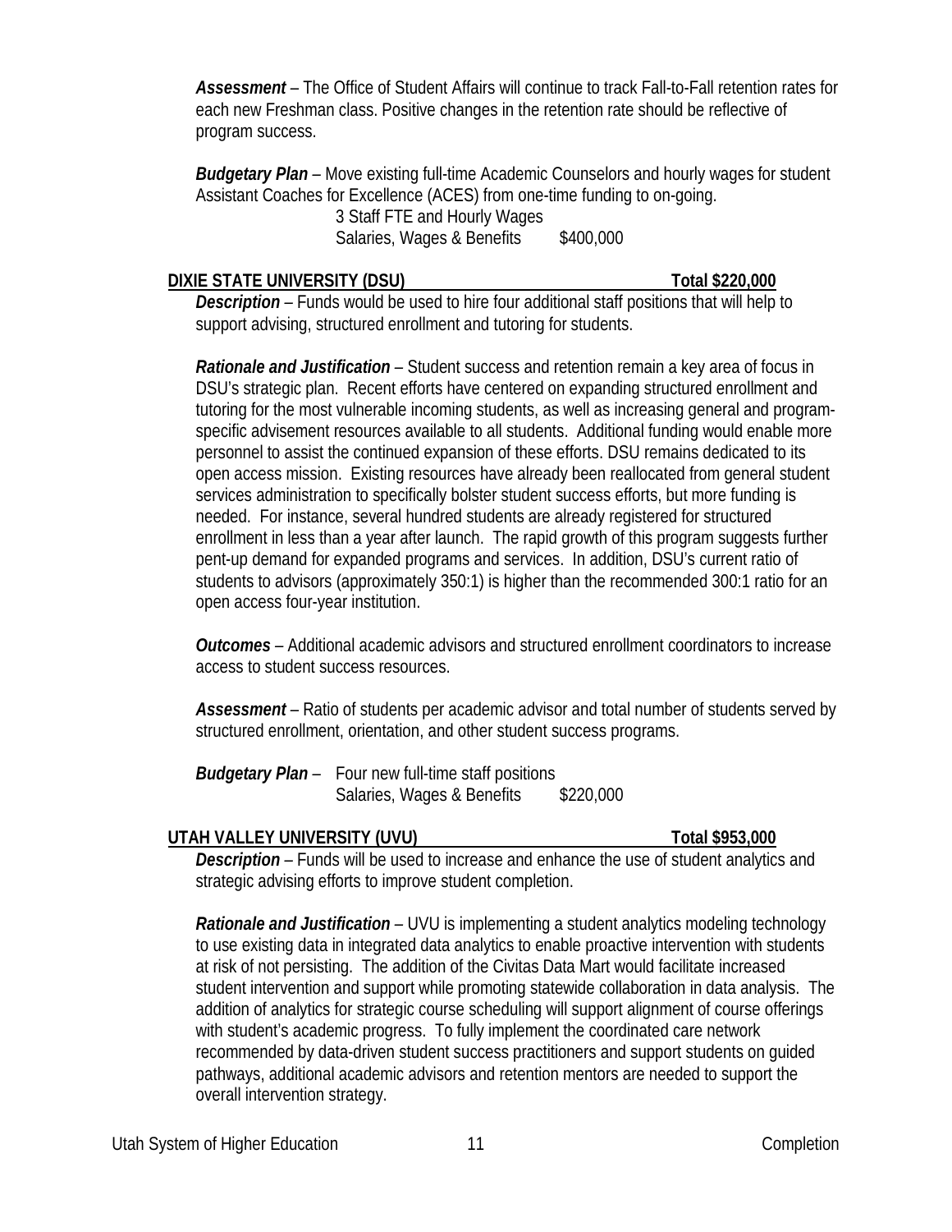***Assessment*** – The Office of Student Affairs will continue to track Fall-to-Fall retention rates for each new Freshman class. Positive changes in the retention rate should be reflective of program success.

***Budgetary Plan*** – Move existing full-time Academic Counselors and hourly wages for student Assistant Coaches for Excellence (ACES) from one-time funding to on-going.

3 Staff FTE and Hourly Wages
Salaries, Wages & Benefits $400,000

**DIXIE STATE UNIVERSITY (DSU) Total $220,000**

***Description*** – Funds would be used to hire four additional staff positions that will help to support advising, structured enrollment and tutoring for students.

***Rationale and Justification*** – Student success and retention remain a key area of focus in DSU's strategic plan. Recent efforts have centered on expanding structured enrollment and tutoring for the most vulnerable incoming students, as well as increasing general and program-specific advisement resources available to all students. Additional funding would enable more personnel to assist the continued expansion of these efforts. DSU remains dedicated to its open access mission. Existing resources have already been reallocated from general student services administration to specifically bolster student success efforts, but more funding is needed. For instance, several hundred students are already registered for structured enrollment in less than a year after launch. The rapid growth of this program suggests further pent-up demand for expanded programs and services. In addition, DSU's current ratio of students to advisors (approximately 350:1) is higher than the recommended 300:1 ratio for an open access four-year institution.

***Outcomes*** – Additional academic advisors and structured enrollment coordinators to increase access to student success resources.

***Assessment*** – Ratio of students per academic advisor and total number of students served by structured enrollment, orientation, and other student success programs.

***Budgetary Plan*** – Four new full-time staff positions
Salaries, Wages & Benefits $220,000

**UTAH VALLEY UNIVERSITY (UVU) Total $953,000**

***Description*** – Funds will be used to increase and enhance the use of student analytics and strategic advising efforts to improve student completion.

***Rationale and Justification*** – UVU is implementing a student analytics modeling technology to use existing data in integrated data analytics to enable proactive intervention with students at risk of not persisting. The addition of the Civitas Data Mart would facilitate increased student intervention and support while promoting statewide collaboration in data analysis. The addition of analytics for strategic course scheduling will support alignment of course offerings with student's academic progress. To fully implement the coordinated care network recommended by data-driven student success practitioners and support students on guided pathways, additional academic advisors and retention mentors are needed to support the overall intervention strategy.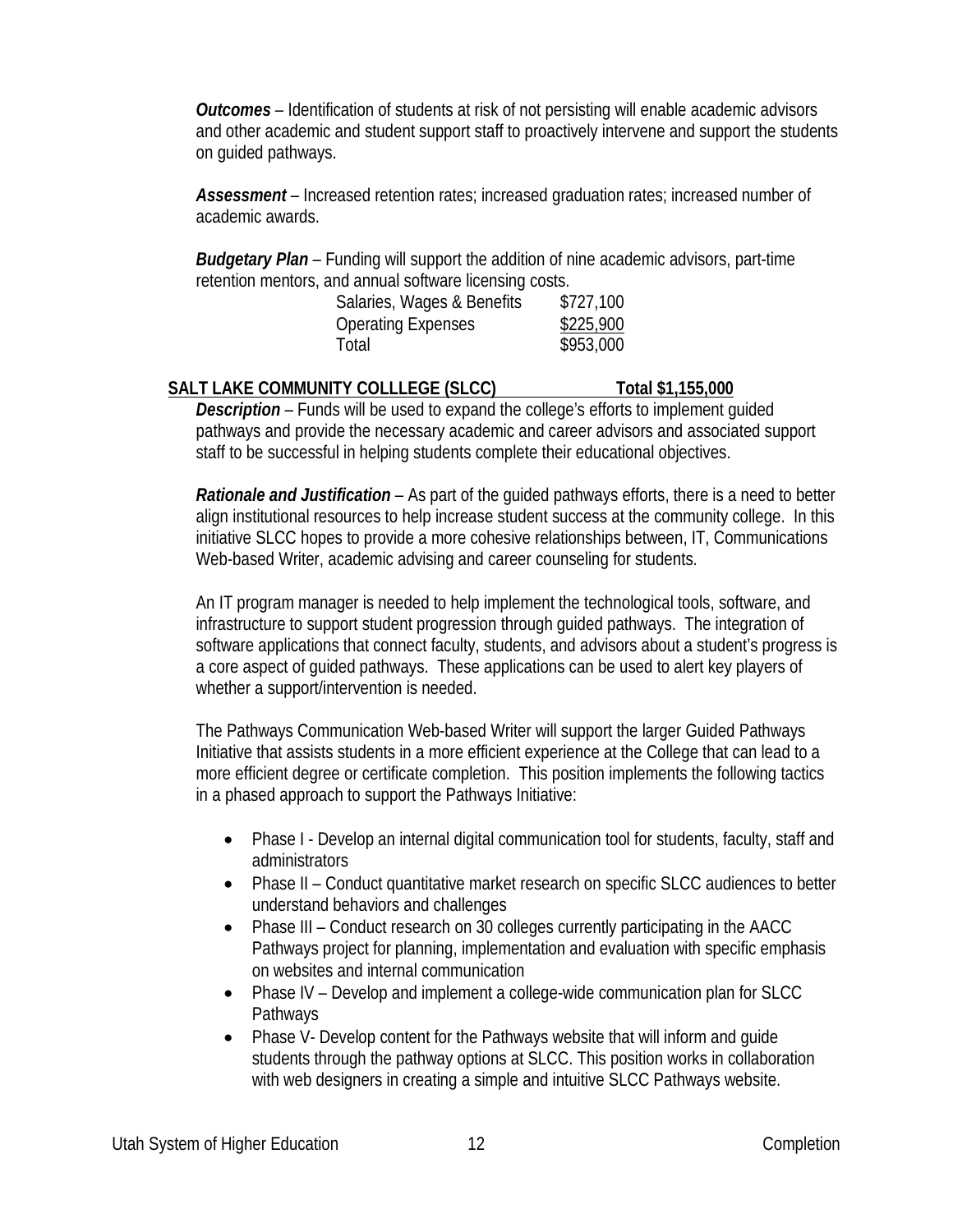***Outcomes*** – Identification of students at risk of not persisting will enable academic advisors and other academic and student support staff to proactively intervene and support the students on guided pathways.

***Assessment*** – Increased retention rates; increased graduation rates; increased number of academic awards.

***Budgetary Plan*** – Funding will support the addition of nine academic advisors, part-time retention mentors, and annual software licensing costs.

| | |
|---|---|
| Salaries, Wages & Benefits | \$727,100 |
| Operating Expenses | \$225,900 |
| Total | \$953,000 |

**SALT LAKE COMMUNITY COLLLEGE (SLCC) Total \$1,155,000**

***Description*** – Funds will be used to expand the college's efforts to implement guided pathways and provide the necessary academic and career advisors and associated support staff to be successful in helping students complete their educational objectives.

***Rationale and Justification*** – As part of the guided pathways efforts, there is a need to better align institutional resources to help increase student success at the community college. In this initiative SLCC hopes to provide a more cohesive relationships between, IT, Communications Web-based Writer, academic advising and career counseling for students.

An IT program manager is needed to help implement the technological tools, software, and infrastructure to support student progression through guided pathways. The integration of software applications that connect faculty, students, and advisors about a student's progress is a core aspect of guided pathways. These applications can be used to alert key players of whether a support/intervention is needed.

The Pathways Communication Web-based Writer will support the larger Guided Pathways Initiative that assists students in a more efficient experience at the College that can lead to a more efficient degree or certificate completion. This position implements the following tactics in a phased approach to support the Pathways Initiative:

- Phase I - Develop an internal digital communication tool for students, faculty, staff and administrators
- Phase II – Conduct quantitative market research on specific SLCC audiences to better understand behaviors and challenges
- Phase III – Conduct research on 30 colleges currently participating in the AACC Pathways project for planning, implementation and evaluation with specific emphasis on websites and internal communication
- Phase IV – Develop and implement a college-wide communication plan for SLCC Pathways
- Phase V- Develop content for the Pathways website that will inform and guide students through the pathway options at SLCC. This position works in collaboration with web designers in creating a simple and intuitive SLCC Pathways website.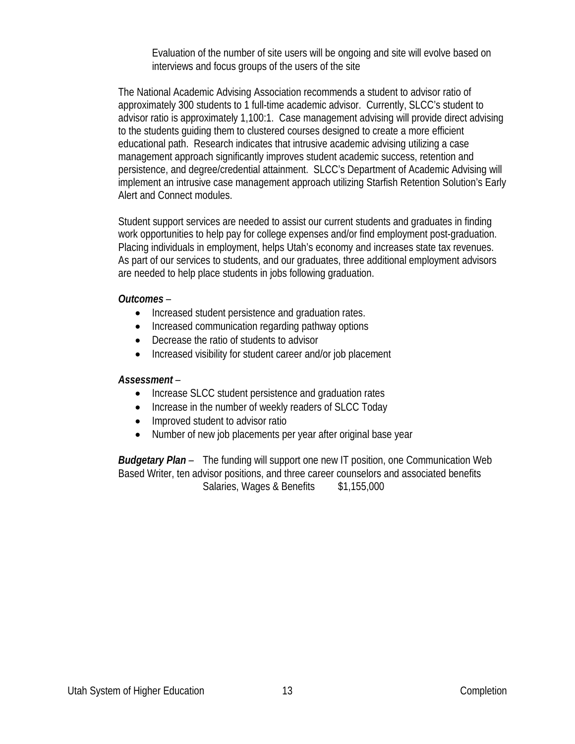Evaluation of the number of site users will be ongoing and site will evolve based on interviews and focus groups of the users of the site

The National Academic Advising Association recommends a student to advisor ratio of approximately 300 students to 1 full-time academic advisor. Currently, SLCC's student to advisor ratio is approximately 1,100:1. Case management advising will provide direct advising to the students guiding them to clustered courses designed to create a more efficient educational path. Research indicates that intrusive academic advising utilizing a case management approach significantly improves student academic success, retention and persistence, and degree/credential attainment. SLCC's Department of Academic Advising will implement an intrusive case management approach utilizing Starfish Retention Solution's Early Alert and Connect modules.

Student support services are needed to assist our current students and graduates in finding work opportunities to help pay for college expenses and/or find employment post-graduation. Placing individuals in employment, helps Utah's economy and increases state tax revenues. As part of our services to students, and our graduates, three additional employment advisors are needed to help place students in jobs following graduation.

***Outcomes*** –

- Increased student persistence and graduation rates.
- Increased communication regarding pathway options
- Decrease the ratio of students to advisor
- Increased visibility for student career and/or job placement

***Assessment*** –

- Increase SLCC student persistence and graduation rates
- Increase in the number of weekly readers of SLCC Today
- Improved student to advisor ratio
- Number of new job placements per year after original base year

***Budgetary Plan*** – The funding will support one new IT position, one Communication Web Based Writer, ten advisor positions, and three career counselors and associated benefits

| | |
|---|---|
| Salaries, Wages & Benefits | $1,155,000 |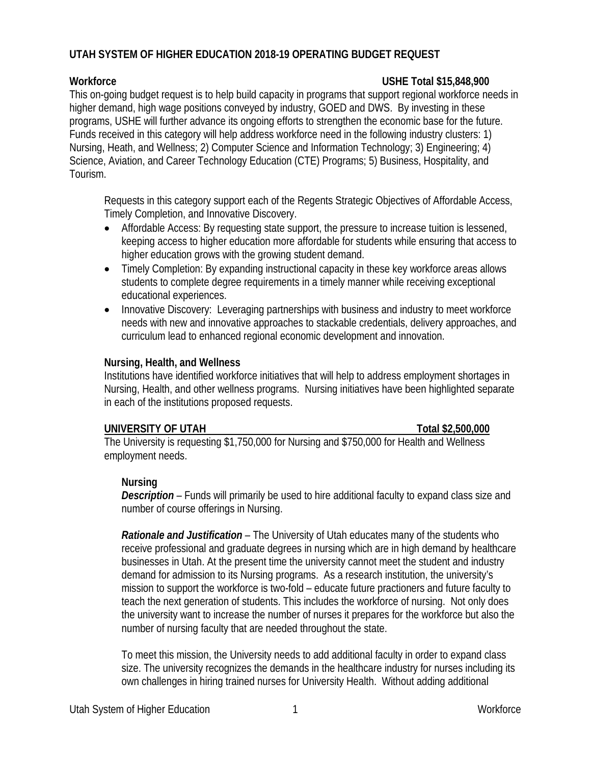**UTAH SYSTEM OF HIGHER EDUCATION 2018-19 OPERATING BUDGET REQUEST**

**Workforce** **USHE Total $15,848,900**

This on-going budget request is to help build capacity in programs that support regional workforce needs in higher demand, high wage positions conveyed by industry, GOED and DWS. By investing in these programs, USHE will further advance its ongoing efforts to strengthen the economic base for the future. Funds received in this category will help address workforce need in the following industry clusters: 1) Nursing, Heath, and Wellness; 2) Computer Science and Information Technology; 3) Engineering; 4) Science, Aviation, and Career Technology Education (CTE) Programs; 5) Business, Hospitality, and Tourism.

Requests in this category support each of the Regents Strategic Objectives of Affordable Access, Timely Completion, and Innovative Discovery.

- Affordable Access: By requesting state support, the pressure to increase tuition is lessened, keeping access to higher education more affordable for students while ensuring that access to higher education grows with the growing student demand.
- Timely Completion: By expanding instructional capacity in these key workforce areas allows students to complete degree requirements in a timely manner while receiving exceptional educational experiences.
- Innovative Discovery: Leveraging partnerships with business and industry to meet workforce needs with new and innovative approaches to stackable credentials, delivery approaches, and curriculum lead to enhanced regional economic development and innovation.

**Nursing, Health, and Wellness**

Institutions have identified workforce initiatives that will help to address employment shortages in Nursing, Health, and other wellness programs. Nursing initiatives have been highlighted separate in each of the institutions proposed requests.

**UNIVERSITY OF UTAH** **Total $2,500,000**

The University is requesting $1,750,000 for Nursing and $750,000 for Health and Wellness employment needs.

**Nursing**

***Description*** – Funds will primarily be used to hire additional faculty to expand class size and number of course offerings in Nursing.

***Rationale and Justification*** – The University of Utah educates many of the students who receive professional and graduate degrees in nursing which are in high demand by healthcare businesses in Utah. At the present time the university cannot meet the student and industry demand for admission to its Nursing programs. As a research institution, the university's mission to support the workforce is two-fold – educate future practioners and future faculty to teach the next generation of students. This includes the workforce of nursing. Not only does the university want to increase the number of nurses it prepares for the workforce but also the number of nursing faculty that are needed throughout the state.

To meet this mission, the University needs to add additional faculty in order to expand class size. The university recognizes the demands in the healthcare industry for nurses including its own challenges in hiring trained nurses for University Health. Without adding additional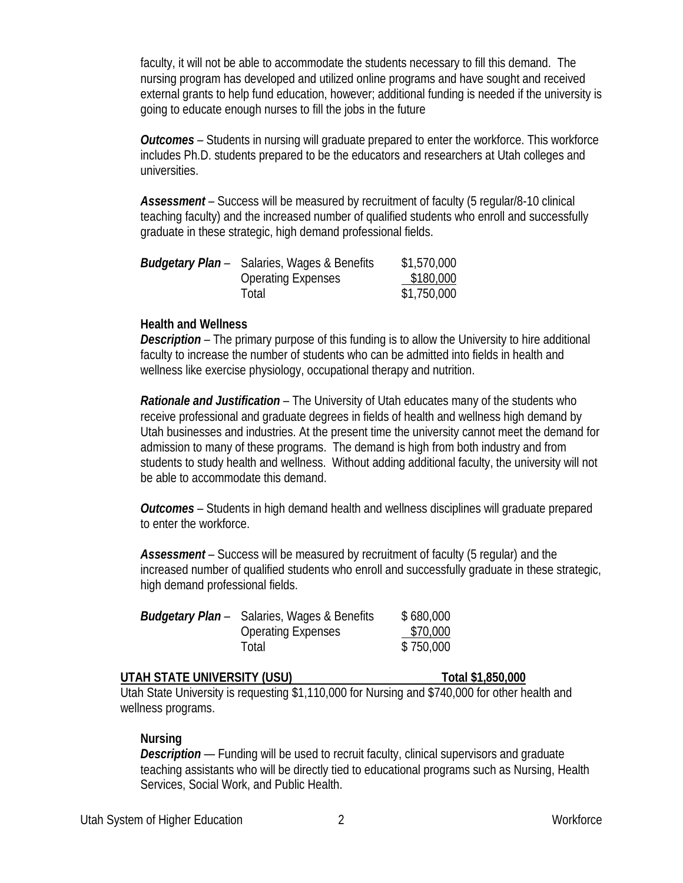faculty, it will not be able to accommodate the students necessary to fill this demand. The nursing program has developed and utilized online programs and have sought and received external grants to help fund education, however; additional funding is needed if the university is going to educate enough nurses to fill the jobs in the future

***Outcomes*** – Students in nursing will graduate prepared to enter the workforce. This workforce includes Ph.D. students prepared to be the educators and researchers at Utah colleges and universities.

***Assessment*** – Success will be measured by recruitment of faculty (5 regular/8-10 clinical teaching faculty) and the increased number of qualified students who enroll and successfully graduate in these strategic, high demand professional fields.

| ***Budgetary Plan*** – | | |
|---|---|---|
| | Salaries, Wages & Benefits | $1,570,000 |
| | Operating Expenses | $180,000 |
| | Total | $1,750,000 |

**Health and Wellness**

***Description*** – The primary purpose of this funding is to allow the University to hire additional faculty to increase the number of students who can be admitted into fields in health and wellness like exercise physiology, occupational therapy and nutrition.

***Rationale and Justification*** – The University of Utah educates many of the students who receive professional and graduate degrees in fields of health and wellness high demand by Utah businesses and industries. At the present time the university cannot meet the demand for admission to many of these programs. The demand is high from both industry and from students to study health and wellness. Without adding additional faculty, the university will not be able to accommodate this demand.

***Outcomes*** – Students in high demand health and wellness disciplines will graduate prepared to enter the workforce.

***Assessment*** – Success will be measured by recruitment of faculty (5 regular) and the increased number of qualified students who enroll and successfully graduate in these strategic, high demand professional fields.

| ***Budgetary Plan*** – | | |
|---|---|---|
| | Salaries, Wages & Benefits | $ 680,000 |
| | Operating Expenses | $70,000 |
| | Total | $ 750,000 |

**UTAH STATE UNIVERSITY (USU) Total $1,850,000**

Utah State University is requesting $1,110,000 for Nursing and $740,000 for other health and wellness programs.

**Nursing**

***Description*** — Funding will be used to recruit faculty, clinical supervisors and graduate teaching assistants who will be directly tied to educational programs such as Nursing, Health Services, Social Work, and Public Health.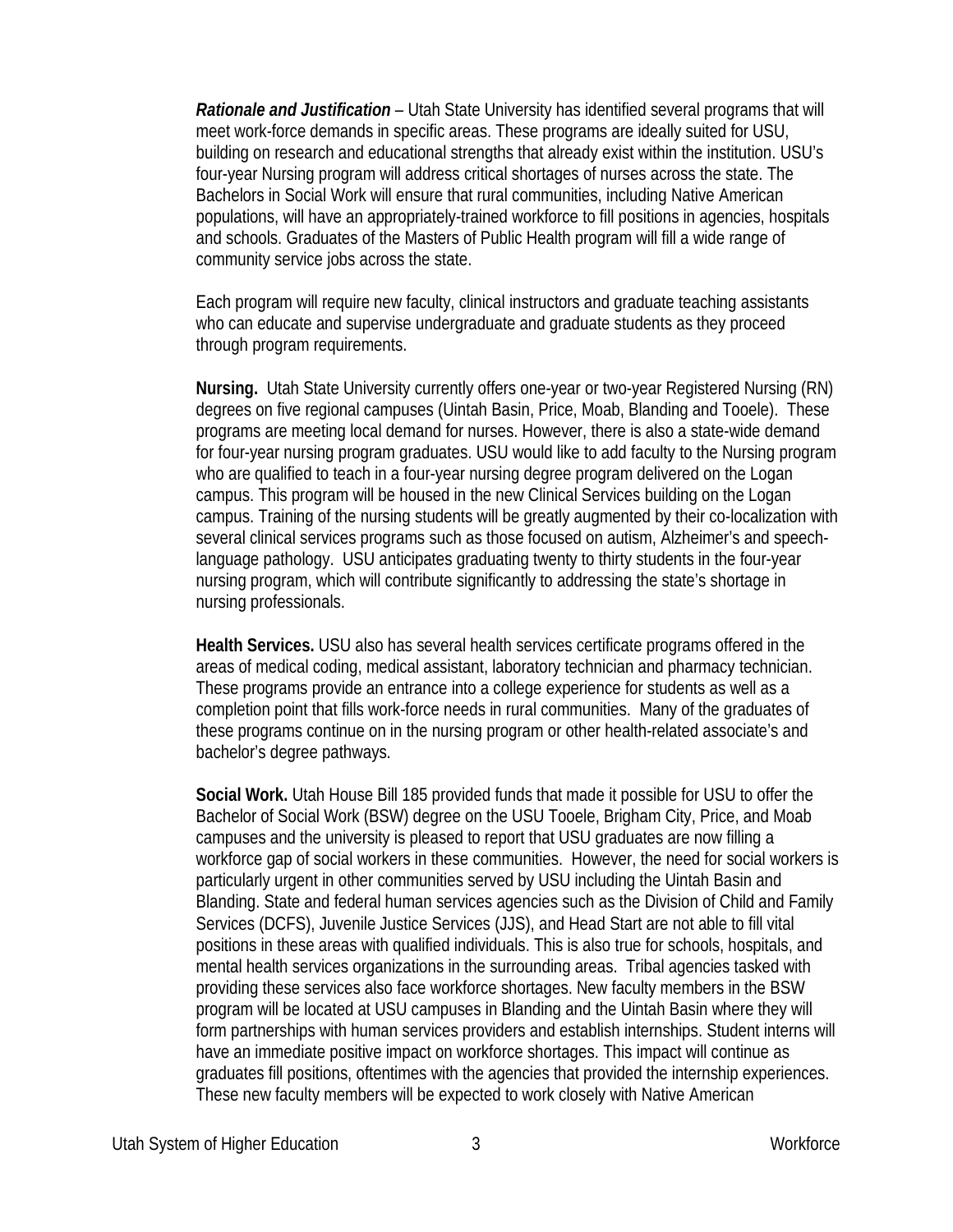***Rationale and Justification*** – Utah State University has identified several programs that will meet work-force demands in specific areas. These programs are ideally suited for USU, building on research and educational strengths that already exist within the institution. USU's four-year Nursing program will address critical shortages of nurses across the state. The Bachelors in Social Work will ensure that rural communities, including Native American populations, will have an appropriately-trained workforce to fill positions in agencies, hospitals and schools. Graduates of the Masters of Public Health program will fill a wide range of community service jobs across the state.

Each program will require new faculty, clinical instructors and graduate teaching assistants who can educate and supervise undergraduate and graduate students as they proceed through program requirements.

**Nursing.** Utah State University currently offers one-year or two-year Registered Nursing (RN) degrees on five regional campuses (Uintah Basin, Price, Moab, Blanding and Tooele). These programs are meeting local demand for nurses. However, there is also a state-wide demand for four-year nursing program graduates. USU would like to add faculty to the Nursing program who are qualified to teach in a four-year nursing degree program delivered on the Logan campus. This program will be housed in the new Clinical Services building on the Logan campus. Training of the nursing students will be greatly augmented by their co-localization with several clinical services programs such as those focused on autism, Alzheimer's and speech-language pathology. USU anticipates graduating twenty to thirty students in the four-year nursing program, which will contribute significantly to addressing the state's shortage in nursing professionals.

**Health Services.** USU also has several health services certificate programs offered in the areas of medical coding, medical assistant, laboratory technician and pharmacy technician. These programs provide an entrance into a college experience for students as well as a completion point that fills work-force needs in rural communities. Many of the graduates of these programs continue on in the nursing program or other health-related associate's and bachelor's degree pathways.

**Social Work.** Utah House Bill 185 provided funds that made it possible for USU to offer the Bachelor of Social Work (BSW) degree on the USU Tooele, Brigham City, Price, and Moab campuses and the university is pleased to report that USU graduates are now filling a workforce gap of social workers in these communities. However, the need for social workers is particularly urgent in other communities served by USU including the Uintah Basin and Blanding. State and federal human services agencies such as the Division of Child and Family Services (DCFS), Juvenile Justice Services (JJS), and Head Start are not able to fill vital positions in these areas with qualified individuals. This is also true for schools, hospitals, and mental health services organizations in the surrounding areas. Tribal agencies tasked with providing these services also face workforce shortages. New faculty members in the BSW program will be located at USU campuses in Blanding and the Uintah Basin where they will form partnerships with human services providers and establish internships. Student interns will have an immediate positive impact on workforce shortages. This impact will continue as graduates fill positions, oftentimes with the agencies that provided the internship experiences. These new faculty members will be expected to work closely with Native American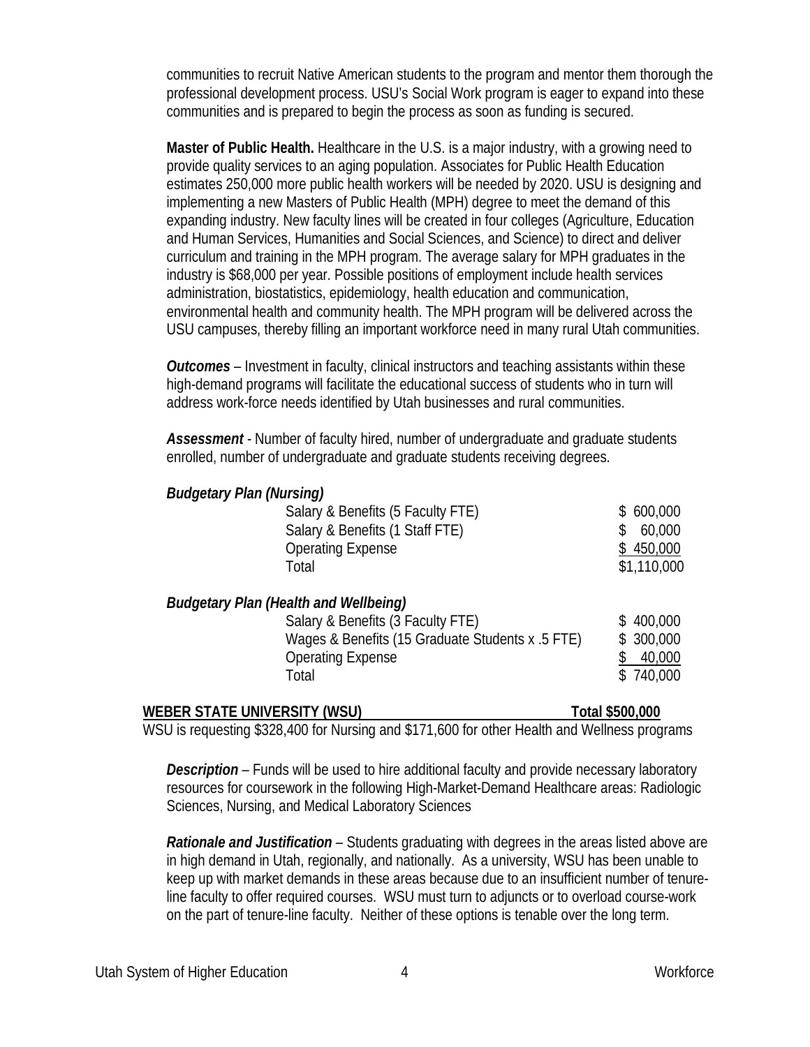communities to recruit Native American students to the program and mentor them thorough the professional development process. USU's Social Work program is eager to expand into these communities and is prepared to begin the process as soon as funding is secured.

**Master of Public Health.** Healthcare in the U.S. is a major industry, with a growing need to provide quality services to an aging population. Associates for Public Health Education estimates 250,000 more public health workers will be needed by 2020. USU is designing and implementing a new Masters of Public Health (MPH) degree to meet the demand of this expanding industry. New faculty lines will be created in four colleges (Agriculture, Education and Human Services, Humanities and Social Sciences, and Science) to direct and deliver curriculum and training in the MPH program. The average salary for MPH graduates in the industry is $68,000 per year. Possible positions of employment include health services administration, biostatistics, epidemiology, health education and communication, environmental health and community health. The MPH program will be delivered across the USU campuses, thereby filling an important workforce need in many rural Utah communities.

***Outcomes*** – Investment in faculty, clinical instructors and teaching assistants within these high-demand programs will facilitate the educational success of students who in turn will address work-force needs identified by Utah businesses and rural communities.

***Assessment*** - Number of faculty hired, number of undergraduate and graduate students enrolled, number of undergraduate and graduate students receiving degrees.

***Budgetary Plan (Nursing)***

| | |
|---|---|
| Salary & Benefits (5 Faculty FTE) | $ 600,000 |
| Salary & Benefits (1 Staff FTE) | $ 60,000 |
| Operating Expense | $ 450,000 |
| Total | $1,110,000 |

***Budgetary Plan (Health and Wellbeing)***

| | |
|---|---|
| Salary & Benefits (3 Faculty FTE) | $ 400,000 |
| Wages & Benefits (15 Graduate Students x .5 FTE) | $ 300,000 |
| Operating Expense | $ 40,000 |
| Total | $ 740,000 |

**WEBER STATE UNIVERSITY (WSU) Total $500,000**

WSU is requesting $328,400 for Nursing and $171,600 for other Health and Wellness programs

***Description*** – Funds will be used to hire additional faculty and provide necessary laboratory resources for coursework in the following High-Market-Demand Healthcare areas: Radiologic Sciences, Nursing, and Medical Laboratory Sciences

***Rationale and Justification*** – Students graduating with degrees in the areas listed above are in high demand in Utah, regionally, and nationally. As a university, WSU has been unable to keep up with market demands in these areas because due to an insufficient number of tenure-line faculty to offer required courses. WSU must turn to adjuncts or to overload course-work on the part of tenure-line faculty. Neither of these options is tenable over the long term.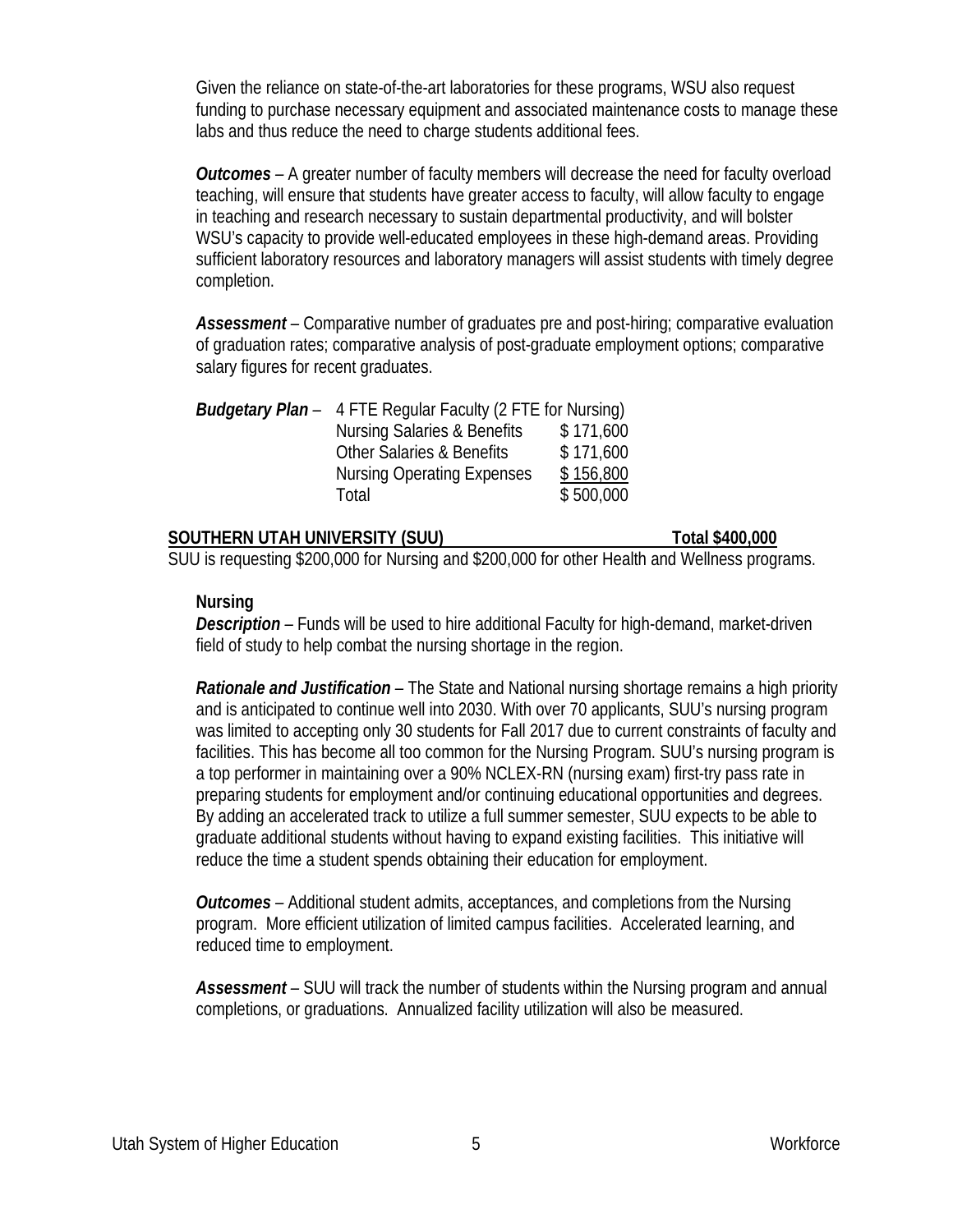Given the reliance on state-of-the-art laboratories for these programs, WSU also request funding to purchase necessary equipment and associated maintenance costs to manage these labs and thus reduce the need to charge students additional fees.

***Outcomes*** – A greater number of faculty members will decrease the need for faculty overload teaching, will ensure that students have greater access to faculty, will allow faculty to engage in teaching and research necessary to sustain departmental productivity, and will bolster WSU's capacity to provide well-educated employees in these high-demand areas. Providing sufficient laboratory resources and laboratory managers will assist students with timely degree completion.

***Assessment*** – Comparative number of graduates pre and post-hiring; comparative evaluation of graduation rates; comparative analysis of post-graduate employment options; comparative salary figures for recent graduates.

***Budgetary Plan*** – 4 FTE Regular Faculty (2 FTE for Nursing)

| | |
|---|---|
| Nursing Salaries & Benefits | $ 171,600 |
| Other Salaries & Benefits | $ 171,600 |
| Nursing Operating Expenses | $ 156,800 |
| Total | $ 500,000 |

**SOUTHERN UTAH UNIVERSITY (SUU) — Total $400,000**

SUU is requesting $200,000 for Nursing and $200,000 for other Health and Wellness programs.

**Nursing**

***Description*** – Funds will be used to hire additional Faculty for high-demand, market-driven field of study to help combat the nursing shortage in the region.

***Rationale and Justification*** – The State and National nursing shortage remains a high priority and is anticipated to continue well into 2030. With over 70 applicants, SUU's nursing program was limited to accepting only 30 students for Fall 2017 due to current constraints of faculty and facilities. This has become all too common for the Nursing Program. SUU's nursing program is a top performer in maintaining over a 90% NCLEX-RN (nursing exam) first-try pass rate in preparing students for employment and/or continuing educational opportunities and degrees. By adding an accelerated track to utilize a full summer semester, SUU expects to be able to graduate additional students without having to expand existing facilities. This initiative will reduce the time a student spends obtaining their education for employment.

***Outcomes*** – Additional student admits, acceptances, and completions from the Nursing program. More efficient utilization of limited campus facilities. Accelerated learning, and reduced time to employment.

***Assessment*** – SUU will track the number of students within the Nursing program and annual completions, or graduations. Annualized facility utilization will also be measured.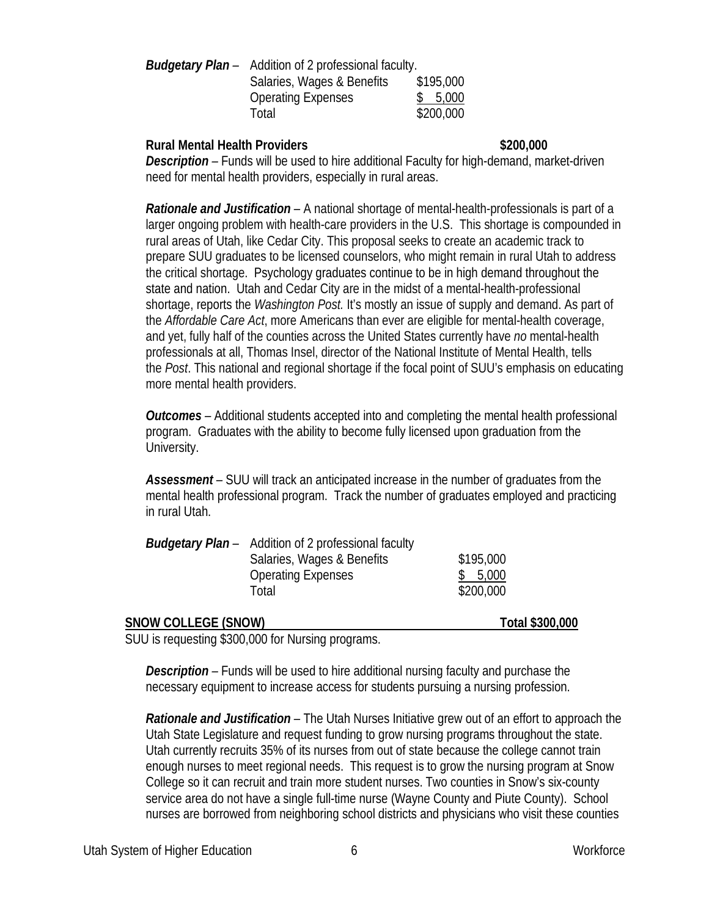***Budgetary Plan*** – Addition of 2 professional faculty.

| | |
|---|---|
| Salaries, Wages & Benefits | $195,000 |
| Operating Expenses | $ 5,000 |
| Total | $200,000 |

**Rural Mental Health Providers** **$200,000**

***Description*** – Funds will be used to hire additional Faculty for high-demand, market-driven need for mental health providers, especially in rural areas.

***Rationale and Justification*** – A national shortage of mental-health-professionals is part of a larger ongoing problem with health-care providers in the U.S. This shortage is compounded in rural areas of Utah, like Cedar City. This proposal seeks to create an academic track to prepare SUU graduates to be licensed counselors, who might remain in rural Utah to address the critical shortage. Psychology graduates continue to be in high demand throughout the state and nation. Utah and Cedar City are in the midst of a mental-health-professional shortage, reports the *Washington Post.* It's mostly an issue of supply and demand. As part of the *Affordable Care Act*, more Americans than ever are eligible for mental-health coverage, and yet, fully half of the counties across the United States currently have *no* mental-health professionals at all, Thomas Insel, director of the National Institute of Mental Health, tells the *Post*. This national and regional shortage if the focal point of SUU's emphasis on educating more mental health providers.

***Outcomes*** – Additional students accepted into and completing the mental health professional program. Graduates with the ability to become fully licensed upon graduation from the University.

***Assessment*** – SUU will track an anticipated increase in the number of graduates from the mental health professional program. Track the number of graduates employed and practicing in rural Utah.

***Budgetary Plan*** – Addition of 2 professional faculty

| | |
|---|---|
| Salaries, Wages & Benefits | $195,000 |
| Operating Expenses | $ 5,000 |
| Total | $200,000 |

**SNOW COLLEGE (SNOW)** **Total $300,000**

SUU is requesting $300,000 for Nursing programs.

***Description*** – Funds will be used to hire additional nursing faculty and purchase the necessary equipment to increase access for students pursuing a nursing profession.

***Rationale and Justification*** – The Utah Nurses Initiative grew out of an effort to approach the Utah State Legislature and request funding to grow nursing programs throughout the state. Utah currently recruits 35% of its nurses from out of state because the college cannot train enough nurses to meet regional needs. This request is to grow the nursing program at Snow College so it can recruit and train more student nurses. Two counties in Snow's six-county service area do not have a single full-time nurse (Wayne County and Piute County). School nurses are borrowed from neighboring school districts and physicians who visit these counties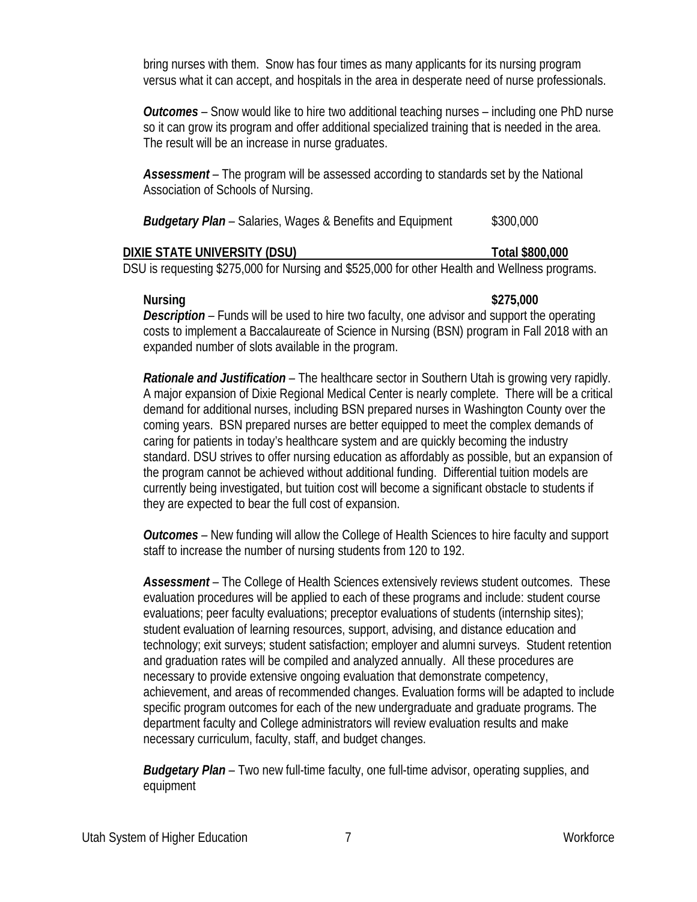bring nurses with them. Snow has four times as many applicants for its nursing program versus what it can accept, and hospitals in the area in desperate need of nurse professionals.

***Outcomes*** – Snow would like to hire two additional teaching nurses – including one PhD nurse so it can grow its program and offer additional specialized training that is needed in the area. The result will be an increase in nurse graduates.

***Assessment*** – The program will be assessed according to standards set by the National Association of Schools of Nursing.

***Budgetary Plan*** – Salaries, Wages & Benefits and Equipment $300,000

**DIXIE STATE UNIVERSITY (DSU) Total $800,000**

DSU is requesting $275,000 for Nursing and $525,000 for other Health and Wellness programs.

**Nursing $275,000**

***Description*** – Funds will be used to hire two faculty, one advisor and support the operating costs to implement a Baccalaureate of Science in Nursing (BSN) program in Fall 2018 with an expanded number of slots available in the program.

***Rationale and Justification*** – The healthcare sector in Southern Utah is growing very rapidly. A major expansion of Dixie Regional Medical Center is nearly complete. There will be a critical demand for additional nurses, including BSN prepared nurses in Washington County over the coming years. BSN prepared nurses are better equipped to meet the complex demands of caring for patients in today's healthcare system and are quickly becoming the industry standard. DSU strives to offer nursing education as affordably as possible, but an expansion of the program cannot be achieved without additional funding. Differential tuition models are currently being investigated, but tuition cost will become a significant obstacle to students if they are expected to bear the full cost of expansion.

***Outcomes*** – New funding will allow the College of Health Sciences to hire faculty and support staff to increase the number of nursing students from 120 to 192.

***Assessment*** – The College of Health Sciences extensively reviews student outcomes. These evaluation procedures will be applied to each of these programs and include: student course evaluations; peer faculty evaluations; preceptor evaluations of students (internship sites); student evaluation of learning resources, support, advising, and distance education and technology; exit surveys; student satisfaction; employer and alumni surveys. Student retention and graduation rates will be compiled and analyzed annually. All these procedures are necessary to provide extensive ongoing evaluation that demonstrate competency, achievement, and areas of recommended changes. Evaluation forms will be adapted to include specific program outcomes for each of the new undergraduate and graduate programs. The department faculty and College administrators will review evaluation results and make necessary curriculum, faculty, staff, and budget changes.

***Budgetary Plan*** – Two new full-time faculty, one full-time advisor, operating supplies, and equipment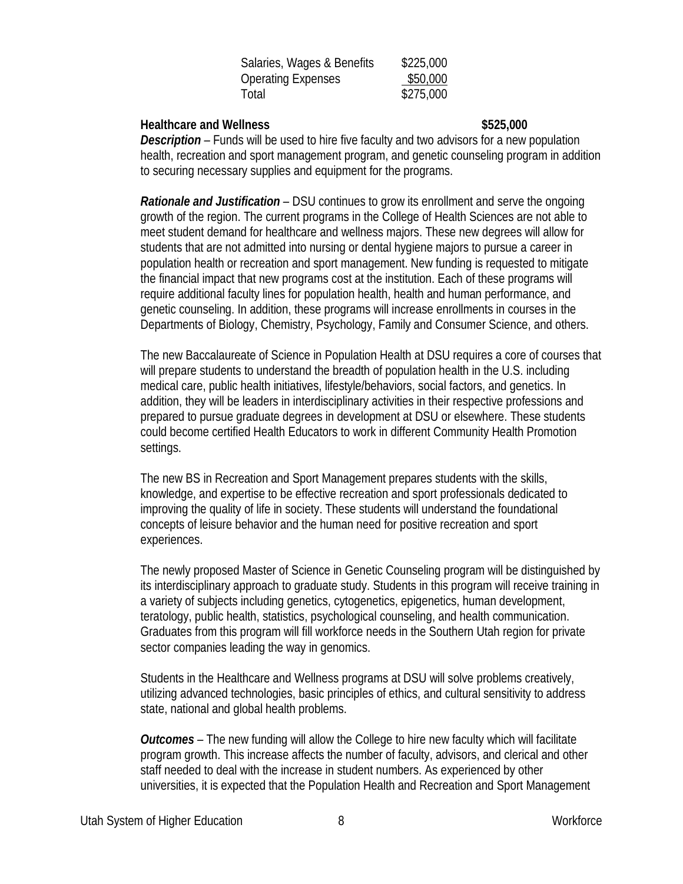| | |
|---|---|
| Salaries, Wages & Benefits | $225,000 |
| Operating Expenses | $50,000 |
| Total | $275,000 |

**Healthcare and Wellness** **$525,000**

***Description*** – Funds will be used to hire five faculty and two advisors for a new population health, recreation and sport management program, and genetic counseling program in addition to securing necessary supplies and equipment for the programs.

***Rationale and Justification*** – DSU continues to grow its enrollment and serve the ongoing growth of the region. The current programs in the College of Health Sciences are not able to meet student demand for healthcare and wellness majors. These new degrees will allow for students that are not admitted into nursing or dental hygiene majors to pursue a career in population health or recreation and sport management. New funding is requested to mitigate the financial impact that new programs cost at the institution. Each of these programs will require additional faculty lines for population health, health and human performance, and genetic counseling. In addition, these programs will increase enrollments in courses in the Departments of Biology, Chemistry, Psychology, Family and Consumer Science, and others.

The new Baccalaureate of Science in Population Health at DSU requires a core of courses that will prepare students to understand the breadth of population health in the U.S. including medical care, public health initiatives, lifestyle/behaviors, social factors, and genetics. In addition, they will be leaders in interdisciplinary activities in their respective professions and prepared to pursue graduate degrees in development at DSU or elsewhere. These students could become certified Health Educators to work in different Community Health Promotion settings.

The new BS in Recreation and Sport Management prepares students with the skills, knowledge, and expertise to be effective recreation and sport professionals dedicated to improving the quality of life in society. These students will understand the foundational concepts of leisure behavior and the human need for positive recreation and sport experiences.

The newly proposed Master of Science in Genetic Counseling program will be distinguished by its interdisciplinary approach to graduate study. Students in this program will receive training in a variety of subjects including genetics, cytogenetics, epigenetics, human development, teratology, public health, statistics, psychological counseling, and health communication. Graduates from this program will fill workforce needs in the Southern Utah region for private sector companies leading the way in genomics.

Students in the Healthcare and Wellness programs at DSU will solve problems creatively, utilizing advanced technologies, basic principles of ethics, and cultural sensitivity to address state, national and global health problems.

***Outcomes*** – The new funding will allow the College to hire new faculty which will facilitate program growth. This increase affects the number of faculty, advisors, and clerical and other staff needed to deal with the increase in student numbers. As experienced by other universities, it is expected that the Population Health and Recreation and Sport Management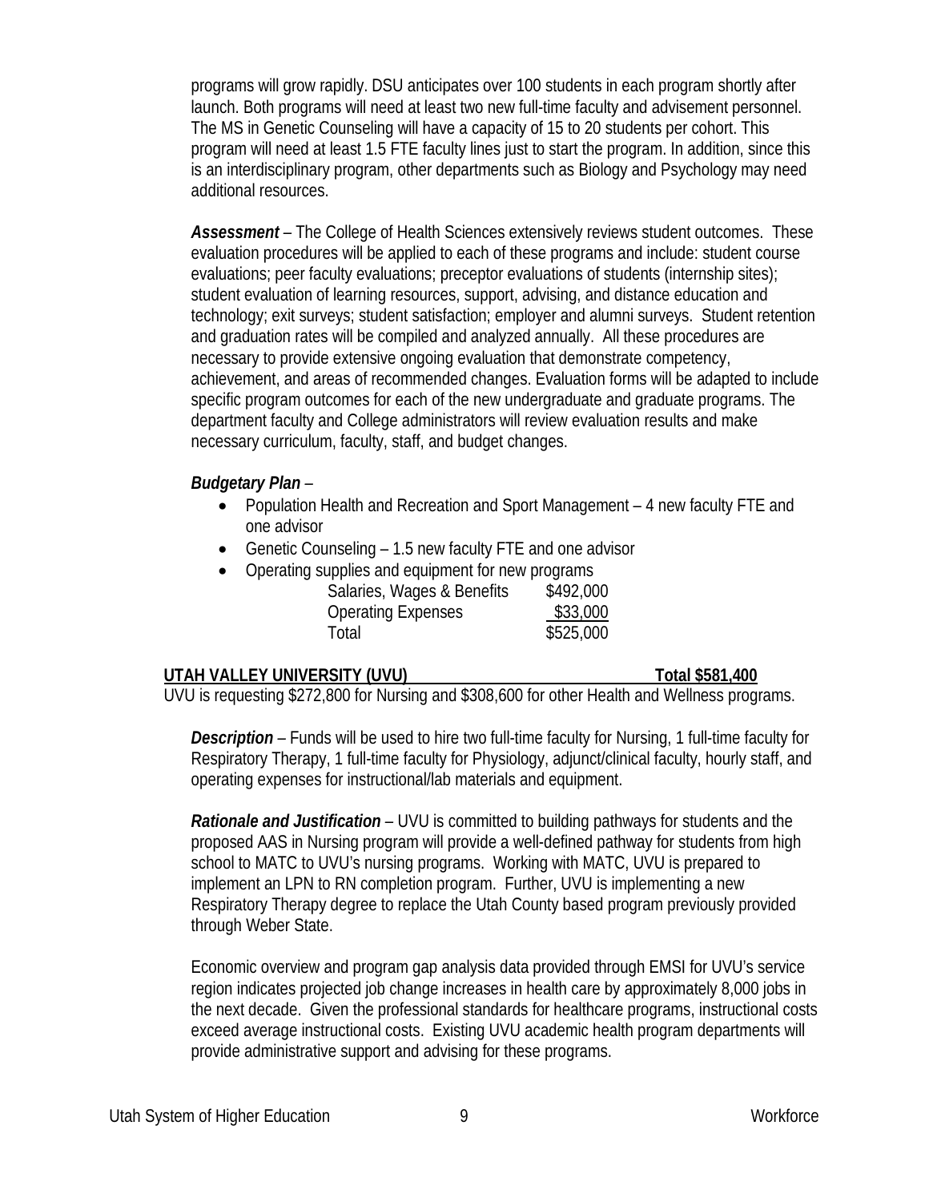programs will grow rapidly. DSU anticipates over 100 students in each program shortly after launch. Both programs will need at least two new full-time faculty and advisement personnel. The MS in Genetic Counseling will have a capacity of 15 to 20 students per cohort. This program will need at least 1.5 FTE faculty lines just to start the program. In addition, since this is an interdisciplinary program, other departments such as Biology and Psychology may need additional resources.

***Assessment*** – The College of Health Sciences extensively reviews student outcomes. These evaluation procedures will be applied to each of these programs and include: student course evaluations; peer faculty evaluations; preceptor evaluations of students (internship sites); student evaluation of learning resources, support, advising, and distance education and technology; exit surveys; student satisfaction; employer and alumni surveys. Student retention and graduation rates will be compiled and analyzed annually. All these procedures are necessary to provide extensive ongoing evaluation that demonstrate competency, achievement, and areas of recommended changes. Evaluation forms will be adapted to include specific program outcomes for each of the new undergraduate and graduate programs. The department faculty and College administrators will review evaluation results and make necessary curriculum, faculty, staff, and budget changes.

***Budgetary Plan*** –

- Population Health and Recreation and Sport Management – 4 new faculty FTE and one advisor
- Genetic Counseling – 1.5 new faculty FTE and one advisor
- Operating supplies and equipment for new programs

| | |
|---|---|
| Salaries, Wages & Benefits | \$492,000 |
| Operating Expenses | \$33,000 |
| Total | \$525,000 |

**UTAH VALLEY UNIVERSITY (UVU) Total \$581,400**

UVU is requesting \$272,800 for Nursing and \$308,600 for other Health and Wellness programs.

***Description*** – Funds will be used to hire two full-time faculty for Nursing, 1 full-time faculty for Respiratory Therapy, 1 full-time faculty for Physiology, adjunct/clinical faculty, hourly staff, and operating expenses for instructional/lab materials and equipment.

***Rationale and Justification*** – UVU is committed to building pathways for students and the proposed AAS in Nursing program will provide a well-defined pathway for students from high school to MATC to UVU's nursing programs. Working with MATC, UVU is prepared to implement an LPN to RN completion program. Further, UVU is implementing a new Respiratory Therapy degree to replace the Utah County based program previously provided through Weber State.

Economic overview and program gap analysis data provided through EMSI for UVU's service region indicates projected job change increases in health care by approximately 8,000 jobs in the next decade. Given the professional standards for healthcare programs, instructional costs exceed average instructional costs. Existing UVU academic health program departments will provide administrative support and advising for these programs.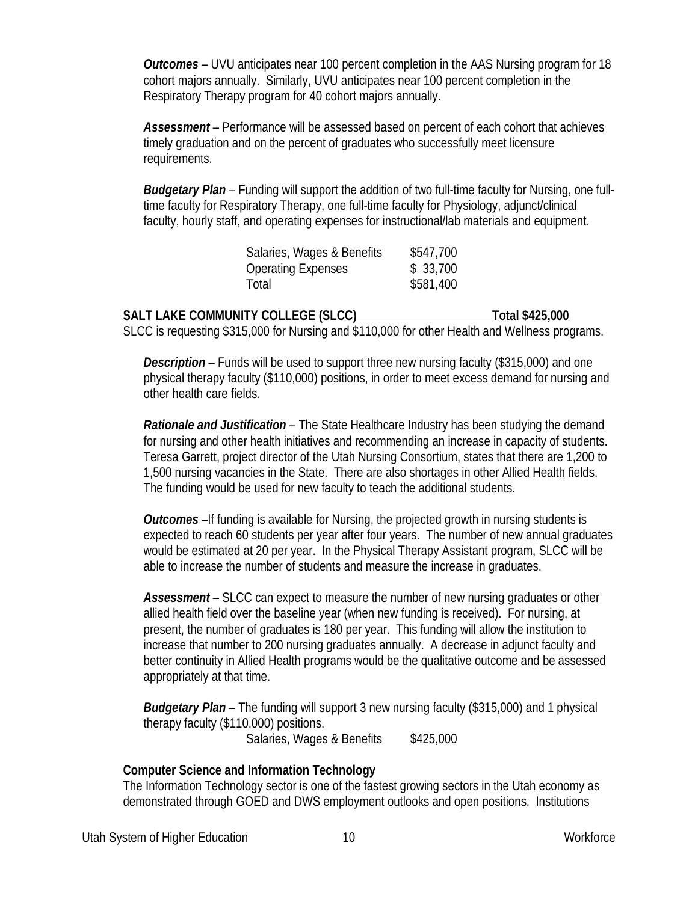***Outcomes*** – UVU anticipates near 100 percent completion in the AAS Nursing program for 18 cohort majors annually. Similarly, UVU anticipates near 100 percent completion in the Respiratory Therapy program for 40 cohort majors annually.

***Assessment*** – Performance will be assessed based on percent of each cohort that achieves timely graduation and on the percent of graduates who successfully meet licensure requirements.

***Budgetary Plan*** – Funding will support the addition of two full-time faculty for Nursing, one full-time faculty for Respiratory Therapy, one full-time faculty for Physiology, adjunct/clinical faculty, hourly staff, and operating expenses for instructional/lab materials and equipment.

| | |
|---|---|
| Salaries, Wages & Benefits | \$547,700 |
| Operating Expenses | \$ 33,700 |
| Total | \$581,400 |

**SALT LAKE COMMUNITY COLLEGE (SLCC) Total \$425,000**

SLCC is requesting \$315,000 for Nursing and \$110,000 for other Health and Wellness programs.

***Description*** – Funds will be used to support three new nursing faculty (\$315,000) and one physical therapy faculty (\$110,000) positions, in order to meet excess demand for nursing and other health care fields.

***Rationale and Justification*** – The State Healthcare Industry has been studying the demand for nursing and other health initiatives and recommending an increase in capacity of students. Teresa Garrett, project director of the Utah Nursing Consortium, states that there are 1,200 to 1,500 nursing vacancies in the State. There are also shortages in other Allied Health fields. The funding would be used for new faculty to teach the additional students.

***Outcomes*** –If funding is available for Nursing, the projected growth in nursing students is expected to reach 60 students per year after four years. The number of new annual graduates would be estimated at 20 per year. In the Physical Therapy Assistant program, SLCC will be able to increase the number of students and measure the increase in graduates.

***Assessment*** – SLCC can expect to measure the number of new nursing graduates or other allied health field over the baseline year (when new funding is received). For nursing, at present, the number of graduates is 180 per year. This funding will allow the institution to increase that number to 200 nursing graduates annually. A decrease in adjunct faculty and better continuity in Allied Health programs would be the qualitative outcome and be assessed appropriately at that time.

***Budgetary Plan*** – The funding will support 3 new nursing faculty (\$315,000) and 1 physical therapy faculty (\$110,000) positions.

| | |
|---|---|
| Salaries, Wages & Benefits | \$425,000 |

**Computer Science and Information Technology**

The Information Technology sector is one of the fastest growing sectors in the Utah economy as demonstrated through GOED and DWS employment outlooks and open positions. Institutions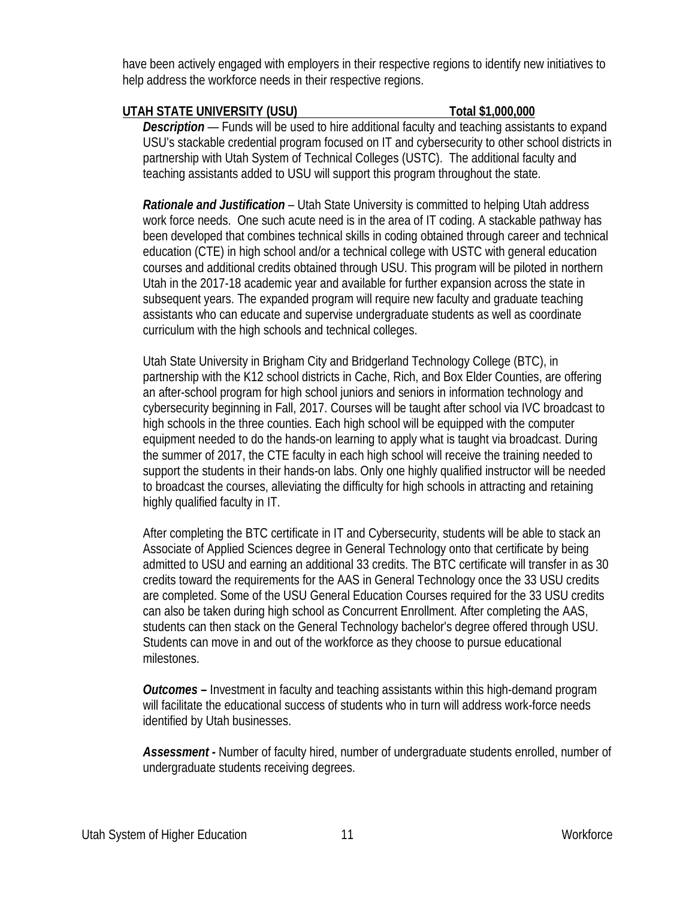have been actively engaged with employers in their respective regions to identify new initiatives to help address the workforce needs in their respective regions.

**UTAH STATE UNIVERSITY (USU) Total $1,000,000**

***Description*** — Funds will be used to hire additional faculty and teaching assistants to expand USU's stackable credential program focused on IT and cybersecurity to other school districts in partnership with Utah System of Technical Colleges (USTC). The additional faculty and teaching assistants added to USU will support this program throughout the state.

***Rationale and Justification*** – Utah State University is committed to helping Utah address work force needs. One such acute need is in the area of IT coding. A stackable pathway has been developed that combines technical skills in coding obtained through career and technical education (CTE) in high school and/or a technical college with USTC with general education courses and additional credits obtained through USU. This program will be piloted in northern Utah in the 2017-18 academic year and available for further expansion across the state in subsequent years. The expanded program will require new faculty and graduate teaching assistants who can educate and supervise undergraduate students as well as coordinate curriculum with the high schools and technical colleges.

Utah State University in Brigham City and Bridgerland Technology College (BTC), in partnership with the K12 school districts in Cache, Rich, and Box Elder Counties, are offering an after-school program for high school juniors and seniors in information technology and cybersecurity beginning in Fall, 2017. Courses will be taught after school via IVC broadcast to high schools in the three counties. Each high school will be equipped with the computer equipment needed to do the hands-on learning to apply what is taught via broadcast. During the summer of 2017, the CTE faculty in each high school will receive the training needed to support the students in their hands-on labs. Only one highly qualified instructor will be needed to broadcast the courses, alleviating the difficulty for high schools in attracting and retaining highly qualified faculty in IT.

After completing the BTC certificate in IT and Cybersecurity, students will be able to stack an Associate of Applied Sciences degree in General Technology onto that certificate by being admitted to USU and earning an additional 33 credits. The BTC certificate will transfer in as 30 credits toward the requirements for the AAS in General Technology once the 33 USU credits are completed. Some of the USU General Education Courses required for the 33 USU credits can also be taken during high school as Concurrent Enrollment. After completing the AAS, students can then stack on the General Technology bachelor's degree offered through USU. Students can move in and out of the workforce as they choose to pursue educational milestones.

***Outcomes –*** Investment in faculty and teaching assistants within this high-demand program will facilitate the educational success of students who in turn will address work-force needs identified by Utah businesses.

***Assessment -*** Number of faculty hired, number of undergraduate students enrolled, number of undergraduate students receiving degrees.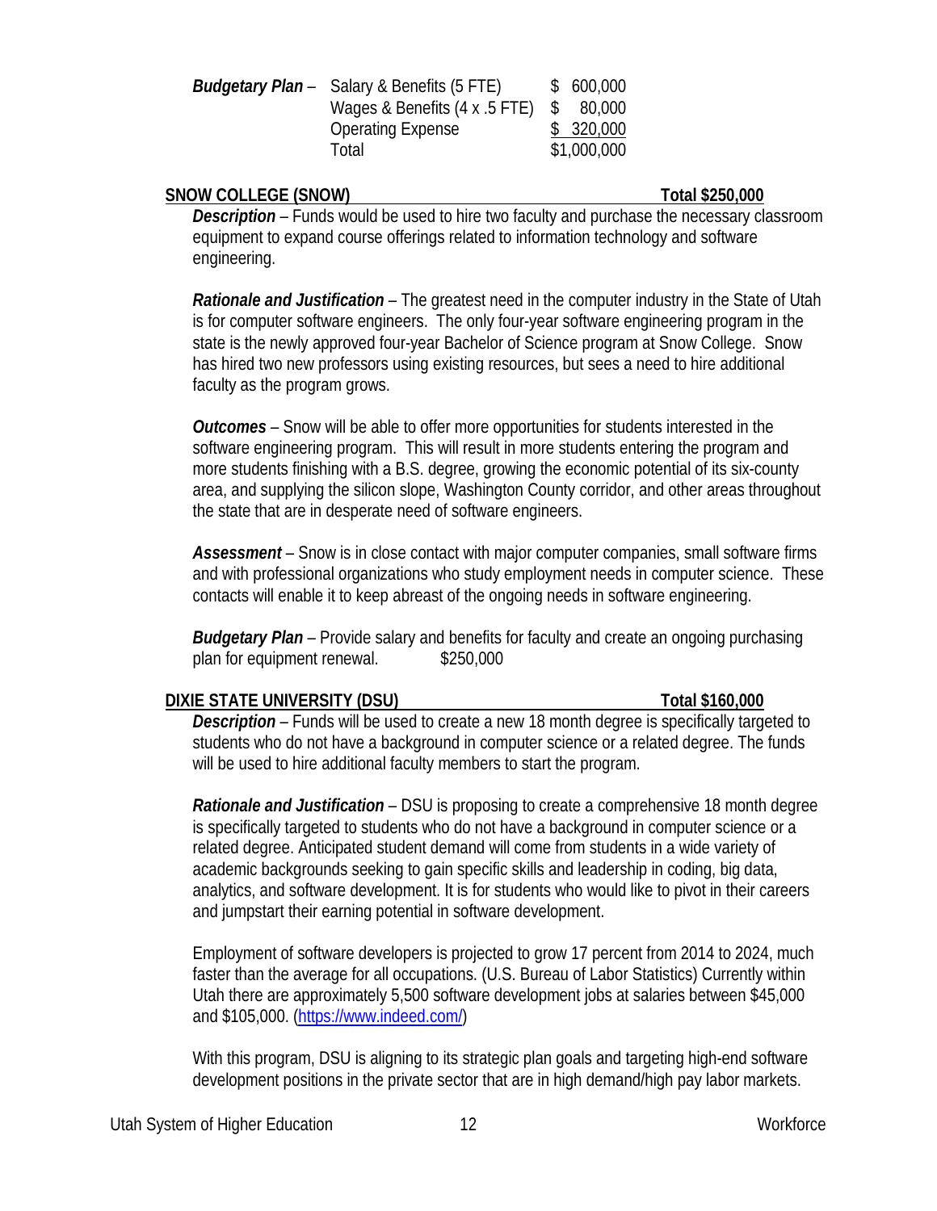***Budgetary Plan*** –

| | |
|---|---|
| Salary & Benefits (5 FTE) | $ 600,000 |
| Wages & Benefits (4 x .5 FTE) | $ 80,000 |
| Operating Expense | $ 320,000 |
| Total | $1,000,000 |

## SNOW COLLEGE (SNOW) — Total $250,000

***Description*** – Funds would be used to hire two faculty and purchase the necessary classroom equipment to expand course offerings related to information technology and software engineering.

***Rationale and Justification*** – The greatest need in the computer industry in the State of Utah is for computer software engineers. The only four-year software engineering program in the state is the newly approved four-year Bachelor of Science program at Snow College. Snow has hired two new professors using existing resources, but sees a need to hire additional faculty as the program grows.

***Outcomes*** – Snow will be able to offer more opportunities for students interested in the software engineering program. This will result in more students entering the program and more students finishing with a B.S. degree, growing the economic potential of its six-county area, and supplying the silicon slope, Washington County corridor, and other areas throughout the state that are in desperate need of software engineers.

***Assessment*** – Snow is in close contact with major computer companies, small software firms and with professional organizations who study employment needs in computer science. These contacts will enable it to keep abreast of the ongoing needs in software engineering.

***Budgetary Plan*** – Provide salary and benefits for faculty and create an ongoing purchasing plan for equipment renewal. $250,000

## DIXIE STATE UNIVERSITY (DSU) — Total $160,000

***Description*** – Funds will be used to create a new 18 month degree is specifically targeted to students who do not have a background in computer science or a related degree. The funds will be used to hire additional faculty members to start the program.

***Rationale and Justification*** – DSU is proposing to create a comprehensive 18 month degree is specifically targeted to students who do not have a background in computer science or a related degree. Anticipated student demand will come from students in a wide variety of academic backgrounds seeking to gain specific skills and leadership in coding, big data, analytics, and software development. It is for students who would like to pivot in their careers and jumpstart their earning potential in software development.

Employment of software developers is projected to grow 17 percent from 2014 to 2024, much faster than the average for all occupations. (U.S. Bureau of Labor Statistics) Currently within Utah there are approximately 5,500 software development jobs at salaries between $45,000 and $105,000. (https://www.indeed.com/)

With this program, DSU is aligning to its strategic plan goals and targeting high-end software development positions in the private sector that are in high demand/high pay labor markets.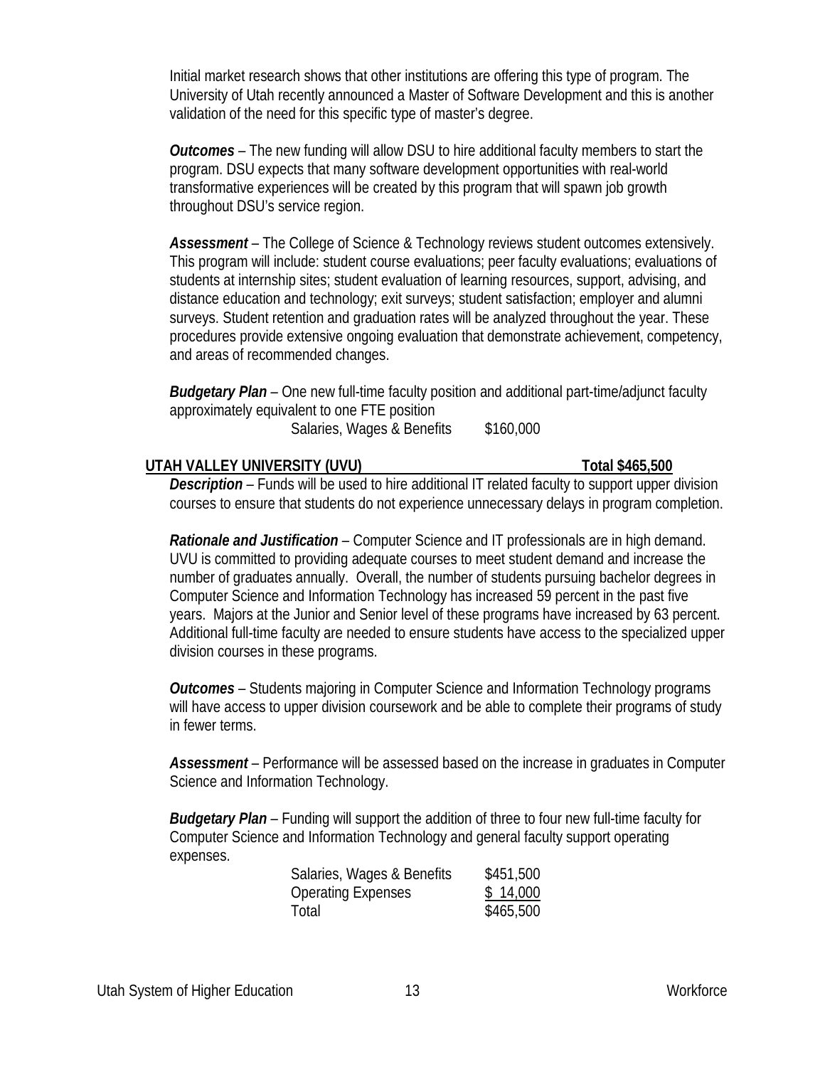Initial market research shows that other institutions are offering this type of program. The University of Utah recently announced a Master of Software Development and this is another validation of the need for this specific type of master's degree.

***Outcomes*** – The new funding will allow DSU to hire additional faculty members to start the program. DSU expects that many software development opportunities with real-world transformative experiences will be created by this program that will spawn job growth throughout DSU's service region.

***Assessment*** – The College of Science & Technology reviews student outcomes extensively. This program will include: student course evaluations; peer faculty evaluations; evaluations of students at internship sites; student evaluation of learning resources, support, advising, and distance education and technology; exit surveys; student satisfaction; employer and alumni surveys. Student retention and graduation rates will be analyzed throughout the year. These procedures provide extensive ongoing evaluation that demonstrate achievement, competency, and areas of recommended changes.

***Budgetary Plan*** – One new full-time faculty position and additional part-time/adjunct faculty approximately equivalent to one FTE position

| | |
|---|---|
| Salaries, Wages & Benefits | $160,000 |

## UTAH VALLEY UNIVERSITY (UVU) — Total $465,500

***Description*** – Funds will be used to hire additional IT related faculty to support upper division courses to ensure that students do not experience unnecessary delays in program completion.

***Rationale and Justification*** – Computer Science and IT professionals are in high demand. UVU is committed to providing adequate courses to meet student demand and increase the number of graduates annually. Overall, the number of students pursuing bachelor degrees in Computer Science and Information Technology has increased 59 percent in the past five years. Majors at the Junior and Senior level of these programs have increased by 63 percent. Additional full-time faculty are needed to ensure students have access to the specialized upper division courses in these programs.

***Outcomes*** – Students majoring in Computer Science and Information Technology programs will have access to upper division coursework and be able to complete their programs of study in fewer terms.

***Assessment*** – Performance will be assessed based on the increase in graduates in Computer Science and Information Technology.

***Budgetary Plan*** – Funding will support the addition of three to four new full-time faculty for Computer Science and Information Technology and general faculty support operating expenses.

| | |
|---|---|
| Salaries, Wages & Benefits | $451,500 |
| Operating Expenses | $ 14,000 |
| Total | $465,500 |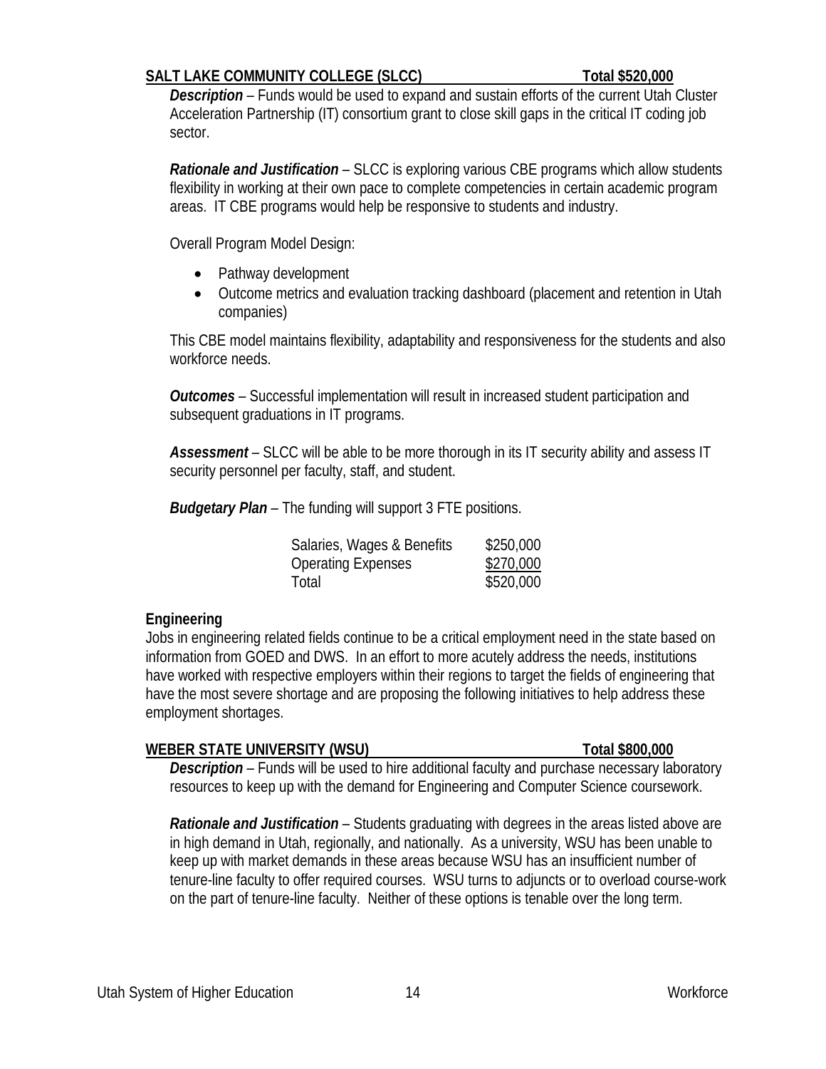**SALT LAKE COMMUNITY COLLEGE (SLCC) Total $520,000**

***Description*** – Funds would be used to expand and sustain efforts of the current Utah Cluster Acceleration Partnership (IT) consortium grant to close skill gaps in the critical IT coding job sector.

***Rationale and Justification*** – SLCC is exploring various CBE programs which allow students flexibility in working at their own pace to complete competencies in certain academic program areas. IT CBE programs would help be responsive to students and industry.

Overall Program Model Design:

- Pathway development
- Outcome metrics and evaluation tracking dashboard (placement and retention in Utah companies)

This CBE model maintains flexibility, adaptability and responsiveness for the students and also workforce needs.

***Outcomes*** – Successful implementation will result in increased student participation and subsequent graduations in IT programs.

***Assessment*** – SLCC will be able to be more thorough in its IT security ability and assess IT security personnel per faculty, staff, and student.

***Budgetary Plan*** – The funding will support 3 FTE positions.

| | |
|---|---|
| Salaries, Wages & Benefits | $250,000 |
| Operating Expenses | $270,000 |
| Total | $520,000 |

**Engineering**

Jobs in engineering related fields continue to be a critical employment need in the state based on information from GOED and DWS. In an effort to more acutely address the needs, institutions have worked with respective employers within their regions to target the fields of engineering that have the most severe shortage and are proposing the following initiatives to help address these employment shortages.

**WEBER STATE UNIVERSITY (WSU) Total $800,000**

***Description*** – Funds will be used to hire additional faculty and purchase necessary laboratory resources to keep up with the demand for Engineering and Computer Science coursework.

***Rationale and Justification*** – Students graduating with degrees in the areas listed above are in high demand in Utah, regionally, and nationally. As a university, WSU has been unable to keep up with market demands in these areas because WSU has an insufficient number of tenure-line faculty to offer required courses. WSU turns to adjuncts or to overload course-work on the part of tenure-line faculty. Neither of these options is tenable over the long term.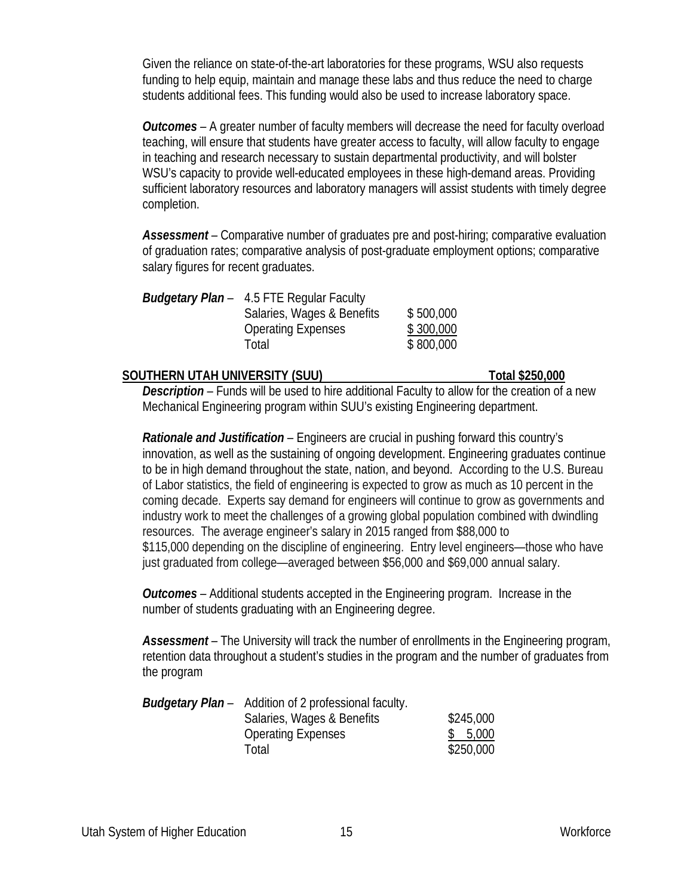Given the reliance on state-of-the-art laboratories for these programs, WSU also requests funding to help equip, maintain and manage these labs and thus reduce the need to charge students additional fees. This funding would also be used to increase laboratory space.

***Outcomes*** – A greater number of faculty members will decrease the need for faculty overload teaching, will ensure that students have greater access to faculty, will allow faculty to engage in teaching and research necessary to sustain departmental productivity, and will bolster WSU's capacity to provide well-educated employees in these high-demand areas. Providing sufficient laboratory resources and laboratory managers will assist students with timely degree completion.

***Assessment*** – Comparative number of graduates pre and post-hiring; comparative evaluation of graduation rates; comparative analysis of post-graduate employment options; comparative salary figures for recent graduates.

***Budgetary Plan*** – 4.5 FTE Regular Faculty

| | |
|---|---|
| Salaries, Wages & Benefits | $ 500,000 |
| Operating Expenses | $ 300,000 |
| Total | $ 800,000 |

## SOUTHERN UTAH UNIVERSITY (SUU) Total $250,000

***Description*** – Funds will be used to hire additional Faculty to allow for the creation of a new Mechanical Engineering program within SUU's existing Engineering department.

***Rationale and Justification*** – Engineers are crucial in pushing forward this country's innovation, as well as the sustaining of ongoing development. Engineering graduates continue to be in high demand throughout the state, nation, and beyond. According to the U.S. Bureau of Labor statistics, the field of engineering is expected to grow as much as 10 percent in the coming decade. Experts say demand for engineers will continue to grow as governments and industry work to meet the challenges of a growing global population combined with dwindling resources. The average engineer's salary in 2015 ranged from $88,000 to $115,000 depending on the discipline of engineering. Entry level engineers—those who have just graduated from college—averaged between $56,000 and $69,000 annual salary.

***Outcomes*** – Additional students accepted in the Engineering program. Increase in the number of students graduating with an Engineering degree.

***Assessment*** – The University will track the number of enrollments in the Engineering program, retention data throughout a student's studies in the program and the number of graduates from the program

***Budgetary Plan*** – Addition of 2 professional faculty.

| | |
|---|---|
| Salaries, Wages & Benefits | $245,000 |
| Operating Expenses | $ 5,000 |
| Total | $250,000 |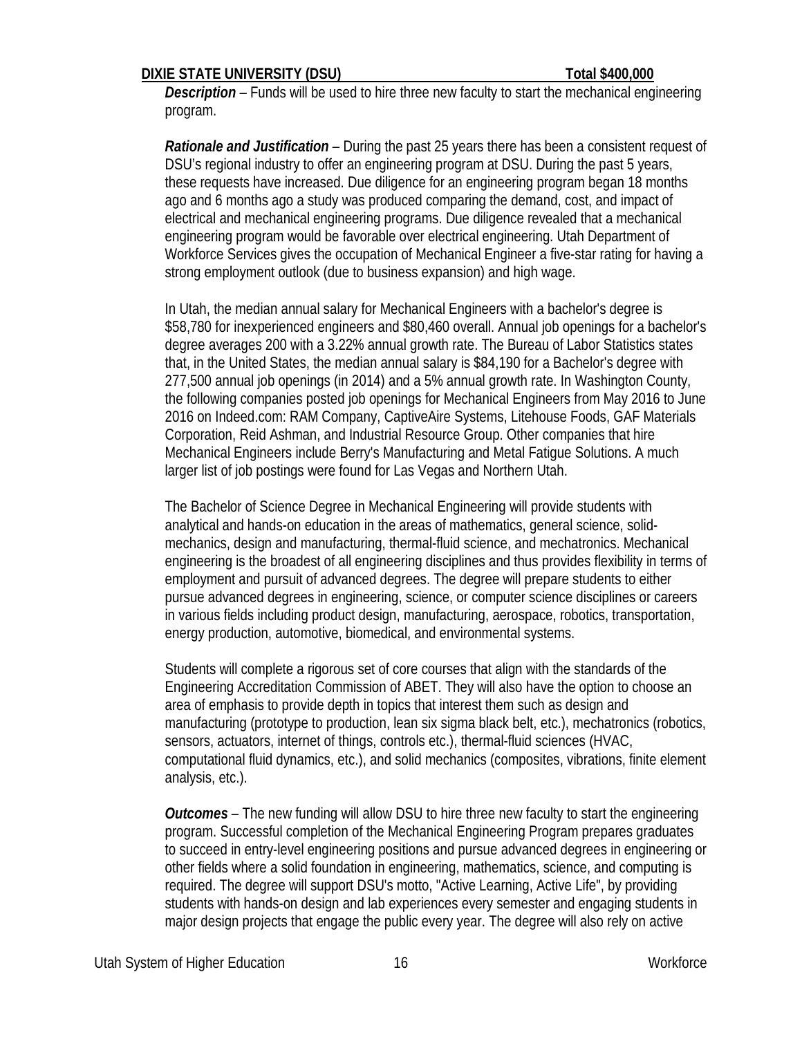**DIXIE STATE UNIVERSITY (DSU) Total $400,000**

***Description*** – Funds will be used to hire three new faculty to start the mechanical engineering program.

***Rationale and Justification*** – During the past 25 years there has been a consistent request of DSU's regional industry to offer an engineering program at DSU. During the past 5 years, these requests have increased. Due diligence for an engineering program began 18 months ago and 6 months ago a study was produced comparing the demand, cost, and impact of electrical and mechanical engineering programs. Due diligence revealed that a mechanical engineering program would be favorable over electrical engineering. Utah Department of Workforce Services gives the occupation of Mechanical Engineer a five-star rating for having a strong employment outlook (due to business expansion) and high wage.

In Utah, the median annual salary for Mechanical Engineers with a bachelor's degree is $58,780 for inexperienced engineers and $80,460 overall. Annual job openings for a bachelor's degree averages 200 with a 3.22% annual growth rate. The Bureau of Labor Statistics states that, in the United States, the median annual salary is $84,190 for a Bachelor's degree with 277,500 annual job openings (in 2014) and a 5% annual growth rate. In Washington County, the following companies posted job openings for Mechanical Engineers from May 2016 to June 2016 on Indeed.com: RAM Company, CaptiveAire Systems, Litehouse Foods, GAF Materials Corporation, Reid Ashman, and Industrial Resource Group. Other companies that hire Mechanical Engineers include Berry's Manufacturing and Metal Fatigue Solutions. A much larger list of job postings were found for Las Vegas and Northern Utah.

The Bachelor of Science Degree in Mechanical Engineering will provide students with analytical and hands-on education in the areas of mathematics, general science, solid-mechanics, design and manufacturing, thermal-fluid science, and mechatronics. Mechanical engineering is the broadest of all engineering disciplines and thus provides flexibility in terms of employment and pursuit of advanced degrees. The degree will prepare students to either pursue advanced degrees in engineering, science, or computer science disciplines or careers in various fields including product design, manufacturing, aerospace, robotics, transportation, energy production, automotive, biomedical, and environmental systems.

Students will complete a rigorous set of core courses that align with the standards of the Engineering Accreditation Commission of ABET. They will also have the option to choose an area of emphasis to provide depth in topics that interest them such as design and manufacturing (prototype to production, lean six sigma black belt, etc.), mechatronics (robotics, sensors, actuators, internet of things, controls etc.), thermal-fluid sciences (HVAC, computational fluid dynamics, etc.), and solid mechanics (composites, vibrations, finite element analysis, etc.).

***Outcomes*** – The new funding will allow DSU to hire three new faculty to start the engineering program. Successful completion of the Mechanical Engineering Program prepares graduates to succeed in entry-level engineering positions and pursue advanced degrees in engineering or other fields where a solid foundation in engineering, mathematics, science, and computing is required. The degree will support DSU's motto, "Active Learning, Active Life", by providing students with hands-on design and lab experiences every semester and engaging students in major design projects that engage the public every year. The degree will also rely on active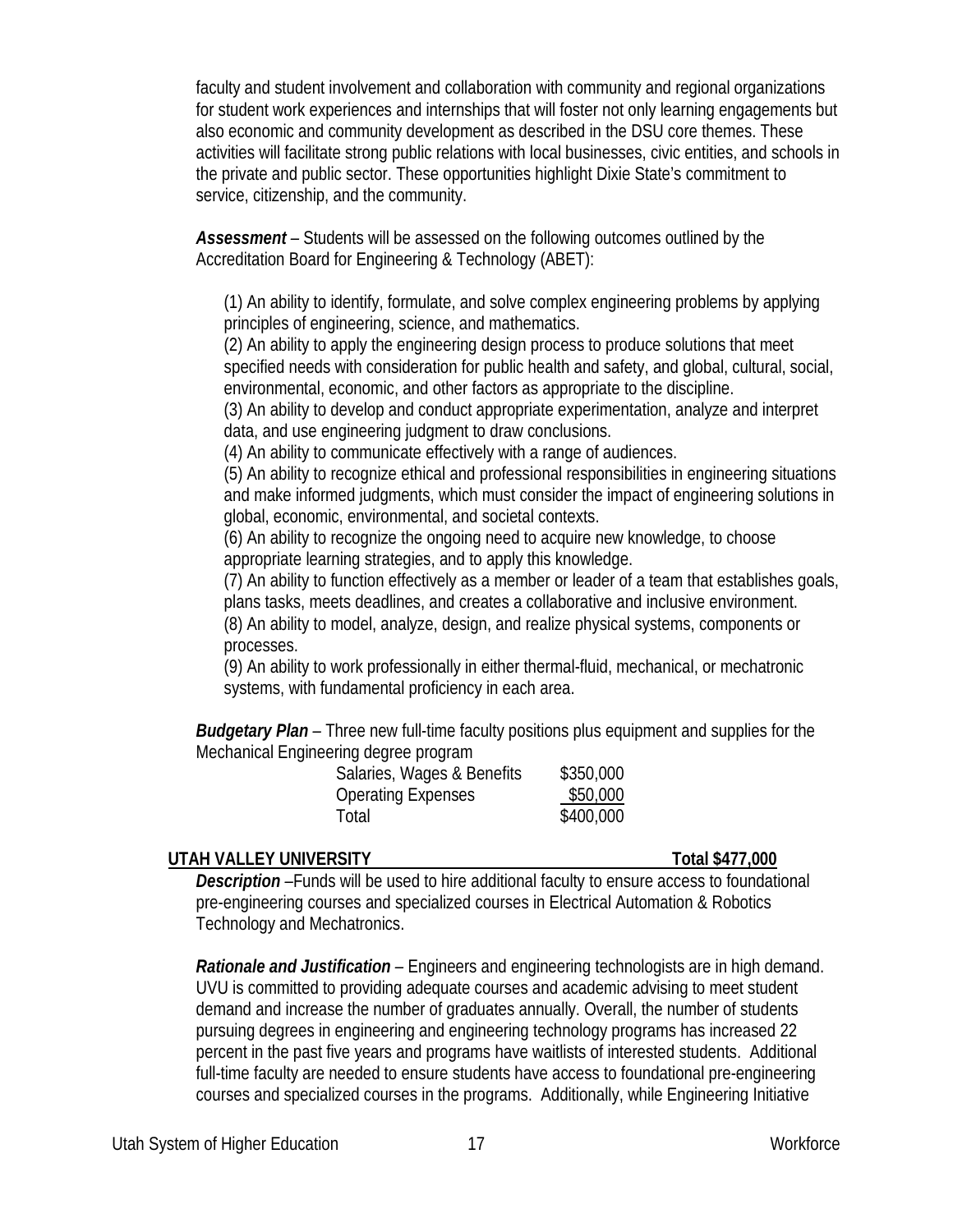faculty and student involvement and collaboration with community and regional organizations for student work experiences and internships that will foster not only learning engagements but also economic and community development as described in the DSU core themes. These activities will facilitate strong public relations with local businesses, civic entities, and schools in the private and public sector. These opportunities highlight Dixie State's commitment to service, citizenship, and the community.

***Assessment*** – Students will be assessed on the following outcomes outlined by the Accreditation Board for Engineering & Technology (ABET):

(1) An ability to identify, formulate, and solve complex engineering problems by applying principles of engineering, science, and mathematics.
(2) An ability to apply the engineering design process to produce solutions that meet specified needs with consideration for public health and safety, and global, cultural, social, environmental, economic, and other factors as appropriate to the discipline.
(3) An ability to develop and conduct appropriate experimentation, analyze and interpret data, and use engineering judgment to draw conclusions.
(4) An ability to communicate effectively with a range of audiences.
(5) An ability to recognize ethical and professional responsibilities in engineering situations and make informed judgments, which must consider the impact of engineering solutions in global, economic, environmental, and societal contexts.
(6) An ability to recognize the ongoing need to acquire new knowledge, to choose appropriate learning strategies, and to apply this knowledge.
(7) An ability to function effectively as a member or leader of a team that establishes goals, plans tasks, meets deadlines, and creates a collaborative and inclusive environment.
(8) An ability to model, analyze, design, and realize physical systems, components or processes.
(9) An ability to work professionally in either thermal-fluid, mechanical, or mechatronic systems, with fundamental proficiency in each area.

***Budgetary Plan*** – Three new full-time faculty positions plus equipment and supplies for the Mechanical Engineering degree program

| | |
|---|---|
| Salaries, Wages & Benefits | $350,000 |
| Operating Expenses | $50,000 |
| Total | $400,000 |

**UTAH VALLEY UNIVERSITY — Total $477,000**

***Description*** –Funds will be used to hire additional faculty to ensure access to foundational pre-engineering courses and specialized courses in Electrical Automation & Robotics Technology and Mechatronics.

***Rationale and Justification*** – Engineers and engineering technologists are in high demand. UVU is committed to providing adequate courses and academic advising to meet student demand and increase the number of graduates annually. Overall, the number of students pursuing degrees in engineering and engineering technology programs has increased 22 percent in the past five years and programs have waitlists of interested students. Additional full-time faculty are needed to ensure students have access to foundational pre-engineering courses and specialized courses in the programs. Additionally, while Engineering Initiative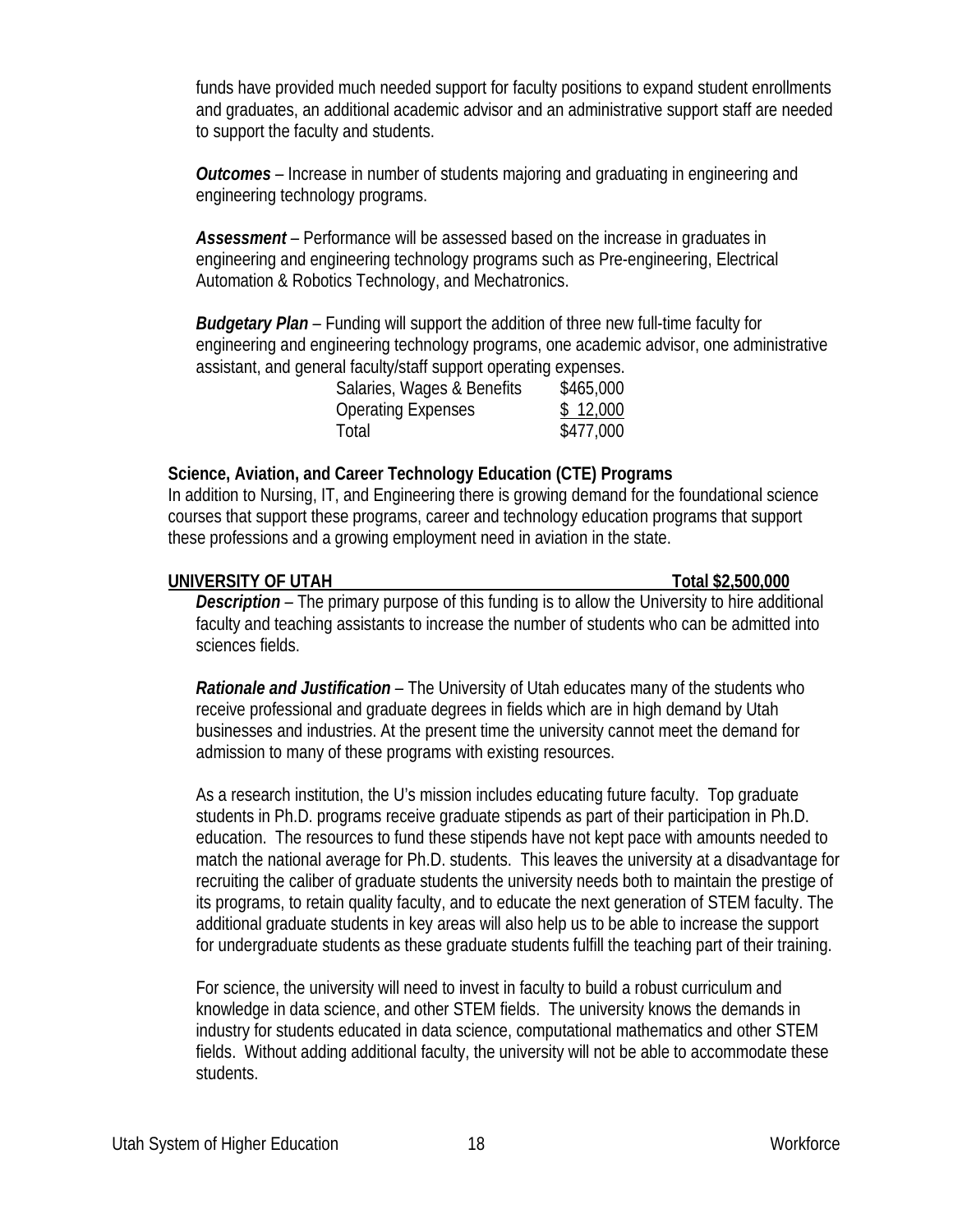funds have provided much needed support for faculty positions to expand student enrollments and graduates, an additional academic advisor and an administrative support staff are needed to support the faculty and students.

***Outcomes*** – Increase in number of students majoring and graduating in engineering and engineering technology programs.

***Assessment*** – Performance will be assessed based on the increase in graduates in engineering and engineering technology programs such as Pre-engineering, Electrical Automation & Robotics Technology, and Mechatronics.

***Budgetary Plan*** – Funding will support the addition of three new full-time faculty for engineering and engineering technology programs, one academic advisor, one administrative assistant, and general faculty/staff support operating expenses.

| | |
|---|---|
| Salaries, Wages & Benefits | $465,000 |
| Operating Expenses | $ 12,000 |
| Total | $477,000 |

**Science, Aviation, and Career Technology Education (CTE) Programs**

In addition to Nursing, IT, and Engineering there is growing demand for the foundational science courses that support these programs, career and technology education programs that support these professions and a growing employment need in aviation in the state.

**UNIVERSITY OF UTAH — Total $2,500,000**

***Description*** – The primary purpose of this funding is to allow the University to hire additional faculty and teaching assistants to increase the number of students who can be admitted into sciences fields.

***Rationale and Justification*** – The University of Utah educates many of the students who receive professional and graduate degrees in fields which are in high demand by Utah businesses and industries. At the present time the university cannot meet the demand for admission to many of these programs with existing resources.

As a research institution, the U's mission includes educating future faculty. Top graduate students in Ph.D. programs receive graduate stipends as part of their participation in Ph.D. education. The resources to fund these stipends have not kept pace with amounts needed to match the national average for Ph.D. students. This leaves the university at a disadvantage for recruiting the caliber of graduate students the university needs both to maintain the prestige of its programs, to retain quality faculty, and to educate the next generation of STEM faculty. The additional graduate students in key areas will also help us to be able to increase the support for undergraduate students as these graduate students fulfill the teaching part of their training.

For science, the university will need to invest in faculty to build a robust curriculum and knowledge in data science, and other STEM fields. The university knows the demands in industry for students educated in data science, computational mathematics and other STEM fields. Without adding additional faculty, the university will not be able to accommodate these students.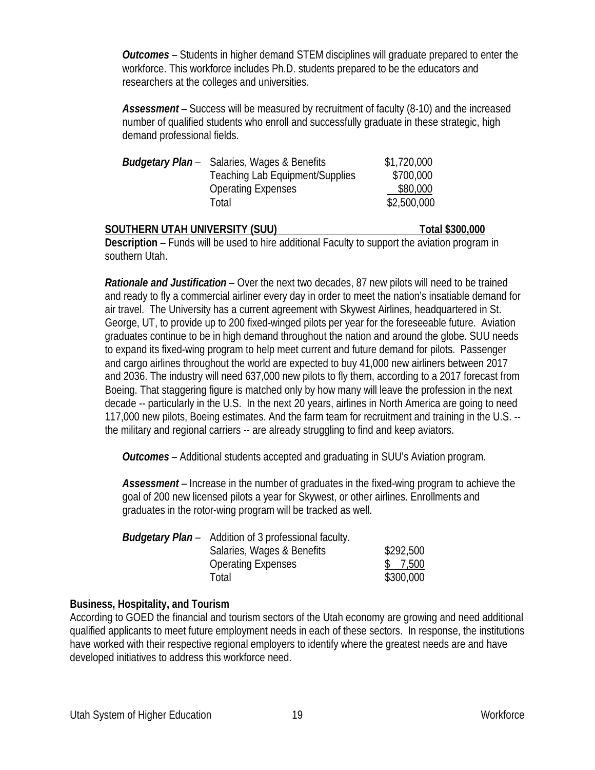***Outcomes*** – Students in higher demand STEM disciplines will graduate prepared to enter the workforce. This workforce includes Ph.D. students prepared to be the educators and researchers at the colleges and universities.

***Assessment*** – Success will be measured by recruitment of faculty (8-10) and the increased number of qualified students who enroll and successfully graduate in these strategic, high demand professional fields.

| ***Budgetary Plan*** – | | |
|---|---|---|
| | Salaries, Wages & Benefits | $1,720,000 |
| | Teaching Lab Equipment/Supplies | $700,000 |
| | Operating Expenses | $80,000 |
| | Total | $2,500,000 |

**SOUTHERN UTAH UNIVERSITY (SUU) Total $300,000**

**Description** – Funds will be used to hire additional Faculty to support the aviation program in southern Utah.

***Rationale and Justification*** – Over the next two decades, 87 new pilots will need to be trained and ready to fly a commercial airliner every day in order to meet the nation's insatiable demand for air travel. The University has a current agreement with Skywest Airlines, headquartered in St. George, UT, to provide up to 200 fixed-winged pilots per year for the foreseeable future. Aviation graduates continue to be in high demand throughout the nation and around the globe. SUU needs to expand its fixed-wing program to help meet current and future demand for pilots. Passenger and cargo airlines throughout the world are expected to buy 41,000 new airliners between 2017 and 2036. The industry will need 637,000 new pilots to fly them, according to a 2017 forecast from Boeing. That staggering figure is matched only by how many will leave the profession in the next decade -- particularly in the U.S. In the next 20 years, airlines in North America are going to need 117,000 new pilots, Boeing estimates. And the farm team for recruitment and training in the U.S. -- the military and regional carriers -- are already struggling to find and keep aviators.

***Outcomes*** – Additional students accepted and graduating in SUU's Aviation program.

***Assessment*** – Increase in the number of graduates in the fixed-wing program to achieve the goal of 200 new licensed pilots a year for Skywest, or other airlines. Enrollments and graduates in the rotor-wing program will be tracked as well.

| ***Budgetary Plan*** – | Addition of 3 professional faculty. | |
|---|---|---|
| | Salaries, Wages & Benefits | $292,500 |
| | Operating Expenses | $ 7,500 |
| | Total | $300,000 |

**Business, Hospitality, and Tourism**

According to GOED the financial and tourism sectors of the Utah economy are growing and need additional qualified applicants to meet future employment needs in each of these sectors. In response, the institutions have worked with their respective regional employers to identify where the greatest needs are and have developed initiatives to address this workforce need.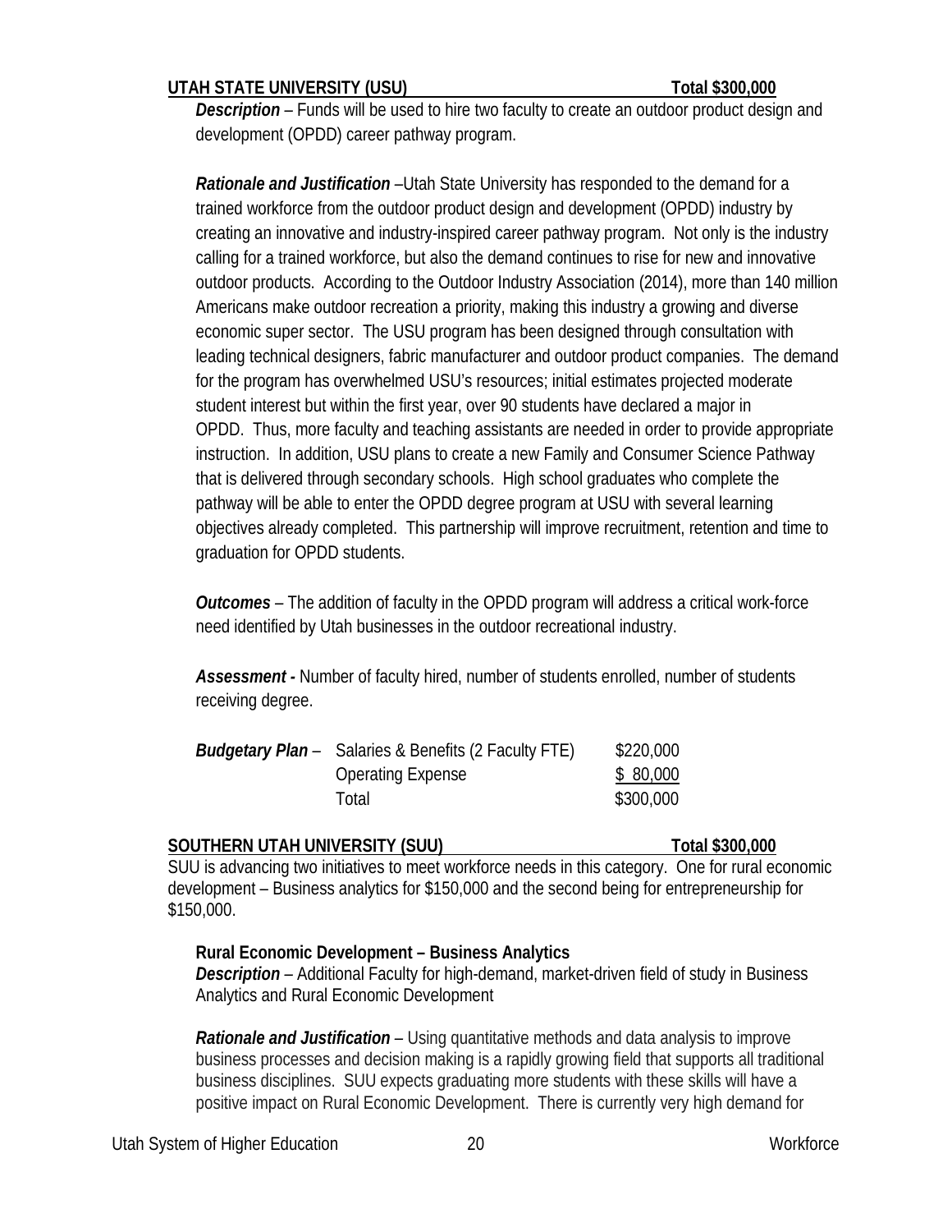**UTAH STATE UNIVERSITY (USU)** **Total $300,000**

***Description*** – Funds will be used to hire two faculty to create an outdoor product design and development (OPDD) career pathway program.

***Rationale and Justification*** –Utah State University has responded to the demand for a trained workforce from the outdoor product design and development (OPDD) industry by creating an innovative and industry-inspired career pathway program. Not only is the industry calling for a trained workforce, but also the demand continues to rise for new and innovative outdoor products. According to the Outdoor Industry Association (2014), more than 140 million Americans make outdoor recreation a priority, making this industry a growing and diverse economic super sector. The USU program has been designed through consultation with leading technical designers, fabric manufacturer and outdoor product companies. The demand for the program has overwhelmed USU's resources; initial estimates projected moderate student interest but within the first year, over 90 students have declared a major in OPDD. Thus, more faculty and teaching assistants are needed in order to provide appropriate instruction. In addition, USU plans to create a new Family and Consumer Science Pathway that is delivered through secondary schools. High school graduates who complete the pathway will be able to enter the OPDD degree program at USU with several learning objectives already completed. This partnership will improve recruitment, retention and time to graduation for OPDD students.

***Outcomes*** – The addition of faculty in the OPDD program will address a critical work-force need identified by Utah businesses in the outdoor recreational industry.

***Assessment -*** Number of faculty hired, number of students enrolled, number of students receiving degree.

| ***Budgetary Plan*** – | | |
|---|---|---|
| | Salaries & Benefits (2 Faculty FTE) | $220,000 |
| | Operating Expense | $ 80,000 |
| | Total | $300,000 |

**SOUTHERN UTAH UNIVERSITY (SUU)** **Total $300,000**

SUU is advancing two initiatives to meet workforce needs in this category. One for rural economic development – Business analytics for $150,000 and the second being for entrepreneurship for $150,000.

**Rural Economic Development – Business Analytics**

***Description*** – Additional Faculty for high-demand, market-driven field of study in Business Analytics and Rural Economic Development

***Rationale and Justification*** – Using quantitative methods and data analysis to improve business processes and decision making is a rapidly growing field that supports all traditional business disciplines. SUU expects graduating more students with these skills will have a positive impact on Rural Economic Development. There is currently very high demand for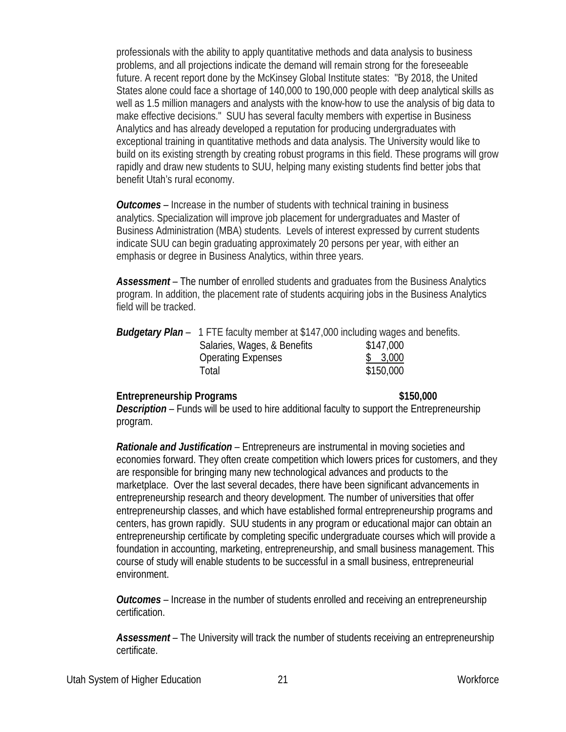professionals with the ability to apply quantitative methods and data analysis to business problems, and all projections indicate the demand will remain strong for the foreseeable future. A recent report done by the McKinsey Global Institute states: "By 2018, the United States alone could face a shortage of 140,000 to 190,000 people with deep analytical skills as well as 1.5 million managers and analysts with the know-how to use the analysis of big data to make effective decisions." SUU has several faculty members with expertise in Business Analytics and has already developed a reputation for producing undergraduates with exceptional training in quantitative methods and data analysis. The University would like to build on its existing strength by creating robust programs in this field. These programs will grow rapidly and draw new students to SUU, helping many existing students find better jobs that benefit Utah's rural economy.

***Outcomes*** – Increase in the number of students with technical training in business analytics. Specialization will improve job placement for undergraduates and Master of Business Administration (MBA) students. Levels of interest expressed by current students indicate SUU can begin graduating approximately 20 persons per year, with either an emphasis or degree in Business Analytics, within three years.

***Assessment*** – The number of enrolled students and graduates from the Business Analytics program. In addition, the placement rate of students acquiring jobs in the Business Analytics field will be tracked.

***Budgetary Plan*** – 1 FTE faculty member at $147,000 including wages and benefits.

| | |
|---|---|
| Salaries, Wages, & Benefits | $147,000 |
| Operating Expenses | $ 3,000 |
| Total | $150,000 |

**Entrepreneurship Programs** **$150,000**

***Description*** – Funds will be used to hire additional faculty to support the Entrepreneurship program.

***Rationale and Justification*** – Entrepreneurs are instrumental in moving societies and economies forward. They often create competition which lowers prices for customers, and they are responsible for bringing many new technological advances and products to the marketplace. Over the last several decades, there have been significant advancements in entrepreneurship research and theory development. The number of universities that offer entrepreneurship classes, and which have established formal entrepreneurship programs and centers, has grown rapidly. SUU students in any program or educational major can obtain an entrepreneurship certificate by completing specific undergraduate courses which will provide a foundation in accounting, marketing, entrepreneurship, and small business management. This course of study will enable students to be successful in a small business, entrepreneurial environment.

***Outcomes*** – Increase in the number of students enrolled and receiving an entrepreneurship certification.

***Assessment*** – The University will track the number of students receiving an entrepreneurship certificate.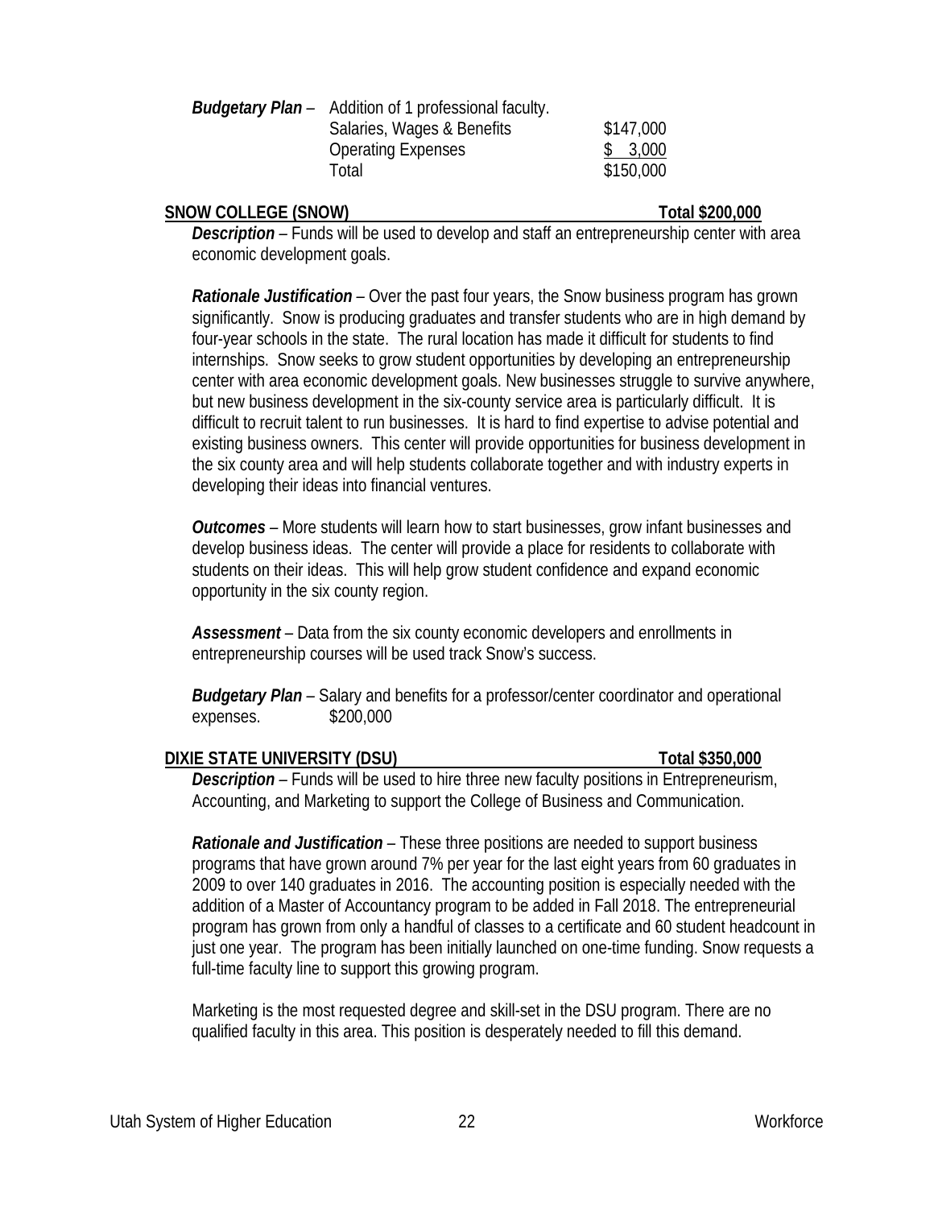***Budgetary Plan*** – Addition of 1 professional faculty.

| | |
|---|---|
| Salaries, Wages & Benefits | $147,000 |
| Operating Expenses | $ 3,000 |
| Total | $150,000 |

**SNOW COLLEGE (SNOW) Total $200,000**

***Description*** – Funds will be used to develop and staff an entrepreneurship center with area economic development goals.

***Rationale Justification*** – Over the past four years, the Snow business program has grown significantly. Snow is producing graduates and transfer students who are in high demand by four-year schools in the state. The rural location has made it difficult for students to find internships. Snow seeks to grow student opportunities by developing an entrepreneurship center with area economic development goals. New businesses struggle to survive anywhere, but new business development in the six-county service area is particularly difficult. It is difficult to recruit talent to run businesses. It is hard to find expertise to advise potential and existing business owners. This center will provide opportunities for business development in the six county area and will help students collaborate together and with industry experts in developing their ideas into financial ventures.

***Outcomes*** – More students will learn how to start businesses, grow infant businesses and develop business ideas. The center will provide a place for residents to collaborate with students on their ideas. This will help grow student confidence and expand economic opportunity in the six county region.

***Assessment*** – Data from the six county economic developers and enrollments in entrepreneurship courses will be used track Snow's success.

***Budgetary Plan*** – Salary and benefits for a professor/center coordinator and operational expenses. $200,000

**DIXIE STATE UNIVERSITY (DSU) Total $350,000**

***Description*** – Funds will be used to hire three new faculty positions in Entrepreneurism, Accounting, and Marketing to support the College of Business and Communication.

***Rationale and Justification*** – These three positions are needed to support business programs that have grown around 7% per year for the last eight years from 60 graduates in 2009 to over 140 graduates in 2016. The accounting position is especially needed with the addition of a Master of Accountancy program to be added in Fall 2018. The entrepreneurial program has grown from only a handful of classes to a certificate and 60 student headcount in just one year. The program has been initially launched on one-time funding. Snow requests a full-time faculty line to support this growing program.

Marketing is the most requested degree and skill-set in the DSU program. There are no qualified faculty in this area. This position is desperately needed to fill this demand.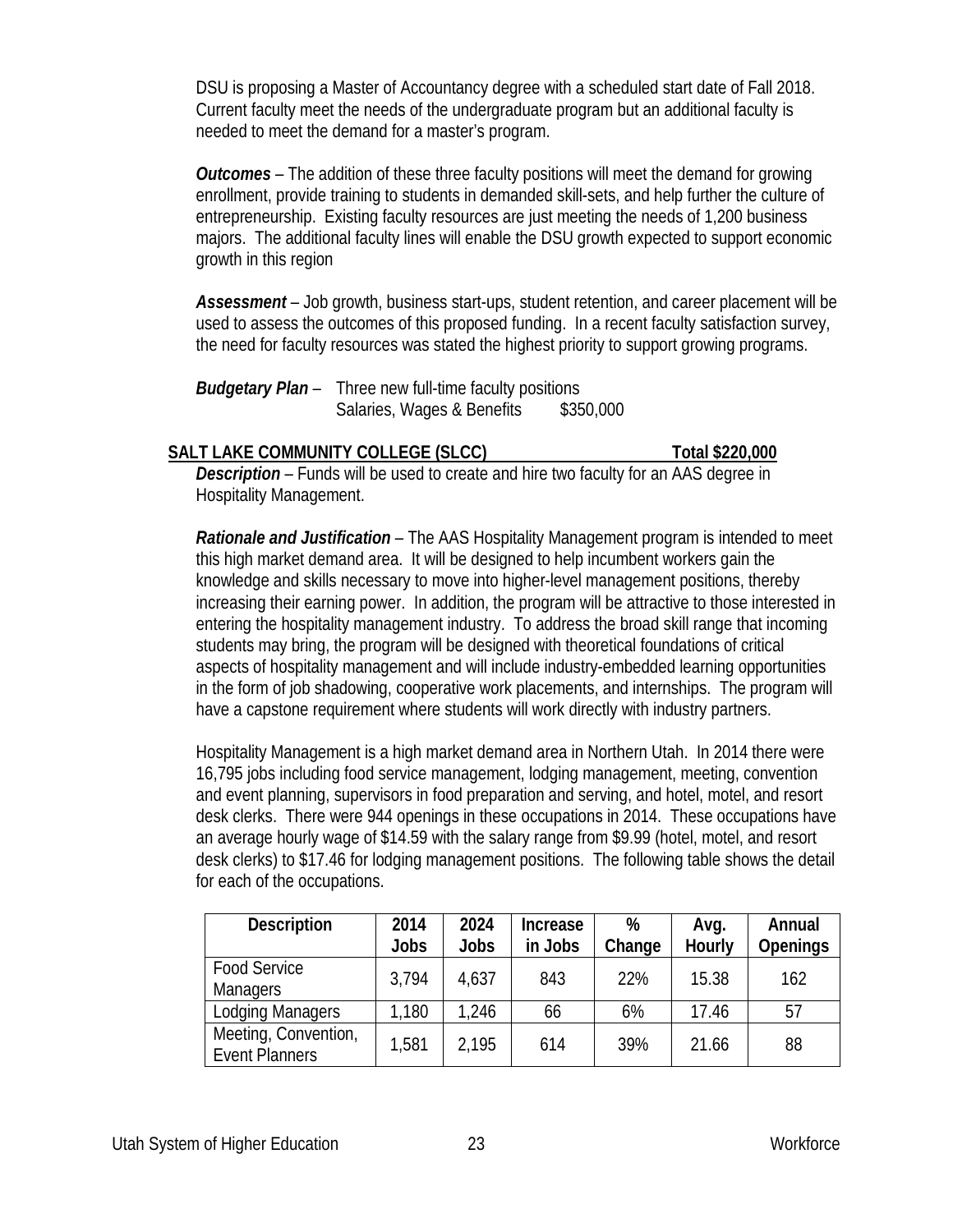DSU is proposing a Master of Accountancy degree with a scheduled start date of Fall 2018. Current faculty meet the needs of the undergraduate program but an additional faculty is needed to meet the demand for a master's program.

***Outcomes*** – The addition of these three faculty positions will meet the demand for growing enrollment, provide training to students in demanded skill-sets, and help further the culture of entrepreneurship. Existing faculty resources are just meeting the needs of 1,200 business majors. The additional faculty lines will enable the DSU growth expected to support economic growth in this region

***Assessment*** – Job growth, business start-ups, student retention, and career placement will be used to assess the outcomes of this proposed funding. In a recent faculty satisfaction survey, the need for faculty resources was stated the highest priority to support growing programs.

***Budgetary Plan*** – Three new full-time faculty positions
Salaries, Wages & Benefits $350,000

**SALT LAKE COMMUNITY COLLEGE (SLCC) Total $220,000**

***Description*** – Funds will be used to create and hire two faculty for an AAS degree in Hospitality Management.

***Rationale and Justification*** – The AAS Hospitality Management program is intended to meet this high market demand area. It will be designed to help incumbent workers gain the knowledge and skills necessary to move into higher-level management positions, thereby increasing their earning power. In addition, the program will be attractive to those interested in entering the hospitality management industry. To address the broad skill range that incoming students may bring, the program will be designed with theoretical foundations of critical aspects of hospitality management and will include industry-embedded learning opportunities in the form of job shadowing, cooperative work placements, and internships. The program will have a capstone requirement where students will work directly with industry partners.

Hospitality Management is a high market demand area in Northern Utah. In 2014 there were 16,795 jobs including food service management, lodging management, meeting, convention and event planning, supervisors in food preparation and serving, and hotel, motel, and resort desk clerks. There were 944 openings in these occupations in 2014. These occupations have an average hourly wage of $14.59 with the salary range from $9.99 (hotel, motel, and resort desk clerks) to $17.46 for lodging management positions. The following table shows the detail for each of the occupations.

| Description | 2014 Jobs | 2024 Jobs | Increase in Jobs | % Change | Avg. Hourly | Annual Openings |
|---|---|---|---|---|---|---|
| Food Service Managers | 3,794 | 4,637 | 843 | 22% | 15.38 | 162 |
| Lodging Managers | 1,180 | 1,246 | 66 | 6% | 17.46 | 57 |
| Meeting, Convention, Event Planners | 1,581 | 2,195 | 614 | 39% | 21.66 | 88 |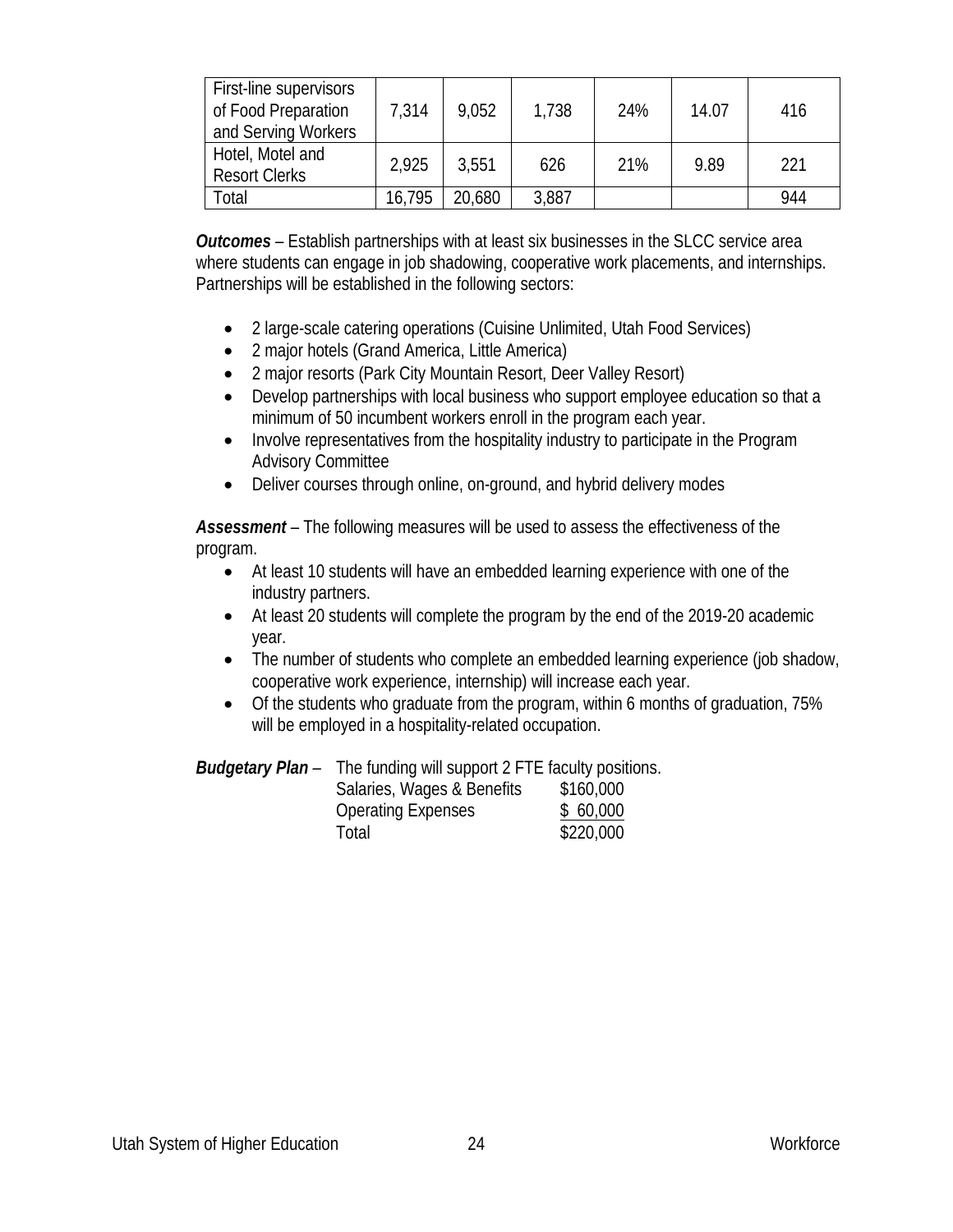| First-line supervisors of Food Preparation and Serving Workers | 7,314 | 9,052 | 1,738 | 24% | 14.07 | 416 |
|---|---|---|---|---|---|---|
| Hotel, Motel and Resort Clerks | 2,925 | 3,551 | 626 | 21% | 9.89 | 221 |
| Total | 16,795 | 20,680 | 3,887 | | | 944 |

***Outcomes*** – Establish partnerships with at least six businesses in the SLCC service area where students can engage in job shadowing, cooperative work placements, and internships. Partnerships will be established in the following sectors:

- 2 large-scale catering operations (Cuisine Unlimited, Utah Food Services)
- 2 major hotels (Grand America, Little America)
- 2 major resorts (Park City Mountain Resort, Deer Valley Resort)
- Develop partnerships with local business who support employee education so that a minimum of 50 incumbent workers enroll in the program each year.
- Involve representatives from the hospitality industry to participate in the Program Advisory Committee
- Deliver courses through online, on-ground, and hybrid delivery modes

***Assessment*** – The following measures will be used to assess the effectiveness of the program.

- At least 10 students will have an embedded learning experience with one of the industry partners.
- At least 20 students will complete the program by the end of the 2019-20 academic year.
- The number of students who complete an embedded learning experience (job shadow, cooperative work experience, internship) will increase each year.
- Of the students who graduate from the program, within 6 months of graduation, 75% will be employed in a hospitality-related occupation.

***Budgetary Plan*** – The funding will support 2 FTE faculty positions.

| | |
|---|---|
| Salaries, Wages & Benefits | $160,000 |
| Operating Expenses | $ 60,000 |
| Total | $220,000 |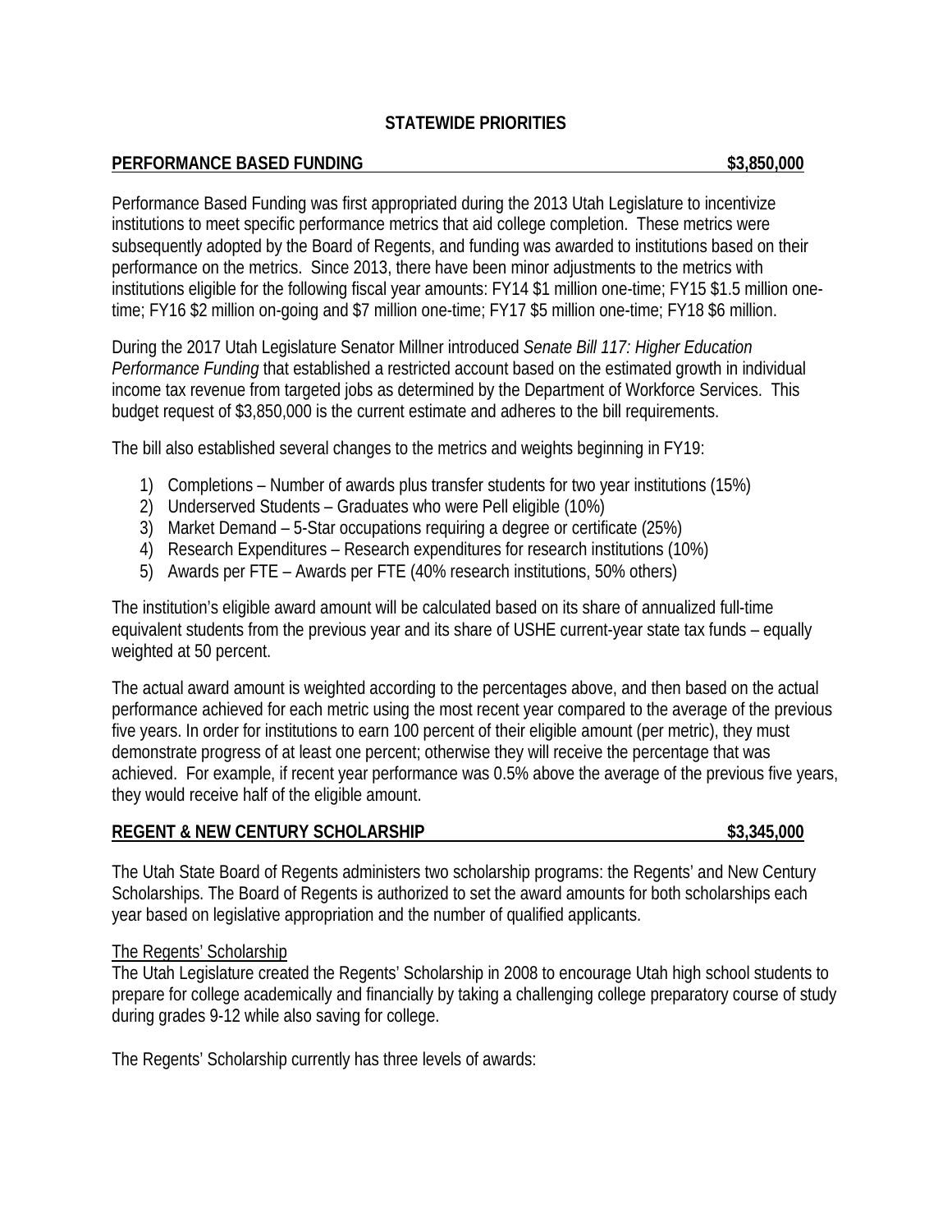## STATEWIDE PRIORITIES

**PERFORMANCE BASED FUNDING $3,850,000**

Performance Based Funding was first appropriated during the 2013 Utah Legislature to incentivize institutions to meet specific performance metrics that aid college completion. These metrics were subsequently adopted by the Board of Regents, and funding was awarded to institutions based on their performance on the metrics. Since 2013, there have been minor adjustments to the metrics with institutions eligible for the following fiscal year amounts: FY14 $1 million one-time; FY15 $1.5 million one-time; FY16 $2 million on-going and $7 million one-time; FY17 $5 million one-time; FY18 $6 million.

During the 2017 Utah Legislature Senator Millner introduced *Senate Bill 117: Higher Education Performance Funding* that established a restricted account based on the estimated growth in individual income tax revenue from targeted jobs as determined by the Department of Workforce Services. This budget request of $3,850,000 is the current estimate and adheres to the bill requirements.

The bill also established several changes to the metrics and weights beginning in FY19:

1) Completions – Number of awards plus transfer students for two year institutions (15%)
2) Underserved Students – Graduates who were Pell eligible (10%)
3) Market Demand – 5-Star occupations requiring a degree or certificate (25%)
4) Research Expenditures – Research expenditures for research institutions (10%)
5) Awards per FTE – Awards per FTE (40% research institutions, 50% others)

The institution's eligible award amount will be calculated based on its share of annualized full-time equivalent students from the previous year and its share of USHE current-year state tax funds – equally weighted at 50 percent.

The actual award amount is weighted according to the percentages above, and then based on the actual performance achieved for each metric using the most recent year compared to the average of the previous five years. In order for institutions to earn 100 percent of their eligible amount (per metric), they must demonstrate progress of at least one percent; otherwise they will receive the percentage that was achieved. For example, if recent year performance was 0.5% above the average of the previous five years, they would receive half of the eligible amount.

**REGENT & NEW CENTURY SCHOLARSHIP $3,345,000**

The Utah State Board of Regents administers two scholarship programs: the Regents' and New Century Scholarships. The Board of Regents is authorized to set the award amounts for both scholarships each year based on legislative appropriation and the number of qualified applicants.

The Regents' Scholarship

The Utah Legislature created the Regents' Scholarship in 2008 to encourage Utah high school students to prepare for college academically and financially by taking a challenging college preparatory course of study during grades 9-12 while also saving for college.

The Regents' Scholarship currently has three levels of awards: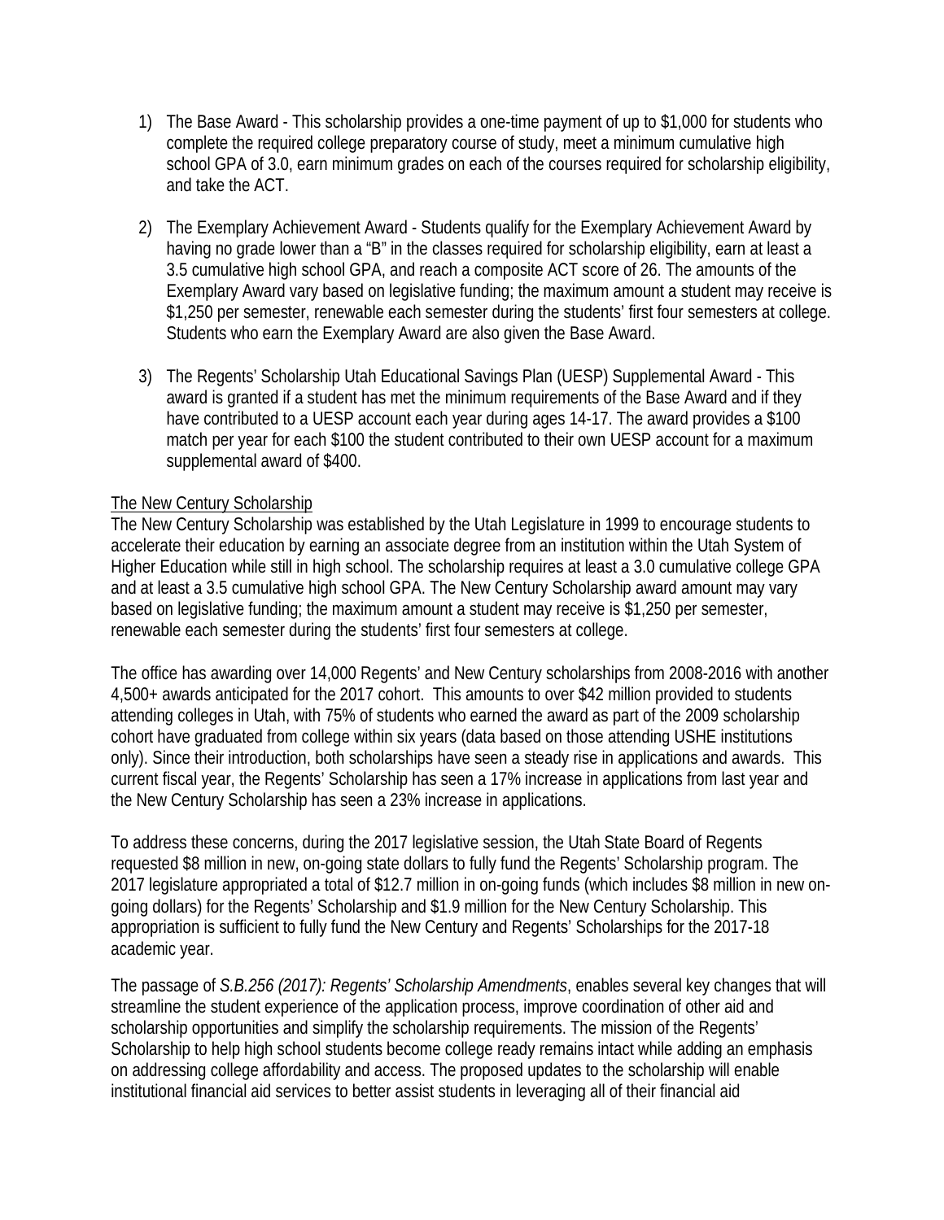1) The Base Award - This scholarship provides a one-time payment of up to $1,000 for students who complete the required college preparatory course of study, meet a minimum cumulative high school GPA of 3.0, earn minimum grades on each of the courses required for scholarship eligibility, and take the ACT.

2) The Exemplary Achievement Award - Students qualify for the Exemplary Achievement Award by having no grade lower than a "B" in the classes required for scholarship eligibility, earn at least a 3.5 cumulative high school GPA, and reach a composite ACT score of 26. The amounts of the Exemplary Award vary based on legislative funding; the maximum amount a student may receive is $1,250 per semester, renewable each semester during the students' first four semesters at college. Students who earn the Exemplary Award are also given the Base Award.

3) The Regents' Scholarship Utah Educational Savings Plan (UESP) Supplemental Award - This award is granted if a student has met the minimum requirements of the Base Award and if they have contributed to a UESP account each year during ages 14-17. The award provides a $100 match per year for each $100 the student contributed to their own UESP account for a maximum supplemental award of $400.

<u>The New Century Scholarship</u>

The New Century Scholarship was established by the Utah Legislature in 1999 to encourage students to accelerate their education by earning an associate degree from an institution within the Utah System of Higher Education while still in high school. The scholarship requires at least a 3.0 cumulative college GPA and at least a 3.5 cumulative high school GPA. The New Century Scholarship award amount may vary based on legislative funding; the maximum amount a student may receive is $1,250 per semester, renewable each semester during the students' first four semesters at college.

The office has awarding over 14,000 Regents' and New Century scholarships from 2008-2016 with another 4,500+ awards anticipated for the 2017 cohort. This amounts to over $42 million provided to students attending colleges in Utah, with 75% of students who earned the award as part of the 2009 scholarship cohort have graduated from college within six years (data based on those attending USHE institutions only). Since their introduction, both scholarships have seen a steady rise in applications and awards. This current fiscal year, the Regents' Scholarship has seen a 17% increase in applications from last year and the New Century Scholarship has seen a 23% increase in applications.

To address these concerns, during the 2017 legislative session, the Utah State Board of Regents requested $8 million in new, on-going state dollars to fully fund the Regents' Scholarship program. The 2017 legislature appropriated a total of $12.7 million in on-going funds (which includes $8 million in new on-going dollars) for the Regents' Scholarship and $1.9 million for the New Century Scholarship. This appropriation is sufficient to fully fund the New Century and Regents' Scholarships for the 2017-18 academic year.

The passage of *S.B.256 (2017): Regents' Scholarship Amendments*, enables several key changes that will streamline the student experience of the application process, improve coordination of other aid and scholarship opportunities and simplify the scholarship requirements. The mission of the Regents' Scholarship to help high school students become college ready remains intact while adding an emphasis on addressing college affordability and access. The proposed updates to the scholarship will enable institutional financial aid services to better assist students in leveraging all of their financial aid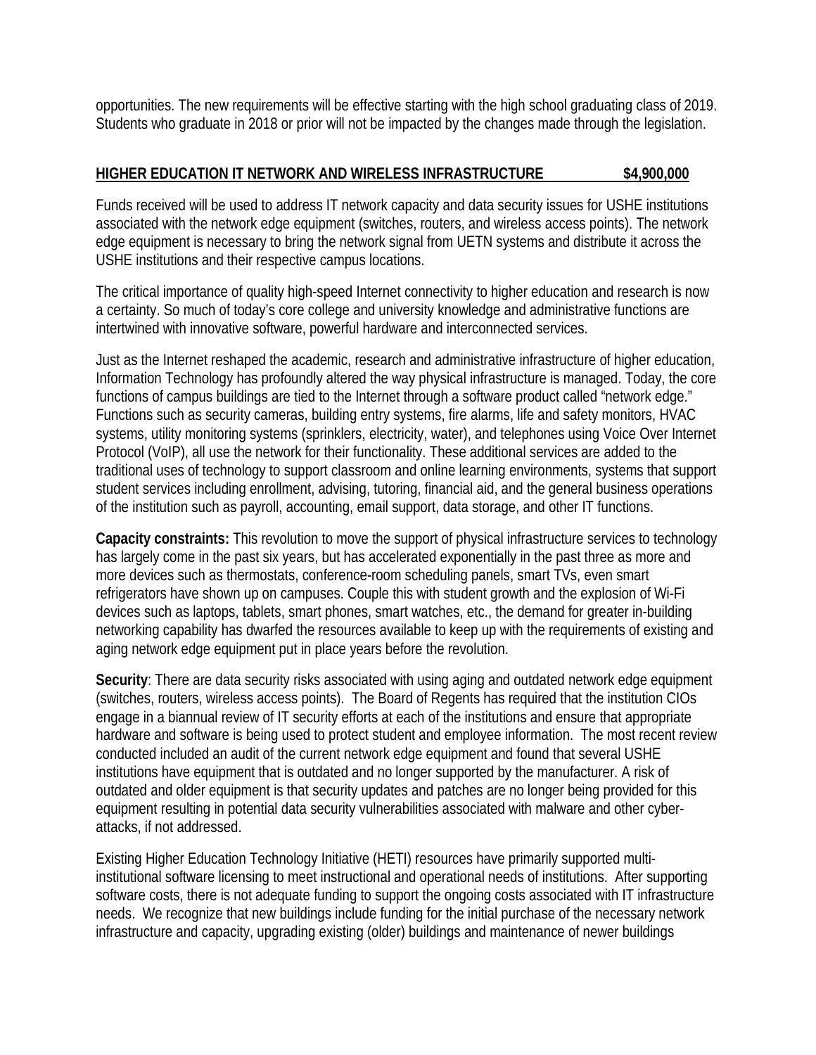opportunities. The new requirements will be effective starting with the high school graduating class of 2019. Students who graduate in 2018 or prior will not be impacted by the changes made through the legislation.

## HIGHER EDUCATION IT NETWORK AND WIRELESS INFRASTRUCTURE $4,900,000

Funds received will be used to address IT network capacity and data security issues for USHE institutions associated with the network edge equipment (switches, routers, and wireless access points). The network edge equipment is necessary to bring the network signal from UETN systems and distribute it across the USHE institutions and their respective campus locations.

The critical importance of quality high-speed Internet connectivity to higher education and research is now a certainty. So much of today's core college and university knowledge and administrative functions are intertwined with innovative software, powerful hardware and interconnected services.

Just as the Internet reshaped the academic, research and administrative infrastructure of higher education, Information Technology has profoundly altered the way physical infrastructure is managed. Today, the core functions of campus buildings are tied to the Internet through a software product called "network edge." Functions such as security cameras, building entry systems, fire alarms, life and safety monitors, HVAC systems, utility monitoring systems (sprinklers, electricity, water), and telephones using Voice Over Internet Protocol (VoIP), all use the network for their functionality. These additional services are added to the traditional uses of technology to support classroom and online learning environments, systems that support student services including enrollment, advising, tutoring, financial aid, and the general business operations of the institution such as payroll, accounting, email support, data storage, and other IT functions.

**Capacity constraints:** This revolution to move the support of physical infrastructure services to technology has largely come in the past six years, but has accelerated exponentially in the past three as more and more devices such as thermostats, conference-room scheduling panels, smart TVs, even smart refrigerators have shown up on campuses. Couple this with student growth and the explosion of Wi-Fi devices such as laptops, tablets, smart phones, smart watches, etc., the demand for greater in-building networking capability has dwarfed the resources available to keep up with the requirements of existing and aging network edge equipment put in place years before the revolution.

**Security**: There are data security risks associated with using aging and outdated network edge equipment (switches, routers, wireless access points). The Board of Regents has required that the institution CIOs engage in a biannual review of IT security efforts at each of the institutions and ensure that appropriate hardware and software is being used to protect student and employee information. The most recent review conducted included an audit of the current network edge equipment and found that several USHE institutions have equipment that is outdated and no longer supported by the manufacturer. A risk of outdated and older equipment is that security updates and patches are no longer being provided for this equipment resulting in potential data security vulnerabilities associated with malware and other cyber-attacks, if not addressed.

Existing Higher Education Technology Initiative (HETI) resources have primarily supported multi-institutional software licensing to meet instructional and operational needs of institutions. After supporting software costs, there is not adequate funding to support the ongoing costs associated with IT infrastructure needs. We recognize that new buildings include funding for the initial purchase of the necessary network infrastructure and capacity, upgrading existing (older) buildings and maintenance of newer buildings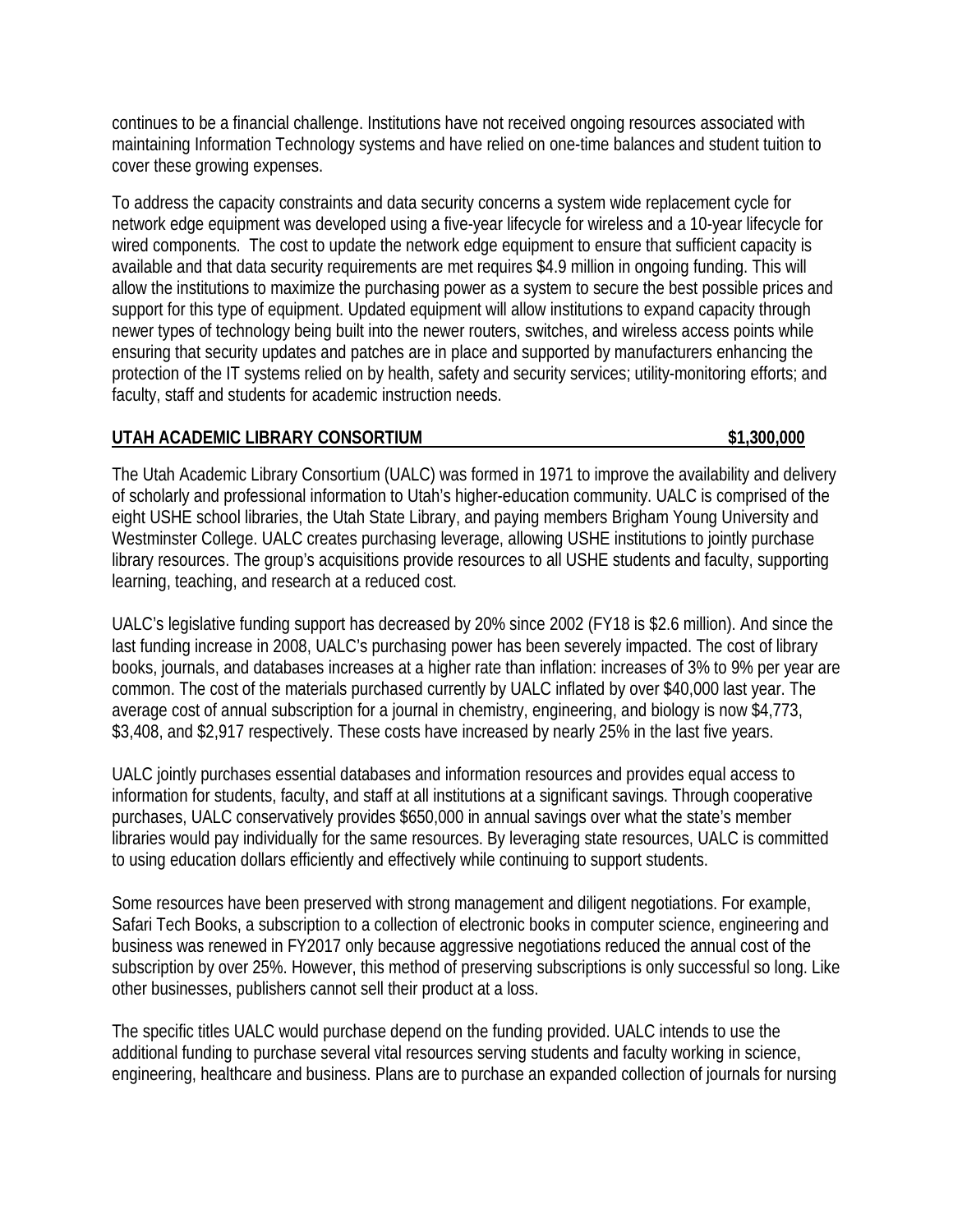continues to be a financial challenge. Institutions have not received ongoing resources associated with maintaining Information Technology systems and have relied on one-time balances and student tuition to cover these growing expenses.

To address the capacity constraints and data security concerns a system wide replacement cycle for network edge equipment was developed using a five-year lifecycle for wireless and a 10-year lifecycle for wired components. The cost to update the network edge equipment to ensure that sufficient capacity is available and that data security requirements are met requires $4.9 million in ongoing funding. This will allow the institutions to maximize the purchasing power as a system to secure the best possible prices and support for this type of equipment. Updated equipment will allow institutions to expand capacity through newer types of technology being built into the newer routers, switches, and wireless access points while ensuring that security updates and patches are in place and supported by manufacturers enhancing the protection of the IT systems relied on by health, safety and security services; utility-monitoring efforts; and faculty, staff and students for academic instruction needs.

**UTAH ACADEMIC LIBRARY CONSORTIUM $1,300,000**

The Utah Academic Library Consortium (UALC) was formed in 1971 to improve the availability and delivery of scholarly and professional information to Utah's higher-education community. UALC is comprised of the eight USHE school libraries, the Utah State Library, and paying members Brigham Young University and Westminster College. UALC creates purchasing leverage, allowing USHE institutions to jointly purchase library resources. The group's acquisitions provide resources to all USHE students and faculty, supporting learning, teaching, and research at a reduced cost.

UALC's legislative funding support has decreased by 20% since 2002 (FY18 is $2.6 million). And since the last funding increase in 2008, UALC's purchasing power has been severely impacted. The cost of library books, journals, and databases increases at a higher rate than inflation: increases of 3% to 9% per year are common. The cost of the materials purchased currently by UALC inflated by over $40,000 last year. The average cost of annual subscription for a journal in chemistry, engineering, and biology is now $4,773, $3,408, and $2,917 respectively. These costs have increased by nearly 25% in the last five years.

UALC jointly purchases essential databases and information resources and provides equal access to information for students, faculty, and staff at all institutions at a significant savings. Through cooperative purchases, UALC conservatively provides $650,000 in annual savings over what the state's member libraries would pay individually for the same resources. By leveraging state resources, UALC is committed to using education dollars efficiently and effectively while continuing to support students.

Some resources have been preserved with strong management and diligent negotiations. For example, Safari Tech Books, a subscription to a collection of electronic books in computer science, engineering and business was renewed in FY2017 only because aggressive negotiations reduced the annual cost of the subscription by over 25%. However, this method of preserving subscriptions is only successful so long. Like other businesses, publishers cannot sell their product at a loss.

The specific titles UALC would purchase depend on the funding provided. UALC intends to use the additional funding to purchase several vital resources serving students and faculty working in science, engineering, healthcare and business. Plans are to purchase an expanded collection of journals for nursing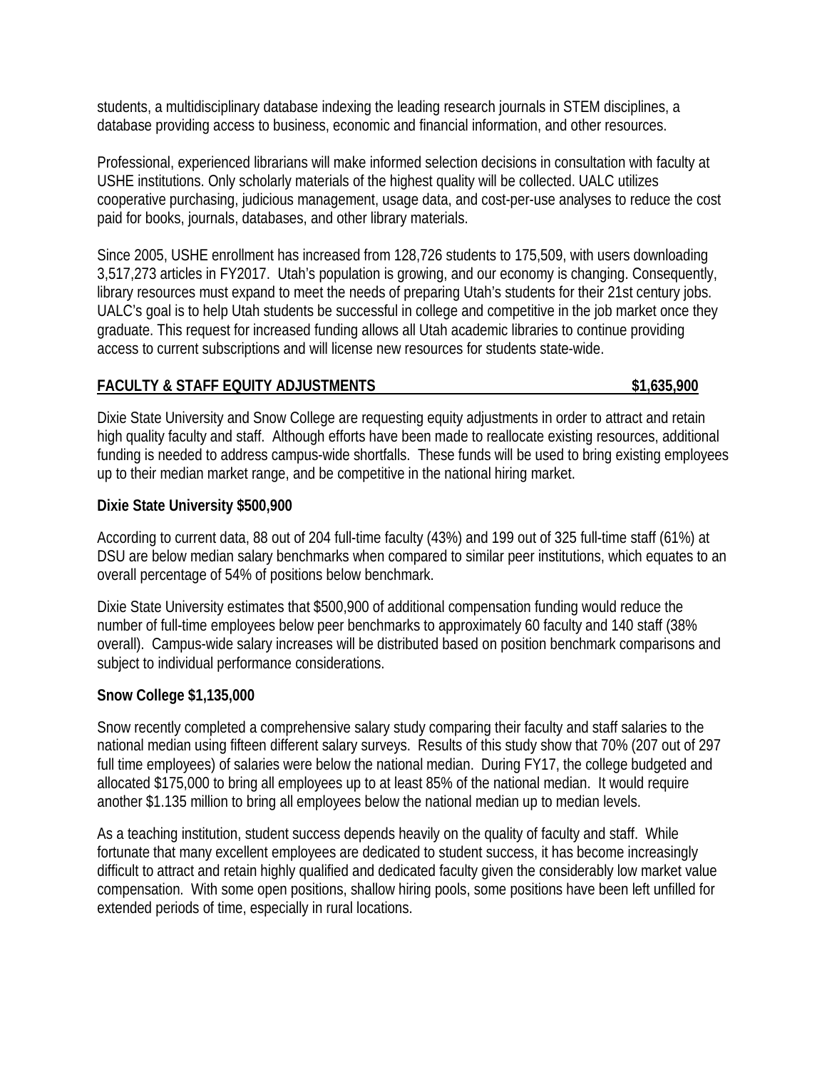students, a multidisciplinary database indexing the leading research journals in STEM disciplines, a database providing access to business, economic and financial information, and other resources.

Professional, experienced librarians will make informed selection decisions in consultation with faculty at USHE institutions. Only scholarly materials of the highest quality will be collected. UALC utilizes cooperative purchasing, judicious management, usage data, and cost-per-use analyses to reduce the cost paid for books, journals, databases, and other library materials.

Since 2005, USHE enrollment has increased from 128,726 students to 175,509, with users downloading 3,517,273 articles in FY2017. Utah's population is growing, and our economy is changing. Consequently, library resources must expand to meet the needs of preparing Utah's students for their 21st century jobs. UALC's goal is to help Utah students be successful in college and competitive in the job market once they graduate. This request for increased funding allows all Utah academic libraries to continue providing access to current subscriptions and will license new resources for students state-wide.

**FACULTY & STAFF EQUITY ADJUSTMENTS $1,635,900**

Dixie State University and Snow College are requesting equity adjustments in order to attract and retain high quality faculty and staff. Although efforts have been made to reallocate existing resources, additional funding is needed to address campus-wide shortfalls. These funds will be used to bring existing employees up to their median market range, and be competitive in the national hiring market.

**Dixie State University $500,900**

According to current data, 88 out of 204 full-time faculty (43%) and 199 out of 325 full-time staff (61%) at DSU are below median salary benchmarks when compared to similar peer institutions, which equates to an overall percentage of 54% of positions below benchmark.

Dixie State University estimates that $500,900 of additional compensation funding would reduce the number of full-time employees below peer benchmarks to approximately 60 faculty and 140 staff (38% overall). Campus-wide salary increases will be distributed based on position benchmark comparisons and subject to individual performance considerations.

**Snow College $1,135,000**

Snow recently completed a comprehensive salary study comparing their faculty and staff salaries to the national median using fifteen different salary surveys. Results of this study show that 70% (207 out of 297 full time employees) of salaries were below the national median. During FY17, the college budgeted and allocated $175,000 to bring all employees up to at least 85% of the national median. It would require another $1.135 million to bring all employees below the national median up to median levels.

As a teaching institution, student success depends heavily on the quality of faculty and staff. While fortunate that many excellent employees are dedicated to student success, it has become increasingly difficult to attract and retain highly qualified and dedicated faculty given the considerably low market value compensation. With some open positions, shallow hiring pools, some positions have been left unfilled for extended periods of time, especially in rural locations.